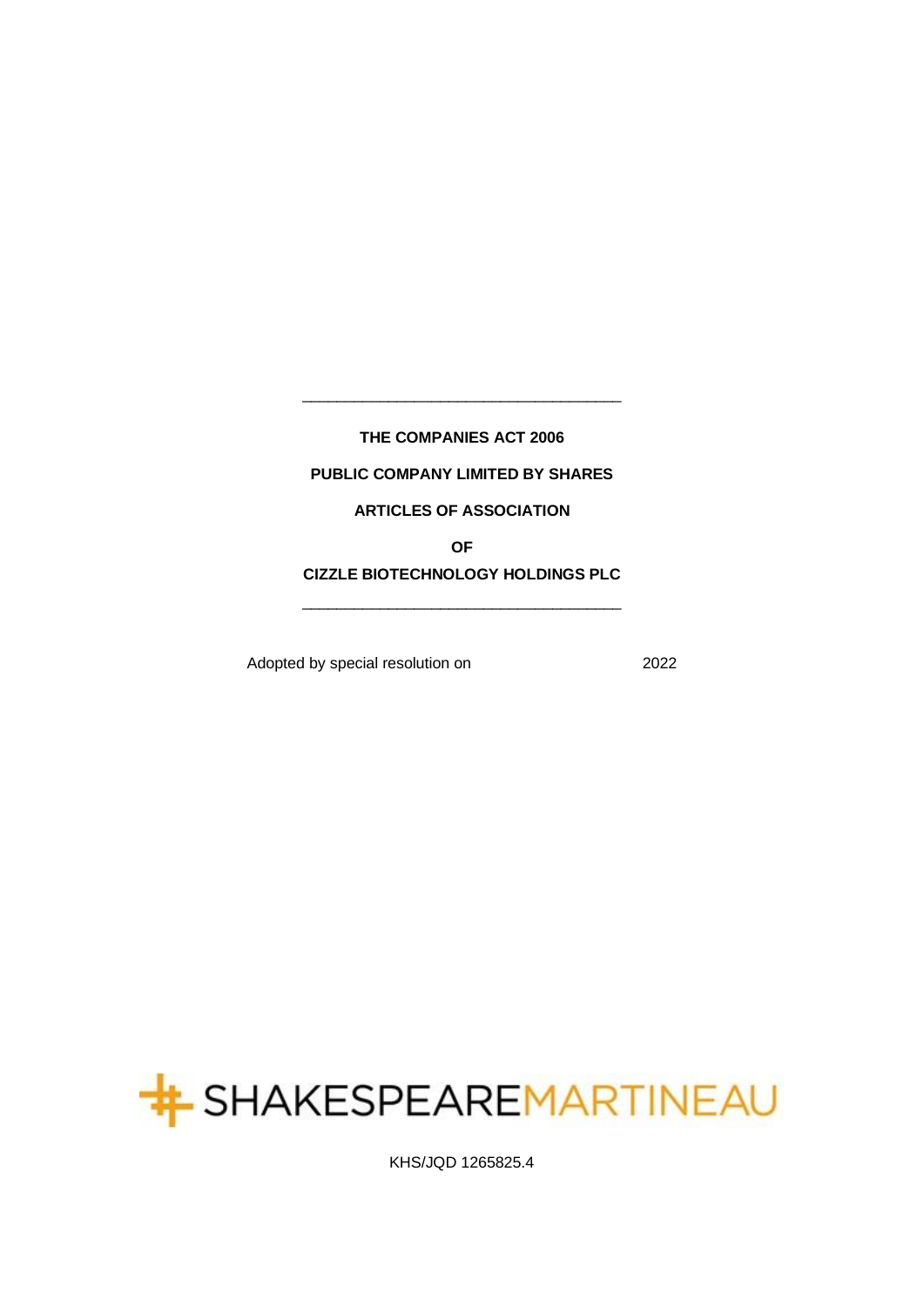---

**THE COMPANIES ACT 2006**

**PUBLIC COMPANY LIMITED BY SHARES**

**ARTICLES OF ASSOCIATION**

**OF**

**CIZZLE BIOTECHNOLOGY HOLDINGS PLC**

---

Adopted by special resolution on 2022

SHAKESPEAREMARTINEAU

KHS/JQD 1265825.4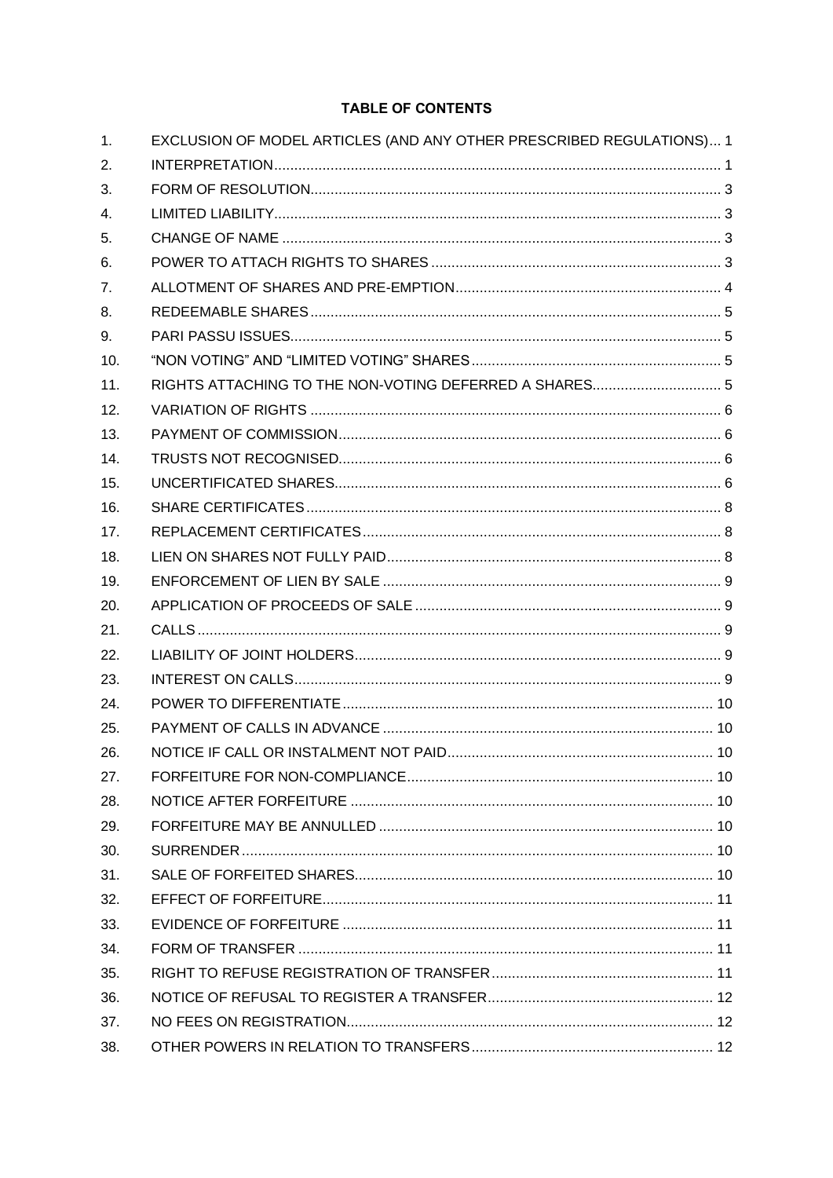**TABLE OF CONTENTS**

| | | |
|---|---|---|
| 1. | EXCLUSION OF MODEL ARTICLES (AND ANY OTHER PRESCRIBED REGULATIONS) | 1 |
| 2. | INTERPRETATION | 1 |
| 3. | FORM OF RESOLUTION | 3 |
| 4. | LIMITED LIABILITY | 3 |
| 5. | CHANGE OF NAME | 3 |
| 6. | POWER TO ATTACH RIGHTS TO SHARES | 3 |
| 7. | ALLOTMENT OF SHARES AND PRE-EMPTION | 4 |
| 8. | REDEEMABLE SHARES | 5 |
| 9. | PARI PASSU ISSUES | 5 |
| 10. | "NON VOTING" AND "LIMITED VOTING" SHARES | 5 |
| 11. | RIGHTS ATTACHING TO THE NON-VOTING DEFERRED A SHARES | 5 |
| 12. | VARIATION OF RIGHTS | 6 |
| 13. | PAYMENT OF COMMISSION | 6 |
| 14. | TRUSTS NOT RECOGNISED | 6 |
| 15. | UNCERTIFICATED SHARES | 6 |
| 16. | SHARE CERTIFICATES | 8 |
| 17. | REPLACEMENT CERTIFICATES | 8 |
| 18. | LIEN ON SHARES NOT FULLY PAID | 8 |
| 19. | ENFORCEMENT OF LIEN BY SALE | 9 |
| 20. | APPLICATION OF PROCEEDS OF SALE | 9 |
| 21. | CALLS | 9 |
| 22. | LIABILITY OF JOINT HOLDERS | 9 |
| 23. | INTEREST ON CALLS | 9 |
| 24. | POWER TO DIFFERENTIATE | 10 |
| 25. | PAYMENT OF CALLS IN ADVANCE | 10 |
| 26. | NOTICE IF CALL OR INSTALMENT NOT PAID | 10 |
| 27. | FORFEITURE FOR NON-COMPLIANCE | 10 |
| 28. | NOTICE AFTER FORFEITURE | 10 |
| 29. | FORFEITURE MAY BE ANNULLED | 10 |
| 30. | SURRENDER | 10 |
| 31. | SALE OF FORFEITED SHARES | 10 |
| 32. | EFFECT OF FORFEITURE | 11 |
| 33. | EVIDENCE OF FORFEITURE | 11 |
| 34. | FORM OF TRANSFER | 11 |
| 35. | RIGHT TO REFUSE REGISTRATION OF TRANSFER | 11 |
| 36. | NOTICE OF REFUSAL TO REGISTER A TRANSFER | 12 |
| 37. | NO FEES ON REGISTRATION | 12 |
| 38. | OTHER POWERS IN RELATION TO TRANSFERS | 12 |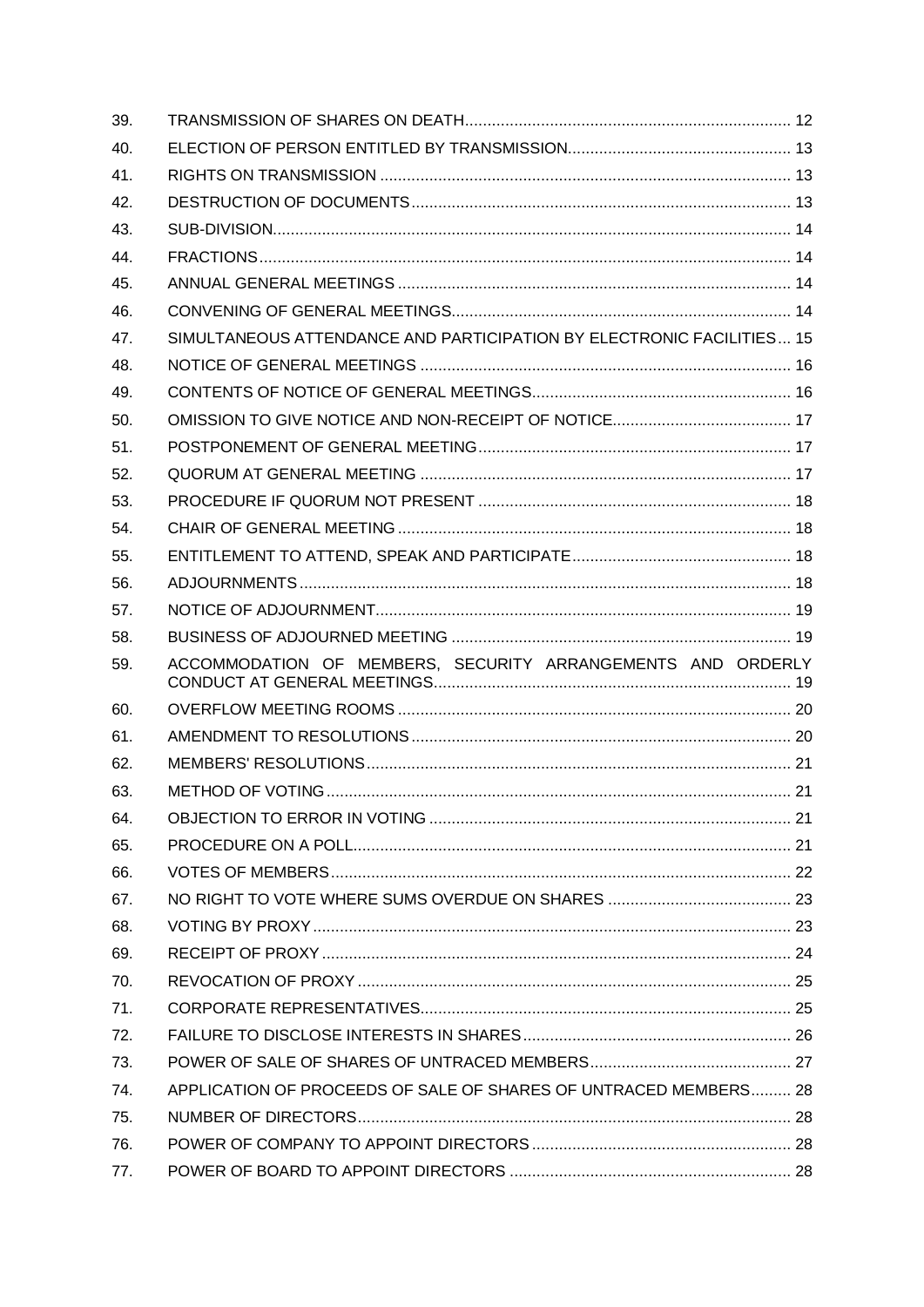| | | |
|---|---|---|
| 39. | TRANSMISSION OF SHARES ON DEATH | 12 |
| 40. | ELECTION OF PERSON ENTITLED BY TRANSMISSION | 13 |
| 41. | RIGHTS ON TRANSMISSION | 13 |
| 42. | DESTRUCTION OF DOCUMENTS | 13 |
| 43. | SUB-DIVISION | 14 |
| 44. | FRACTIONS | 14 |
| 45. | ANNUAL GENERAL MEETINGS | 14 |
| 46. | CONVENING OF GENERAL MEETINGS | 14 |
| 47. | SIMULTANEOUS ATTENDANCE AND PARTICIPATION BY ELECTRONIC FACILITIES | 15 |
| 48. | NOTICE OF GENERAL MEETINGS | 16 |
| 49. | CONTENTS OF NOTICE OF GENERAL MEETINGS | 16 |
| 50. | OMISSION TO GIVE NOTICE AND NON-RECEIPT OF NOTICE | 17 |
| 51. | POSTPONEMENT OF GENERAL MEETING | 17 |
| 52. | QUORUM AT GENERAL MEETING | 17 |
| 53. | PROCEDURE IF QUORUM NOT PRESENT | 18 |
| 54. | CHAIR OF GENERAL MEETING | 18 |
| 55. | ENTITLEMENT TO ATTEND, SPEAK AND PARTICIPATE | 18 |
| 56. | ADJOURNMENTS | 18 |
| 57. | NOTICE OF ADJOURNMENT | 19 |
| 58. | BUSINESS OF ADJOURNED MEETING | 19 |
| 59. | ACCOMMODATION OF MEMBERS, SECURITY ARRANGEMENTS AND ORDERLY CONDUCT AT GENERAL MEETINGS | 19 |
| 60. | OVERFLOW MEETING ROOMS | 20 |
| 61. | AMENDMENT TO RESOLUTIONS | 20 |
| 62. | MEMBERS' RESOLUTIONS | 21 |
| 63. | METHOD OF VOTING | 21 |
| 64. | OBJECTION TO ERROR IN VOTING | 21 |
| 65. | PROCEDURE ON A POLL | 21 |
| 66. | VOTES OF MEMBERS | 22 |
| 67. | NO RIGHT TO VOTE WHERE SUMS OVERDUE ON SHARES | 23 |
| 68. | VOTING BY PROXY | 23 |
| 69. | RECEIPT OF PROXY | 24 |
| 70. | REVOCATION OF PROXY | 25 |
| 71. | CORPORATE REPRESENTATIVES | 25 |
| 72. | FAILURE TO DISCLOSE INTERESTS IN SHARES | 26 |
| 73. | POWER OF SALE OF SHARES OF UNTRACED MEMBERS | 27 |
| 74. | APPLICATION OF PROCEEDS OF SALE OF SHARES OF UNTRACED MEMBERS | 28 |
| 75. | NUMBER OF DIRECTORS | 28 |
| 76. | POWER OF COMPANY TO APPOINT DIRECTORS | 28 |
| 77. | POWER OF BOARD TO APPOINT DIRECTORS | 28 |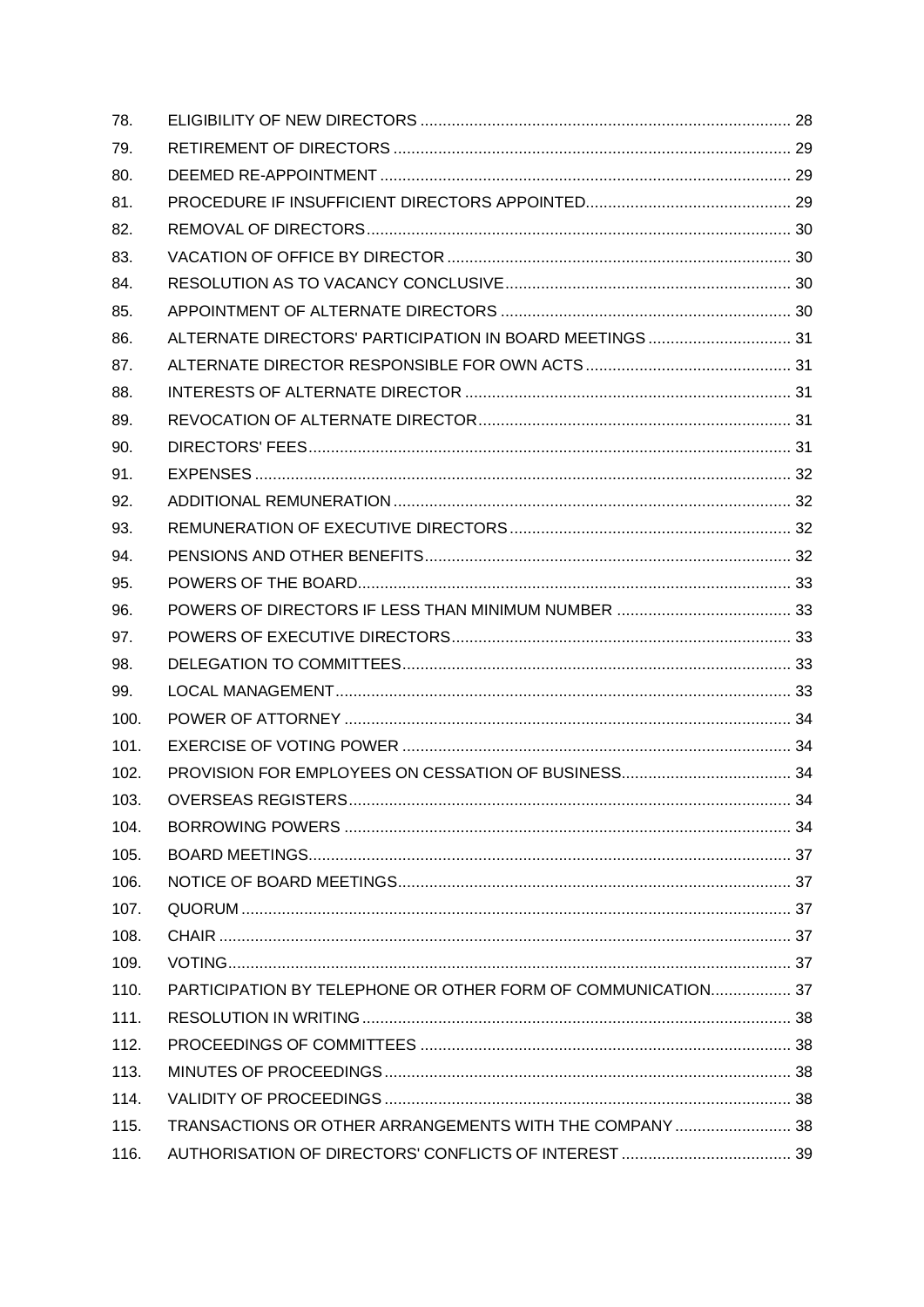| | | |
|---|---|---|
| 78. | ELIGIBILITY OF NEW DIRECTORS | 28 |
| 79. | RETIREMENT OF DIRECTORS | 29 |
| 80. | DEEMED RE-APPOINTMENT | 29 |
| 81. | PROCEDURE IF INSUFFICIENT DIRECTORS APPOINTED | 29 |
| 82. | REMOVAL OF DIRECTORS | 30 |
| 83. | VACATION OF OFFICE BY DIRECTOR | 30 |
| 84. | RESOLUTION AS TO VACANCY CONCLUSIVE | 30 |
| 85. | APPOINTMENT OF ALTERNATE DIRECTORS | 30 |
| 86. | ALTERNATE DIRECTORS' PARTICIPATION IN BOARD MEETINGS | 31 |
| 87. | ALTERNATE DIRECTOR RESPONSIBLE FOR OWN ACTS | 31 |
| 88. | INTERESTS OF ALTERNATE DIRECTOR | 31 |
| 89. | REVOCATION OF ALTERNATE DIRECTOR | 31 |
| 90. | DIRECTORS' FEES | 31 |
| 91. | EXPENSES | 32 |
| 92. | ADDITIONAL REMUNERATION | 32 |
| 93. | REMUNERATION OF EXECUTIVE DIRECTORS | 32 |
| 94. | PENSIONS AND OTHER BENEFITS | 32 |
| 95. | POWERS OF THE BOARD | 33 |
| 96. | POWERS OF DIRECTORS IF LESS THAN MINIMUM NUMBER | 33 |
| 97. | POWERS OF EXECUTIVE DIRECTORS | 33 |
| 98. | DELEGATION TO COMMITTEES | 33 |
| 99. | LOCAL MANAGEMENT | 33 |
| 100. | POWER OF ATTORNEY | 34 |
| 101. | EXERCISE OF VOTING POWER | 34 |
| 102. | PROVISION FOR EMPLOYEES ON CESSATION OF BUSINESS | 34 |
| 103. | OVERSEAS REGISTERS | 34 |
| 104. | BORROWING POWERS | 34 |
| 105. | BOARD MEETINGS | 37 |
| 106. | NOTICE OF BOARD MEETINGS | 37 |
| 107. | QUORUM | 37 |
| 108. | CHAIR | 37 |
| 109. | VOTING | 37 |
| 110. | PARTICIPATION BY TELEPHONE OR OTHER FORM OF COMMUNICATION | 37 |
| 111. | RESOLUTION IN WRITING | 38 |
| 112. | PROCEEDINGS OF COMMITTEES | 38 |
| 113. | MINUTES OF PROCEEDINGS | 38 |
| 114. | VALIDITY OF PROCEEDINGS | 38 |
| 115. | TRANSACTIONS OR OTHER ARRANGEMENTS WITH THE COMPANY | 38 |
| 116. | AUTHORISATION OF DIRECTORS' CONFLICTS OF INTEREST | 39 |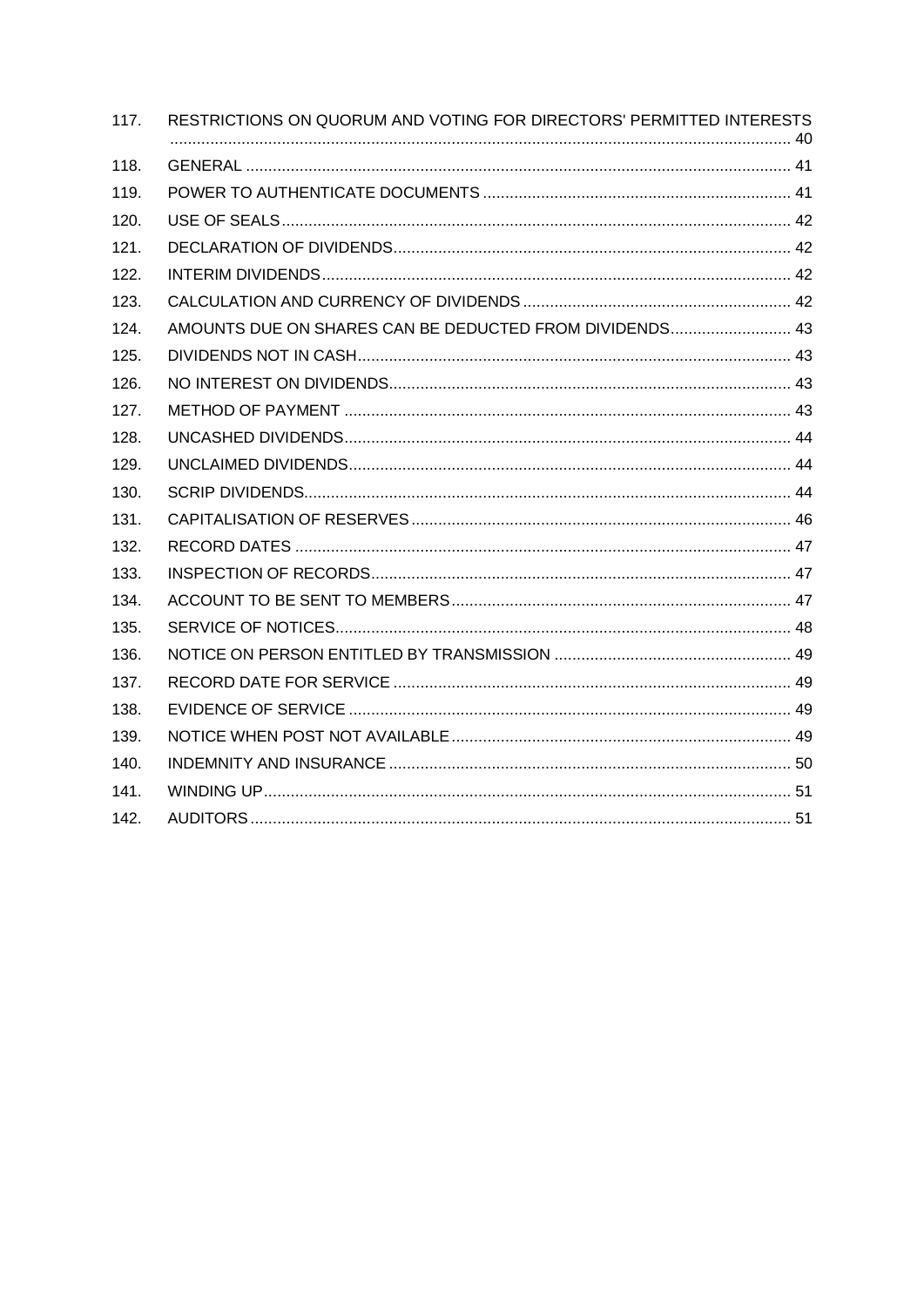| | | |
|---|---|---|
| 117. | RESTRICTIONS ON QUORUM AND VOTING FOR DIRECTORS' PERMITTED INTERESTS | 40 |
| 118. | GENERAL | 41 |
| 119. | POWER TO AUTHENTICATE DOCUMENTS | 41 |
| 120. | USE OF SEALS | 42 |
| 121. | DECLARATION OF DIVIDENDS | 42 |
| 122. | INTERIM DIVIDENDS | 42 |
| 123. | CALCULATION AND CURRENCY OF DIVIDENDS | 42 |
| 124. | AMOUNTS DUE ON SHARES CAN BE DEDUCTED FROM DIVIDENDS | 43 |
| 125. | DIVIDENDS NOT IN CASH | 43 |
| 126. | NO INTEREST ON DIVIDENDS | 43 |
| 127. | METHOD OF PAYMENT | 43 |
| 128. | UNCASHED DIVIDENDS | 44 |
| 129. | UNCLAIMED DIVIDENDS | 44 |
| 130. | SCRIP DIVIDENDS | 44 |
| 131. | CAPITALISATION OF RESERVES | 46 |
| 132. | RECORD DATES | 47 |
| 133. | INSPECTION OF RECORDS | 47 |
| 134. | ACCOUNT TO BE SENT TO MEMBERS | 47 |
| 135. | SERVICE OF NOTICES | 48 |
| 136. | NOTICE ON PERSON ENTITLED BY TRANSMISSION | 49 |
| 137. | RECORD DATE FOR SERVICE | 49 |
| 138. | EVIDENCE OF SERVICE | 49 |
| 139. | NOTICE WHEN POST NOT AVAILABLE | 49 |
| 140. | INDEMNITY AND INSURANCE | 50 |
| 141. | WINDING UP | 51 |
| 142. | AUDITORS | 51 |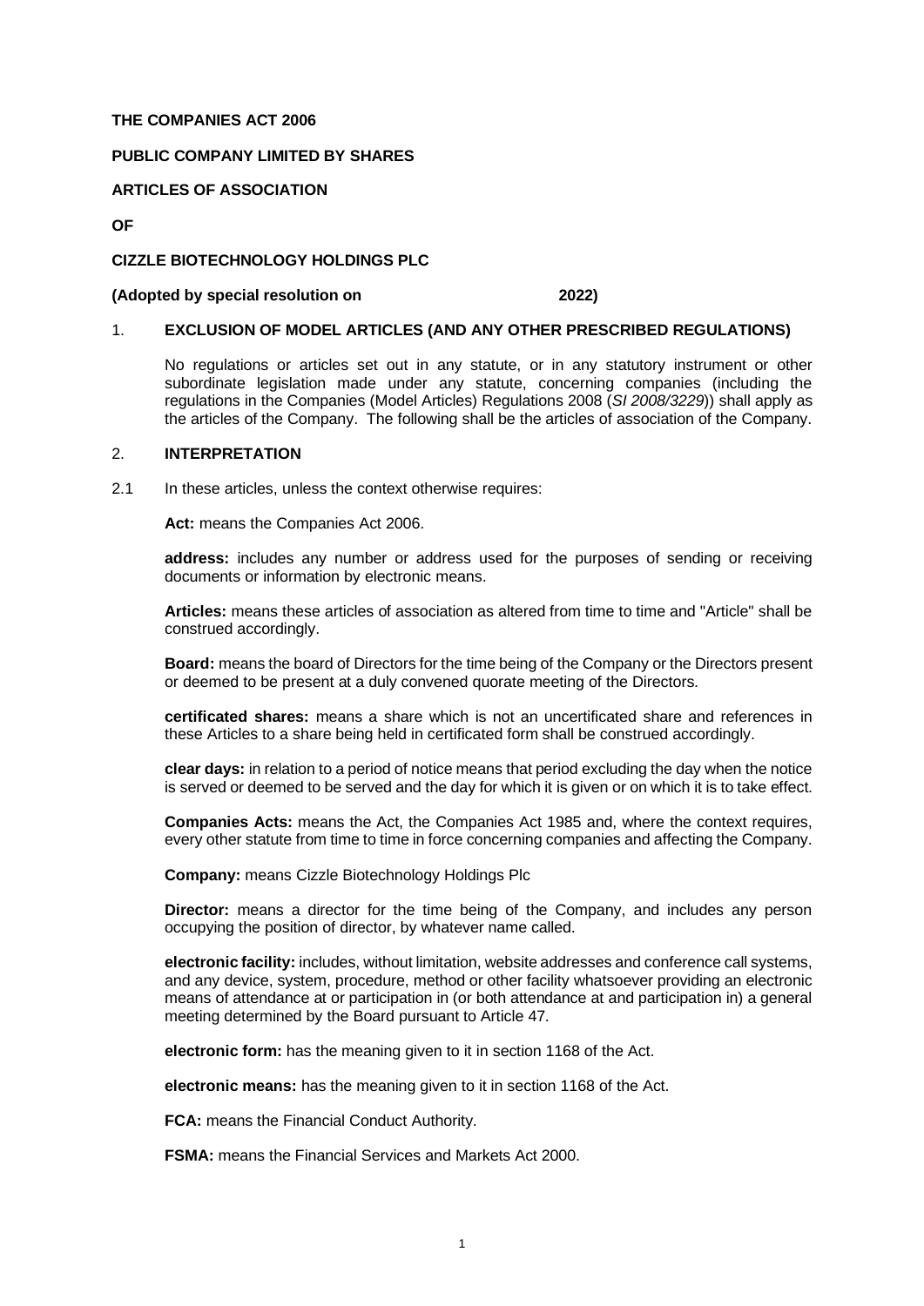**THE COMPANIES ACT 2006**

**PUBLIC COMPANY LIMITED BY SHARES**

**ARTICLES OF ASSOCIATION**

**OF**

**CIZZLE BIOTECHNOLOGY HOLDINGS PLC**

**(Adopted by special resolution on 2022)**

## 1. EXCLUSION OF MODEL ARTICLES (AND ANY OTHER PRESCRIBED REGULATIONS)

No regulations or articles set out in any statute, or in any statutory instrument or other subordinate legislation made under any statute, concerning companies (including the regulations in the Companies (Model Articles) Regulations 2008 (*SI 2008/3229*)) shall apply as the articles of the Company. The following shall be the articles of association of the Company.

## 2. INTERPRETATION

2.1 In these articles, unless the context otherwise requires:

**Act:** means the Companies Act 2006.

**address:** includes any number or address used for the purposes of sending or receiving documents or information by electronic means.

**Articles:** means these articles of association as altered from time to time and "Article" shall be construed accordingly.

**Board:** means the board of Directors for the time being of the Company or the Directors present or deemed to be present at a duly convened quorate meeting of the Directors.

**certificated shares:** means a share which is not an uncertificated share and references in these Articles to a share being held in certificated form shall be construed accordingly.

**clear days:** in relation to a period of notice means that period excluding the day when the notice is served or deemed to be served and the day for which it is given or on which it is to take effect.

**Companies Acts:** means the Act, the Companies Act 1985 and, where the context requires, every other statute from time to time in force concerning companies and affecting the Company.

**Company:** means Cizzle Biotechnology Holdings Plc

**Director:** means a director for the time being of the Company, and includes any person occupying the position of director, by whatever name called.

**electronic facility:** includes, without limitation, website addresses and conference call systems, and any device, system, procedure, method or other facility whatsoever providing an electronic means of attendance at or participation in (or both attendance at and participation in) a general meeting determined by the Board pursuant to Article 47.

**electronic form:** has the meaning given to it in section 1168 of the Act.

**electronic means:** has the meaning given to it in section 1168 of the Act.

**FCA:** means the Financial Conduct Authority.

**FSMA:** means the Financial Services and Markets Act 2000.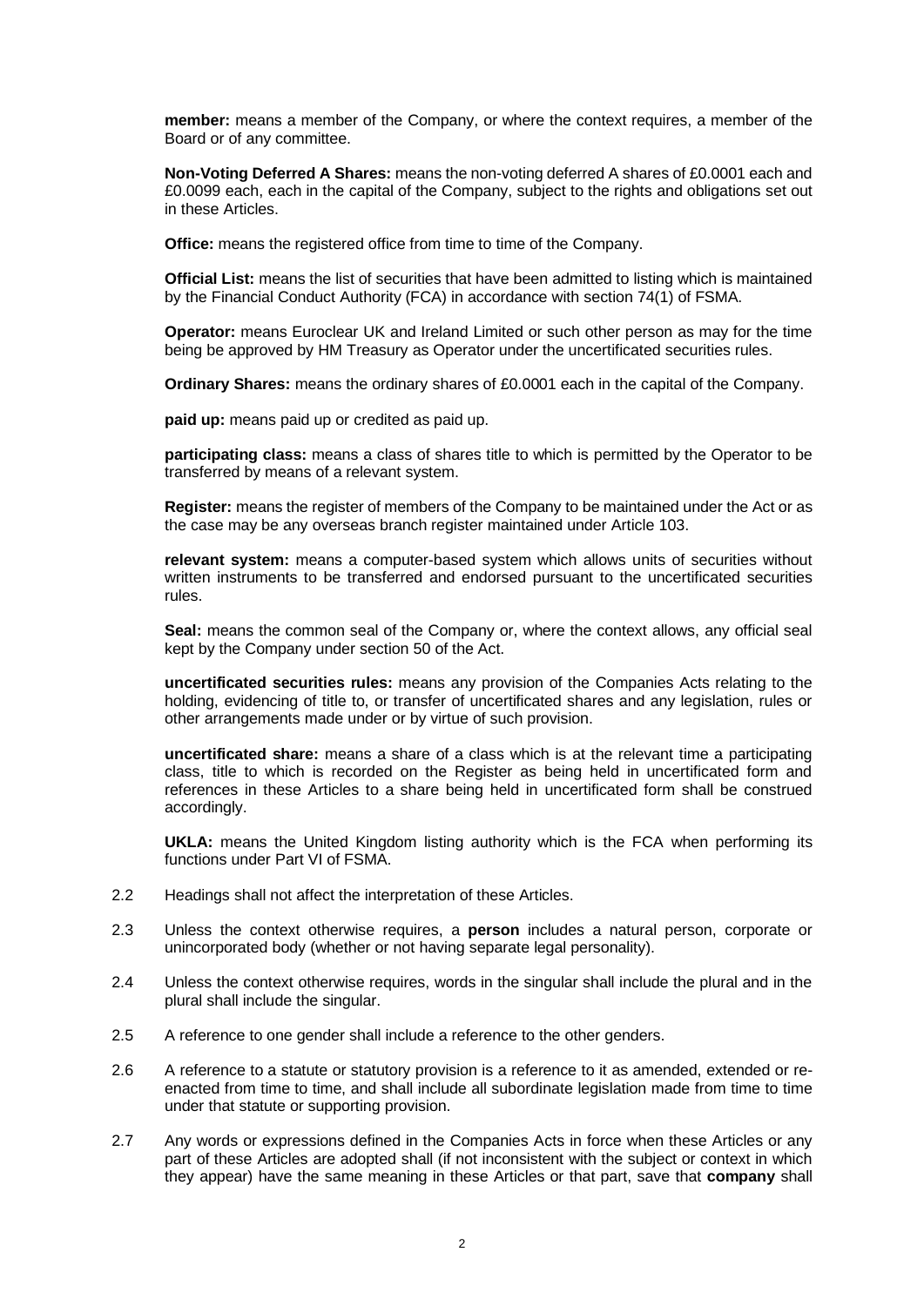**member:** means a member of the Company, or where the context requires, a member of the Board or of any committee.

**Non-Voting Deferred A Shares:** means the non-voting deferred A shares of £0.0001 each and £0.0099 each, each in the capital of the Company, subject to the rights and obligations set out in these Articles.

**Office:** means the registered office from time to time of the Company.

**Official List:** means the list of securities that have been admitted to listing which is maintained by the Financial Conduct Authority (FCA) in accordance with section 74(1) of FSMA.

**Operator:** means Euroclear UK and Ireland Limited or such other person as may for the time being be approved by HM Treasury as Operator under the uncertificated securities rules.

**Ordinary Shares:** means the ordinary shares of £0.0001 each in the capital of the Company.

**paid up:** means paid up or credited as paid up.

**participating class:** means a class of shares title to which is permitted by the Operator to be transferred by means of a relevant system.

**Register:** means the register of members of the Company to be maintained under the Act or as the case may be any overseas branch register maintained under Article 103.

**relevant system:** means a computer-based system which allows units of securities without written instruments to be transferred and endorsed pursuant to the uncertificated securities rules.

**Seal:** means the common seal of the Company or, where the context allows, any official seal kept by the Company under section 50 of the Act.

**uncertificated securities rules:** means any provision of the Companies Acts relating to the holding, evidencing of title to, or transfer of uncertificated shares and any legislation, rules or other arrangements made under or by virtue of such provision.

**uncertificated share:** means a share of a class which is at the relevant time a participating class, title to which is recorded on the Register as being held in uncertificated form and references in these Articles to a share being held in uncertificated form shall be construed accordingly.

**UKLA:** means the United Kingdom listing authority which is the FCA when performing its functions under Part VI of FSMA.

2.2 Headings shall not affect the interpretation of these Articles.

2.3 Unless the context otherwise requires, a **person** includes a natural person, corporate or unincorporated body (whether or not having separate legal personality).

2.4 Unless the context otherwise requires, words in the singular shall include the plural and in the plural shall include the singular.

2.5 A reference to one gender shall include a reference to the other genders.

2.6 A reference to a statute or statutory provision is a reference to it as amended, extended or re-enacted from time to time, and shall include all subordinate legislation made from time to time under that statute or supporting provision.

2.7 Any words or expressions defined in the Companies Acts in force when these Articles or any part of these Articles are adopted shall (if not inconsistent with the subject or context in which they appear) have the same meaning in these Articles or that part, save that **company** shall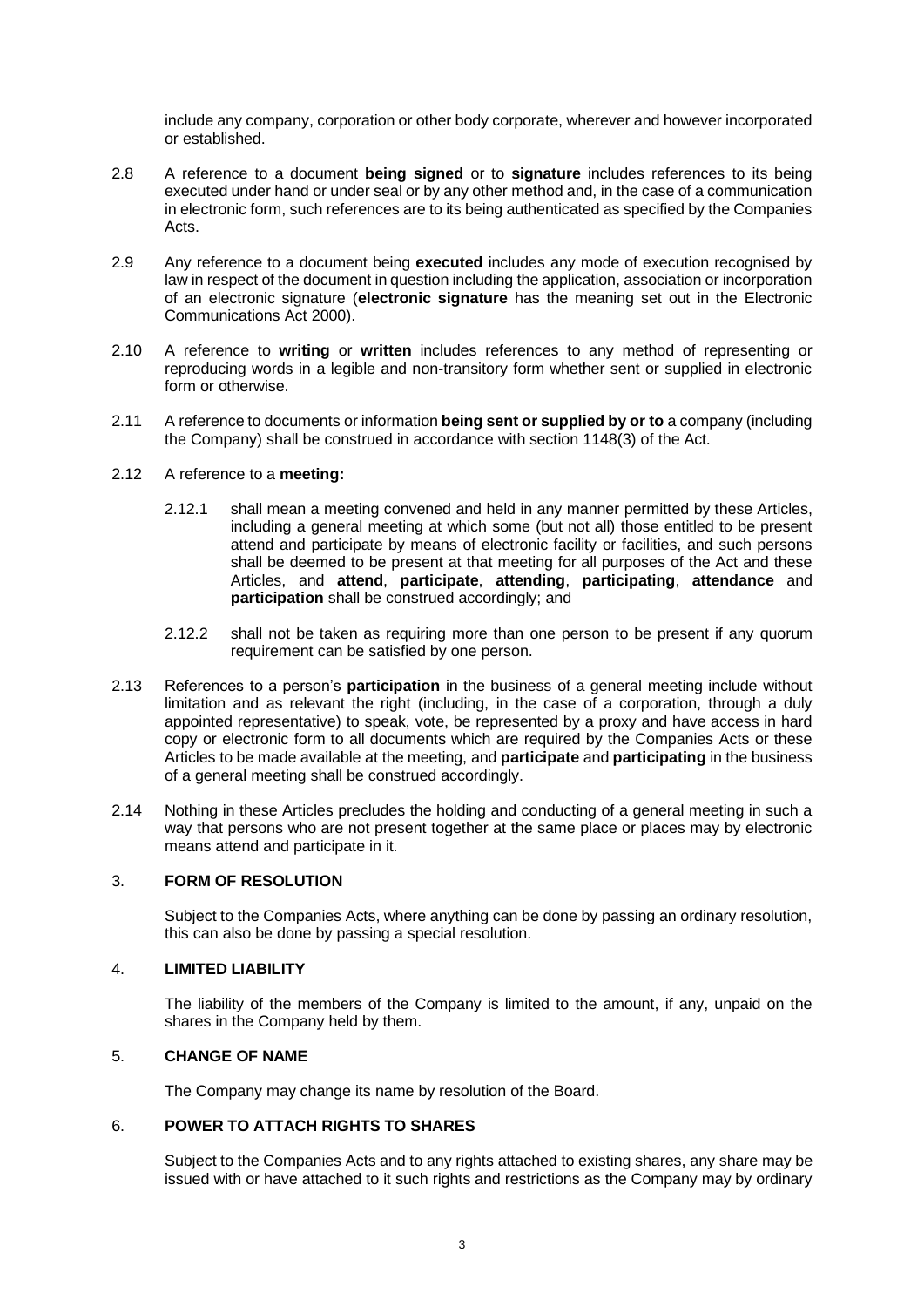include any company, corporation or other body corporate, wherever and however incorporated or established.

2.8 A reference to a document **being signed** or to **signature** includes references to its being executed under hand or under seal or by any other method and, in the case of a communication in electronic form, such references are to its being authenticated as specified by the Companies Acts.

2.9 Any reference to a document being **executed** includes any mode of execution recognised by law in respect of the document in question including the application, association or incorporation of an electronic signature (**electronic signature** has the meaning set out in the Electronic Communications Act 2000).

2.10 A reference to **writing** or **written** includes references to any method of representing or reproducing words in a legible and non-transitory form whether sent or supplied in electronic form or otherwise.

2.11 A reference to documents or information **being sent or supplied by or to** a company (including the Company) shall be construed in accordance with section 1148(3) of the Act.

2.12 A reference to a **meeting:**

2.12.1 shall mean a meeting convened and held in any manner permitted by these Articles, including a general meeting at which some (but not all) those entitled to be present attend and participate by means of electronic facility or facilities, and such persons shall be deemed to be present at that meeting for all purposes of the Act and these Articles, and **attend**, **participate**, **attending**, **participating**, **attendance** and **participation** shall be construed accordingly; and

2.12.2 shall not be taken as requiring more than one person to be present if any quorum requirement can be satisfied by one person.

2.13 References to a person's **participation** in the business of a general meeting include without limitation and as relevant the right (including, in the case of a corporation, through a duly appointed representative) to speak, vote, be represented by a proxy and have access in hard copy or electronic form to all documents which are required by the Companies Acts or these Articles to be made available at the meeting, and **participate** and **participating** in the business of a general meeting shall be construed accordingly.

2.14 Nothing in these Articles precludes the holding and conducting of a general meeting in such a way that persons who are not present together at the same place or places may by electronic means attend and participate in it.

## 3. FORM OF RESOLUTION

Subject to the Companies Acts, where anything can be done by passing an ordinary resolution, this can also be done by passing a special resolution.

## 4. LIMITED LIABILITY

The liability of the members of the Company is limited to the amount, if any, unpaid on the shares in the Company held by them.

## 5. CHANGE OF NAME

The Company may change its name by resolution of the Board.

## 6. POWER TO ATTACH RIGHTS TO SHARES

Subject to the Companies Acts and to any rights attached to existing shares, any share may be issued with or have attached to it such rights and restrictions as the Company may by ordinary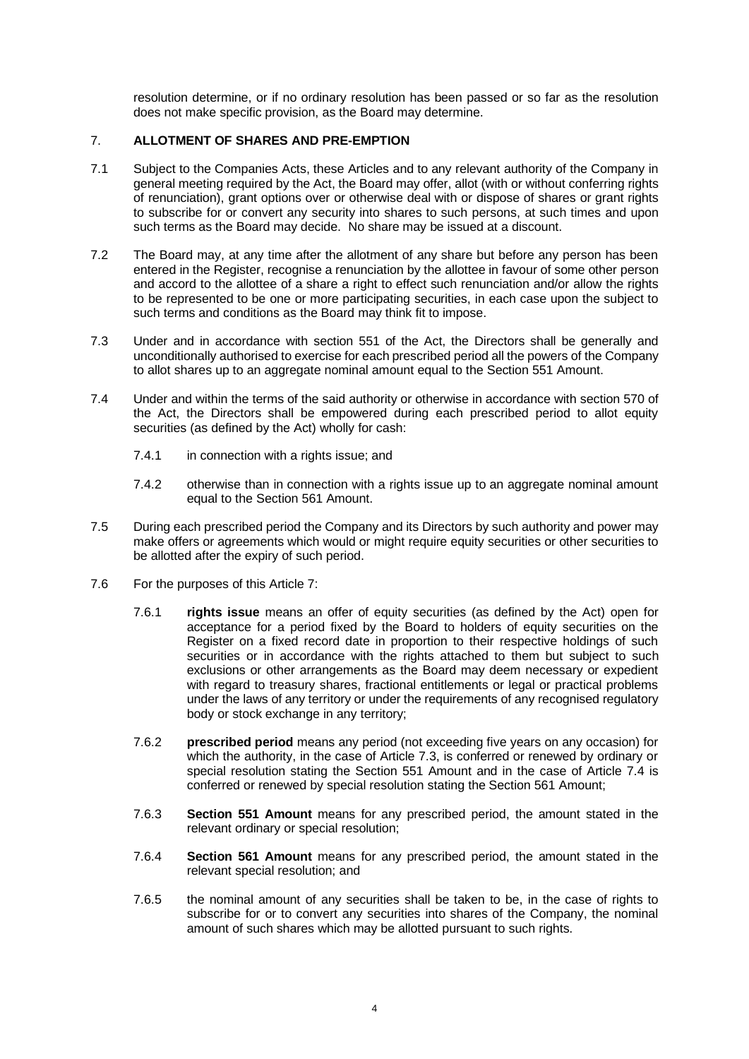resolution determine, or if no ordinary resolution has been passed or so far as the resolution does not make specific provision, as the Board may determine.

## 7. ALLOTMENT OF SHARES AND PRE-EMPTION

7.1 Subject to the Companies Acts, these Articles and to any relevant authority of the Company in general meeting required by the Act, the Board may offer, allot (with or without conferring rights of renunciation), grant options over or otherwise deal with or dispose of shares or grant rights to subscribe for or convert any security into shares to such persons, at such times and upon such terms as the Board may decide. No share may be issued at a discount.

7.2 The Board may, at any time after the allotment of any share but before any person has been entered in the Register, recognise a renunciation by the allottee in favour of some other person and accord to the allottee of a share a right to effect such renunciation and/or allow the rights to be represented to be one or more participating securities, in each case upon the subject to such terms and conditions as the Board may think fit to impose.

7.3 Under and in accordance with section 551 of the Act, the Directors shall be generally and unconditionally authorised to exercise for each prescribed period all the powers of the Company to allot shares up to an aggregate nominal amount equal to the Section 551 Amount.

7.4 Under and within the terms of the said authority or otherwise in accordance with section 570 of the Act, the Directors shall be empowered during each prescribed period to allot equity securities (as defined by the Act) wholly for cash:

7.4.1 in connection with a rights issue; and

7.4.2 otherwise than in connection with a rights issue up to an aggregate nominal amount equal to the Section 561 Amount.

7.5 During each prescribed period the Company and its Directors by such authority and power may make offers or agreements which would or might require equity securities or other securities to be allotted after the expiry of such period.

7.6 For the purposes of this Article 7:

7.6.1 **rights issue** means an offer of equity securities (as defined by the Act) open for acceptance for a period fixed by the Board to holders of equity securities on the Register on a fixed record date in proportion to their respective holdings of such securities or in accordance with the rights attached to them but subject to such exclusions or other arrangements as the Board may deem necessary or expedient with regard to treasury shares, fractional entitlements or legal or practical problems under the laws of any territory or under the requirements of any recognised regulatory body or stock exchange in any territory;

7.6.2 **prescribed period** means any period (not exceeding five years on any occasion) for which the authority, in the case of Article 7.3, is conferred or renewed by ordinary or special resolution stating the Section 551 Amount and in the case of Article 7.4 is conferred or renewed by special resolution stating the Section 561 Amount;

7.6.3 **Section 551 Amount** means for any prescribed period, the amount stated in the relevant ordinary or special resolution;

7.6.4 **Section 561 Amount** means for any prescribed period, the amount stated in the relevant special resolution; and

7.6.5 the nominal amount of any securities shall be taken to be, in the case of rights to subscribe for or to convert any securities into shares of the Company, the nominal amount of such shares which may be allotted pursuant to such rights.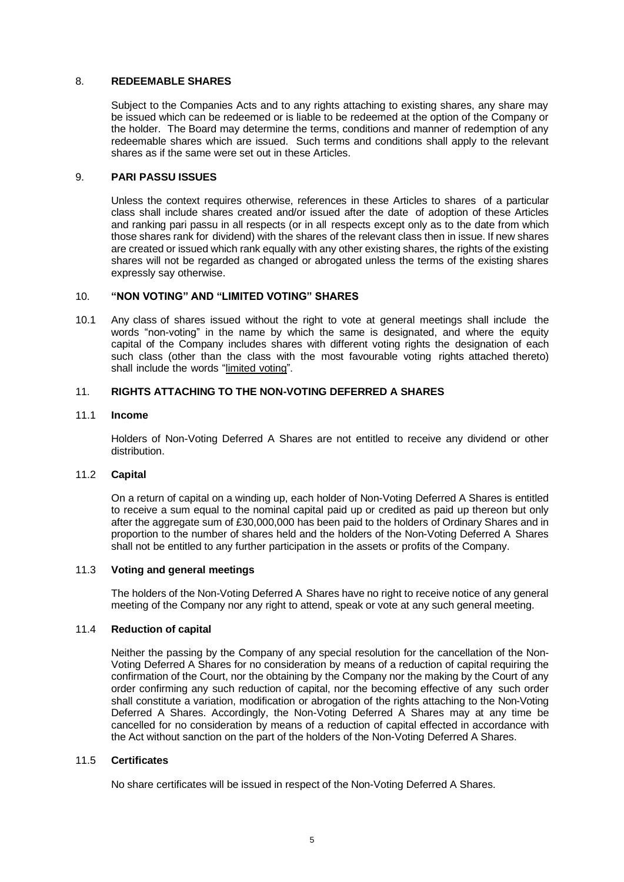## 8. REDEEMABLE SHARES

Subject to the Companies Acts and to any rights attaching to existing shares, any share may be issued which can be redeemed or is liable to be redeemed at the option of the Company or the holder. The Board may determine the terms, conditions and manner of redemption of any redeemable shares which are issued. Such terms and conditions shall apply to the relevant shares as if the same were set out in these Articles.

## 9. PARI PASSU ISSUES

Unless the context requires otherwise, references in these Articles to shares of a particular class shall include shares created and/or issued after the date of adoption of these Articles and ranking pari passu in all respects (or in all respects except only as to the date from which those shares rank for dividend) with the shares of the relevant class then in issue. If new shares are created or issued which rank equally with any other existing shares, the rights of the existing shares will not be regarded as changed or abrogated unless the terms of the existing shares expressly say otherwise.

## 10. "NON VOTING" AND "LIMITED VOTING" SHARES

10.1 Any class of shares issued without the right to vote at general meetings shall include the words "non-voting" in the name by which the same is designated, and where the equity capital of the Company includes shares with different voting rights the designation of each such class (other than the class with the most favourable voting rights attached thereto) shall include the words "limited voting".

## 11. RIGHTS ATTACHING TO THE NON-VOTING DEFERRED A SHARES

### 11.1 Income

Holders of Non-Voting Deferred A Shares are not entitled to receive any dividend or other distribution.

### 11.2 Capital

On a return of capital on a winding up, each holder of Non-Voting Deferred A Shares is entitled to receive a sum equal to the nominal capital paid up or credited as paid up thereon but only after the aggregate sum of £30,000,000 has been paid to the holders of Ordinary Shares and in proportion to the number of shares held and the holders of the Non-Voting Deferred A Shares shall not be entitled to any further participation in the assets or profits of the Company.

### 11.3 Voting and general meetings

The holders of the Non-Voting Deferred A Shares have no right to receive notice of any general meeting of the Company nor any right to attend, speak or vote at any such general meeting.

### 11.4 Reduction of capital

Neither the passing by the Company of any special resolution for the cancellation of the Non-Voting Deferred A Shares for no consideration by means of a reduction of capital requiring the confirmation of the Court, nor the obtaining by the Company nor the making by the Court of any order confirming any such reduction of capital, nor the becoming effective of any such order shall constitute a variation, modification or abrogation of the rights attaching to the Non-Voting Deferred A Shares. Accordingly, the Non-Voting Deferred A Shares may at any time be cancelled for no consideration by means of a reduction of capital effected in accordance with the Act without sanction on the part of the holders of the Non-Voting Deferred A Shares.

### 11.5 Certificates

No share certificates will be issued in respect of the Non-Voting Deferred A Shares.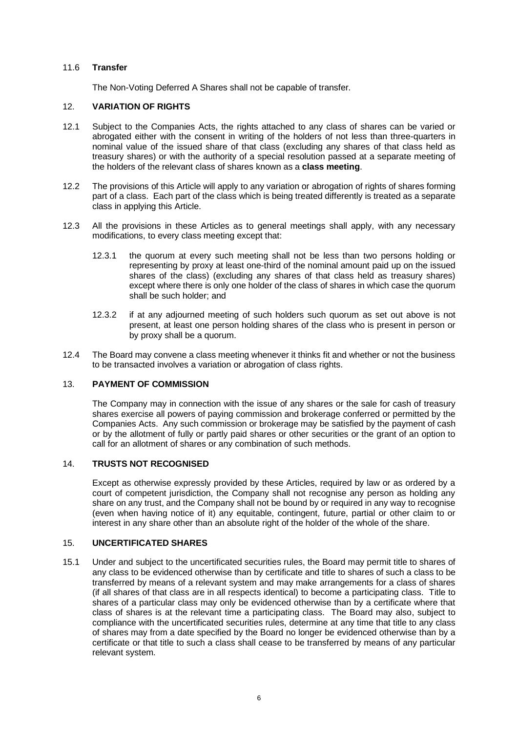### 11.6 **Transfer**

The Non-Voting Deferred A Shares shall not be capable of transfer.

## 12. **VARIATION OF RIGHTS**

12.1 Subject to the Companies Acts, the rights attached to any class of shares can be varied or abrogated either with the consent in writing of the holders of not less than three-quarters in nominal value of the issued share of that class (excluding any shares of that class held as treasury shares) or with the authority of a special resolution passed at a separate meeting of the holders of the relevant class of shares known as a **class meeting**.

12.2 The provisions of this Article will apply to any variation or abrogation of rights of shares forming part of a class. Each part of the class which is being treated differently is treated as a separate class in applying this Article.

12.3 All the provisions in these Articles as to general meetings shall apply, with any necessary modifications, to every class meeting except that:

12.3.1 the quorum at every such meeting shall not be less than two persons holding or representing by proxy at least one-third of the nominal amount paid up on the issued shares of the class) (excluding any shares of that class held as treasury shares) except where there is only one holder of the class of shares in which case the quorum shall be such holder; and

12.3.2 if at any adjourned meeting of such holders such quorum as set out above is not present, at least one person holding shares of the class who is present in person or by proxy shall be a quorum.

12.4 The Board may convene a class meeting whenever it thinks fit and whether or not the business to be transacted involves a variation or abrogation of class rights.

## 13. **PAYMENT OF COMMISSION**

The Company may in connection with the issue of any shares or the sale for cash of treasury shares exercise all powers of paying commission and brokerage conferred or permitted by the Companies Acts. Any such commission or brokerage may be satisfied by the payment of cash or by the allotment of fully or partly paid shares or other securities or the grant of an option to call for an allotment of shares or any combination of such methods.

## 14. **TRUSTS NOT RECOGNISED**

Except as otherwise expressly provided by these Articles, required by law or as ordered by a court of competent jurisdiction, the Company shall not recognise any person as holding any share on any trust, and the Company shall not be bound by or required in any way to recognise (even when having notice of it) any equitable, contingent, future, partial or other claim to or interest in any share other than an absolute right of the holder of the whole of the share.

## 15. **UNCERTIFICATED SHARES**

15.1 Under and subject to the uncertificated securities rules, the Board may permit title to shares of any class to be evidenced otherwise than by certificate and title to shares of such a class to be transferred by means of a relevant system and may make arrangements for a class of shares (if all shares of that class are in all respects identical) to become a participating class. Title to shares of a particular class may only be evidenced otherwise than by a certificate where that class of shares is at the relevant time a participating class. The Board may also, subject to compliance with the uncertificated securities rules, determine at any time that title to any class of shares may from a date specified by the Board no longer be evidenced otherwise than by a certificate or that title to such a class shall cease to be transferred by means of any particular relevant system.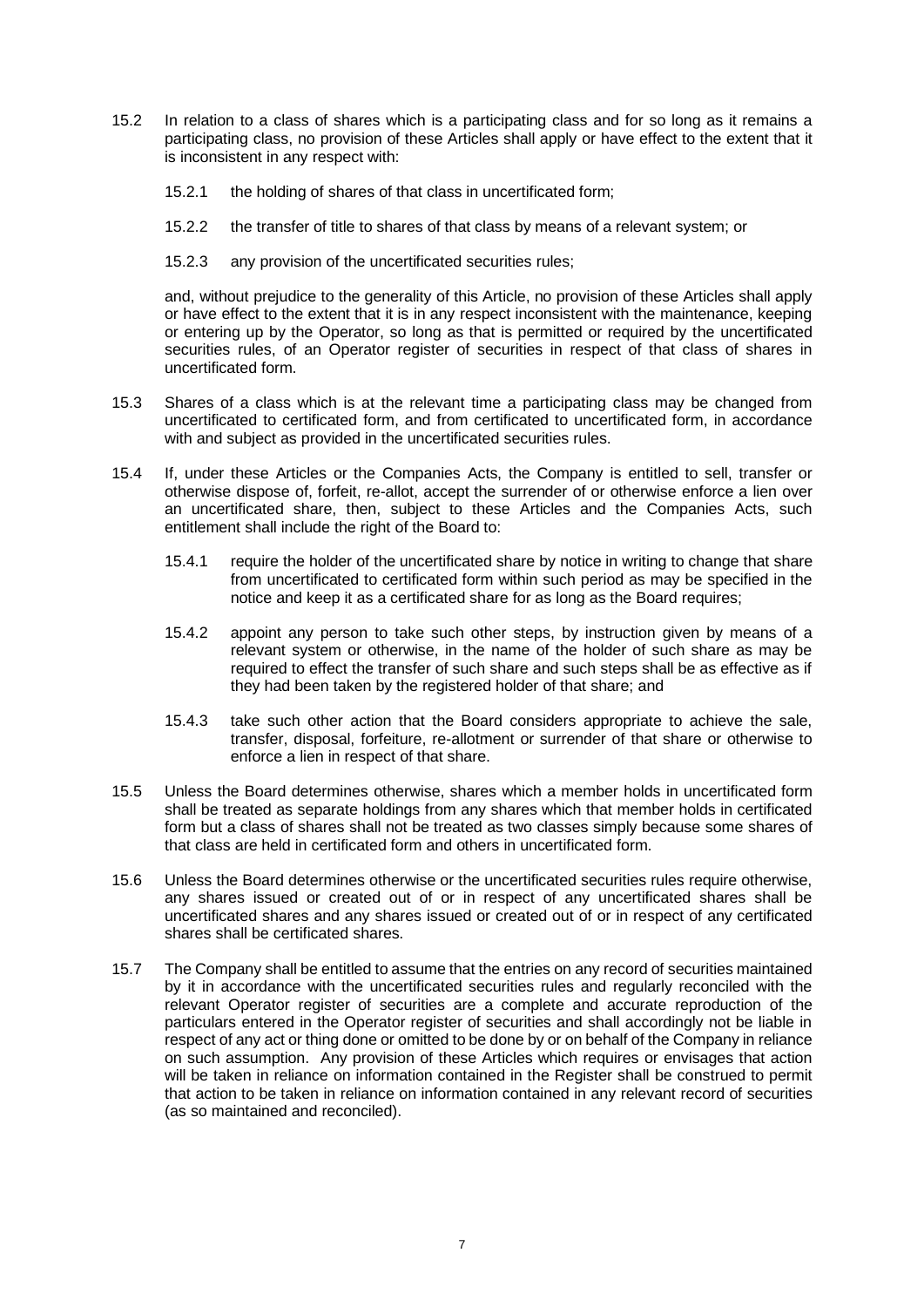15.2 In relation to a class of shares which is a participating class and for so long as it remains a participating class, no provision of these Articles shall apply or have effect to the extent that it is inconsistent in any respect with:

15.2.1 the holding of shares of that class in uncertificated form;

15.2.2 the transfer of title to shares of that class by means of a relevant system; or

15.2.3 any provision of the uncertificated securities rules;

and, without prejudice to the generality of this Article, no provision of these Articles shall apply or have effect to the extent that it is in any respect inconsistent with the maintenance, keeping or entering up by the Operator, so long as that is permitted or required by the uncertificated securities rules, of an Operator register of securities in respect of that class of shares in uncertificated form.

15.3 Shares of a class which is at the relevant time a participating class may be changed from uncertificated to certificated form, and from certificated to uncertificated form, in accordance with and subject as provided in the uncertificated securities rules.

15.4 If, under these Articles or the Companies Acts, the Company is entitled to sell, transfer or otherwise dispose of, forfeit, re-allot, accept the surrender of or otherwise enforce a lien over an uncertificated share, then, subject to these Articles and the Companies Acts, such entitlement shall include the right of the Board to:

15.4.1 require the holder of the uncertificated share by notice in writing to change that share from uncertificated to certificated form within such period as may be specified in the notice and keep it as a certificated share for as long as the Board requires;

15.4.2 appoint any person to take such other steps, by instruction given by means of a relevant system or otherwise, in the name of the holder of such share as may be required to effect the transfer of such share and such steps shall be as effective as if they had been taken by the registered holder of that share; and

15.4.3 take such other action that the Board considers appropriate to achieve the sale, transfer, disposal, forfeiture, re-allotment or surrender of that share or otherwise to enforce a lien in respect of that share.

15.5 Unless the Board determines otherwise, shares which a member holds in uncertificated form shall be treated as separate holdings from any shares which that member holds in certificated form but a class of shares shall not be treated as two classes simply because some shares of that class are held in certificated form and others in uncertificated form.

15.6 Unless the Board determines otherwise or the uncertificated securities rules require otherwise, any shares issued or created out of or in respect of any uncertificated shares shall be uncertificated shares and any shares issued or created out of or in respect of any certificated shares shall be certificated shares.

15.7 The Company shall be entitled to assume that the entries on any record of securities maintained by it in accordance with the uncertificated securities rules and regularly reconciled with the relevant Operator register of securities are a complete and accurate reproduction of the particulars entered in the Operator register of securities and shall accordingly not be liable in respect of any act or thing done or omitted to be done by or on behalf of the Company in reliance on such assumption. Any provision of these Articles which requires or envisages that action will be taken in reliance on information contained in the Register shall be construed to permit that action to be taken in reliance on information contained in any relevant record of securities (as so maintained and reconciled).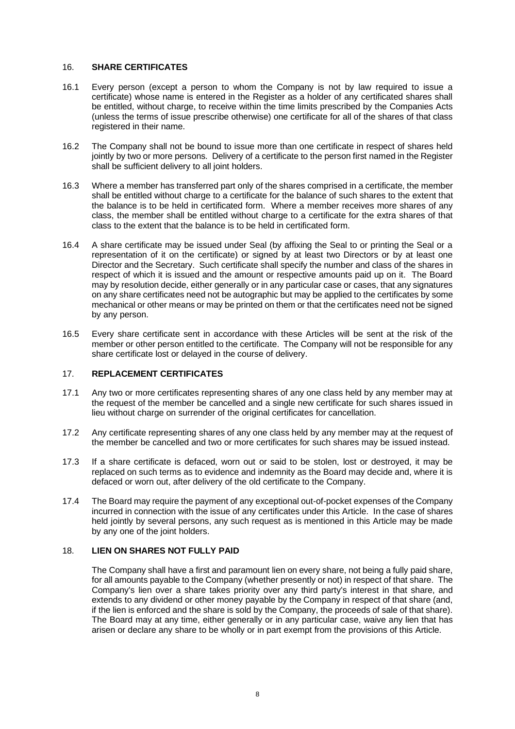## 16. SHARE CERTIFICATES

16.1 Every person (except a person to whom the Company is not by law required to issue a certificate) whose name is entered in the Register as a holder of any certificated shares shall be entitled, without charge, to receive within the time limits prescribed by the Companies Acts (unless the terms of issue prescribe otherwise) one certificate for all of the shares of that class registered in their name.

16.2 The Company shall not be bound to issue more than one certificate in respect of shares held jointly by two or more persons. Delivery of a certificate to the person first named in the Register shall be sufficient delivery to all joint holders.

16.3 Where a member has transferred part only of the shares comprised in a certificate, the member shall be entitled without charge to a certificate for the balance of such shares to the extent that the balance is to be held in certificated form. Where a member receives more shares of any class, the member shall be entitled without charge to a certificate for the extra shares of that class to the extent that the balance is to be held in certificated form.

16.4 A share certificate may be issued under Seal (by affixing the Seal to or printing the Seal or a representation of it on the certificate) or signed by at least two Directors or by at least one Director and the Secretary. Such certificate shall specify the number and class of the shares in respect of which it is issued and the amount or respective amounts paid up on it. The Board may by resolution decide, either generally or in any particular case or cases, that any signatures on any share certificates need not be autographic but may be applied to the certificates by some mechanical or other means or may be printed on them or that the certificates need not be signed by any person.

16.5 Every share certificate sent in accordance with these Articles will be sent at the risk of the member or other person entitled to the certificate. The Company will not be responsible for any share certificate lost or delayed in the course of delivery.

## 17. REPLACEMENT CERTIFICATES

17.1 Any two or more certificates representing shares of any one class held by any member may at the request of the member be cancelled and a single new certificate for such shares issued in lieu without charge on surrender of the original certificates for cancellation.

17.2 Any certificate representing shares of any one class held by any member may at the request of the member be cancelled and two or more certificates for such shares may be issued instead.

17.3 If a share certificate is defaced, worn out or said to be stolen, lost or destroyed, it may be replaced on such terms as to evidence and indemnity as the Board may decide and, where it is defaced or worn out, after delivery of the old certificate to the Company.

17.4 The Board may require the payment of any exceptional out-of-pocket expenses of the Company incurred in connection with the issue of any certificates under this Article. In the case of shares held jointly by several persons, any such request as is mentioned in this Article may be made by any one of the joint holders.

## 18. LIEN ON SHARES NOT FULLY PAID

The Company shall have a first and paramount lien on every share, not being a fully paid share, for all amounts payable to the Company (whether presently or not) in respect of that share. The Company's lien over a share takes priority over any third party's interest in that share, and extends to any dividend or other money payable by the Company in respect of that share (and, if the lien is enforced and the share is sold by the Company, the proceeds of sale of that share). The Board may at any time, either generally or in any particular case, waive any lien that has arisen or declare any share to be wholly or in part exempt from the provisions of this Article.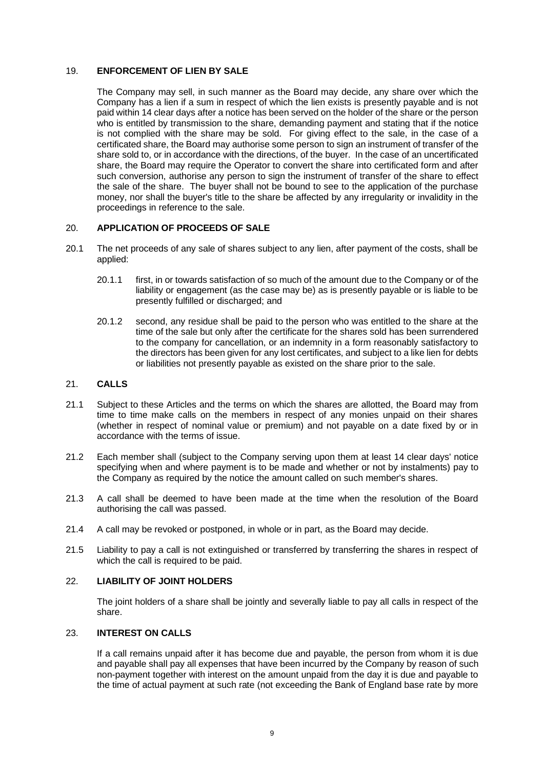## 19. ENFORCEMENT OF LIEN BY SALE

The Company may sell, in such manner as the Board may decide, any share over which the Company has a lien if a sum in respect of which the lien exists is presently payable and is not paid within 14 clear days after a notice has been served on the holder of the share or the person who is entitled by transmission to the share, demanding payment and stating that if the notice is not complied with the share may be sold. For giving effect to the sale, in the case of a certificated share, the Board may authorise some person to sign an instrument of transfer of the share sold to, or in accordance with the directions, of the buyer. In the case of an uncertificated share, the Board may require the Operator to convert the share into certificated form and after such conversion, authorise any person to sign the instrument of transfer of the share to effect the sale of the share. The buyer shall not be bound to see to the application of the purchase money, nor shall the buyer's title to the share be affected by any irregularity or invalidity in the proceedings in reference to the sale.

## 20. APPLICATION OF PROCEEDS OF SALE

20.1 The net proceeds of any sale of shares subject to any lien, after payment of the costs, shall be applied:

20.1.1 first, in or towards satisfaction of so much of the amount due to the Company or of the liability or engagement (as the case may be) as is presently payable or is liable to be presently fulfilled or discharged; and

20.1.2 second, any residue shall be paid to the person who was entitled to the share at the time of the sale but only after the certificate for the shares sold has been surrendered to the company for cancellation, or an indemnity in a form reasonably satisfactory to the directors has been given for any lost certificates, and subject to a like lien for debts or liabilities not presently payable as existed on the share prior to the sale.

## 21. CALLS

21.1 Subject to these Articles and the terms on which the shares are allotted, the Board may from time to time make calls on the members in respect of any monies unpaid on their shares (whether in respect of nominal value or premium) and not payable on a date fixed by or in accordance with the terms of issue.

21.2 Each member shall (subject to the Company serving upon them at least 14 clear days' notice specifying when and where payment is to be made and whether or not by instalments) pay to the Company as required by the notice the amount called on such member's shares.

21.3 A call shall be deemed to have been made at the time when the resolution of the Board authorising the call was passed.

21.4 A call may be revoked or postponed, in whole or in part, as the Board may decide.

21.5 Liability to pay a call is not extinguished or transferred by transferring the shares in respect of which the call is required to be paid.

## 22. LIABILITY OF JOINT HOLDERS

The joint holders of a share shall be jointly and severally liable to pay all calls in respect of the share.

## 23. INTEREST ON CALLS

If a call remains unpaid after it has become due and payable, the person from whom it is due and payable shall pay all expenses that have been incurred by the Company by reason of such non-payment together with interest on the amount unpaid from the day it is due and payable to the time of actual payment at such rate (not exceeding the Bank of England base rate by more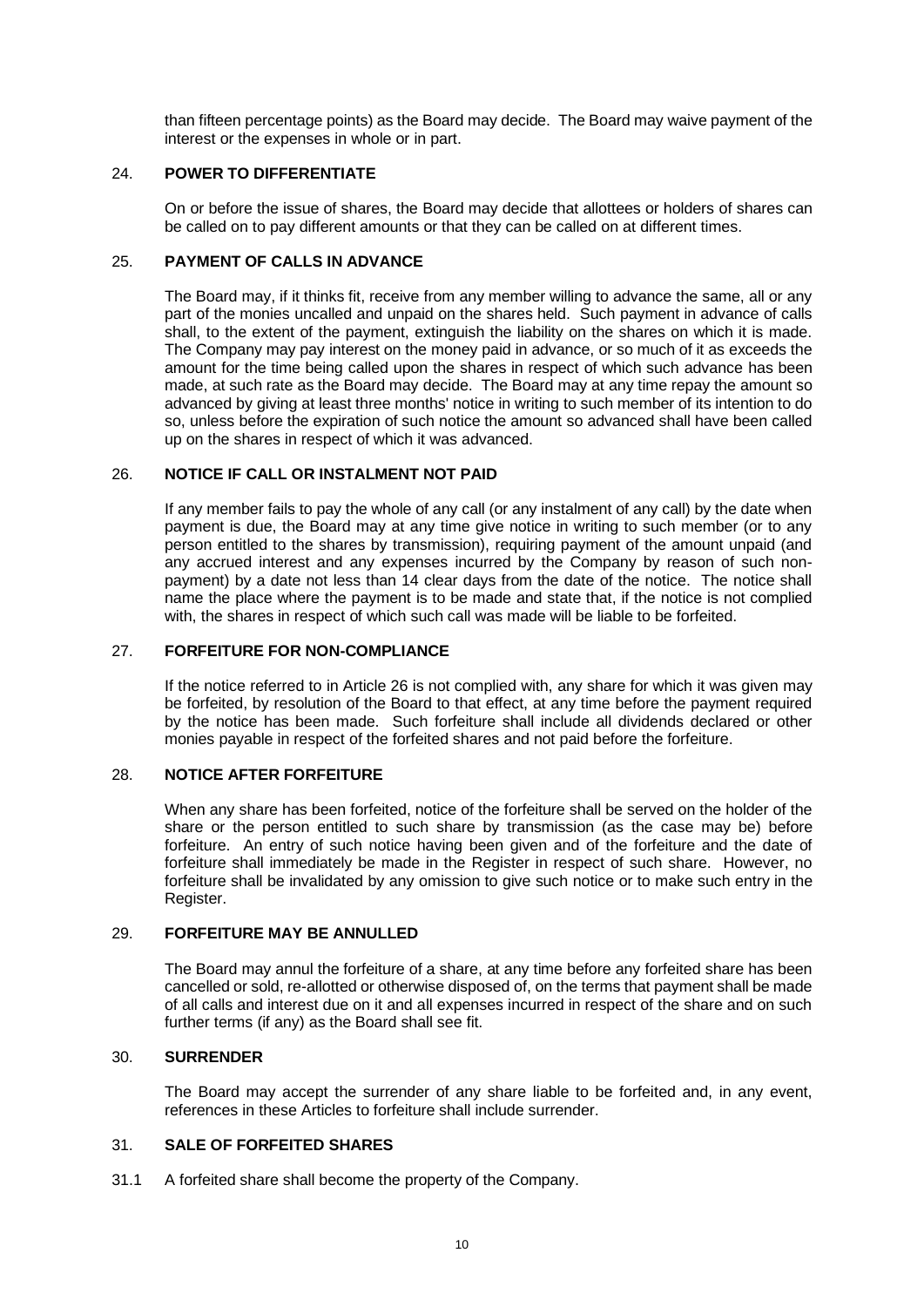than fifteen percentage points) as the Board may decide. The Board may waive payment of the interest or the expenses in whole or in part.

## 24. POWER TO DIFFERENTIATE

On or before the issue of shares, the Board may decide that allottees or holders of shares can be called on to pay different amounts or that they can be called on at different times.

## 25. PAYMENT OF CALLS IN ADVANCE

The Board may, if it thinks fit, receive from any member willing to advance the same, all or any part of the monies uncalled and unpaid on the shares held. Such payment in advance of calls shall, to the extent of the payment, extinguish the liability on the shares on which it is made. The Company may pay interest on the money paid in advance, or so much of it as exceeds the amount for the time being called upon the shares in respect of which such advance has been made, at such rate as the Board may decide. The Board may at any time repay the amount so advanced by giving at least three months' notice in writing to such member of its intention to do so, unless before the expiration of such notice the amount so advanced shall have been called up on the shares in respect of which it was advanced.

## 26. NOTICE IF CALL OR INSTALMENT NOT PAID

If any member fails to pay the whole of any call (or any instalment of any call) by the date when payment is due, the Board may at any time give notice in writing to such member (or to any person entitled to the shares by transmission), requiring payment of the amount unpaid (and any accrued interest and any expenses incurred by the Company by reason of such non-payment) by a date not less than 14 clear days from the date of the notice. The notice shall name the place where the payment is to be made and state that, if the notice is not complied with, the shares in respect of which such call was made will be liable to be forfeited.

## 27. FORFEITURE FOR NON-COMPLIANCE

If the notice referred to in Article 26 is not complied with, any share for which it was given may be forfeited, by resolution of the Board to that effect, at any time before the payment required by the notice has been made. Such forfeiture shall include all dividends declared or other monies payable in respect of the forfeited shares and not paid before the forfeiture.

## 28. NOTICE AFTER FORFEITURE

When any share has been forfeited, notice of the forfeiture shall be served on the holder of the share or the person entitled to such share by transmission (as the case may be) before forfeiture. An entry of such notice having been given and of the forfeiture and the date of forfeiture shall immediately be made in the Register in respect of such share. However, no forfeiture shall be invalidated by any omission to give such notice or to make such entry in the Register.

## 29. FORFEITURE MAY BE ANNULLED

The Board may annul the forfeiture of a share, at any time before any forfeited share has been cancelled or sold, re-allotted or otherwise disposed of, on the terms that payment shall be made of all calls and interest due on it and all expenses incurred in respect of the share and on such further terms (if any) as the Board shall see fit.

## 30. SURRENDER

The Board may accept the surrender of any share liable to be forfeited and, in any event, references in these Articles to forfeiture shall include surrender.

## 31. SALE OF FORFEITED SHARES

31.1 A forfeited share shall become the property of the Company.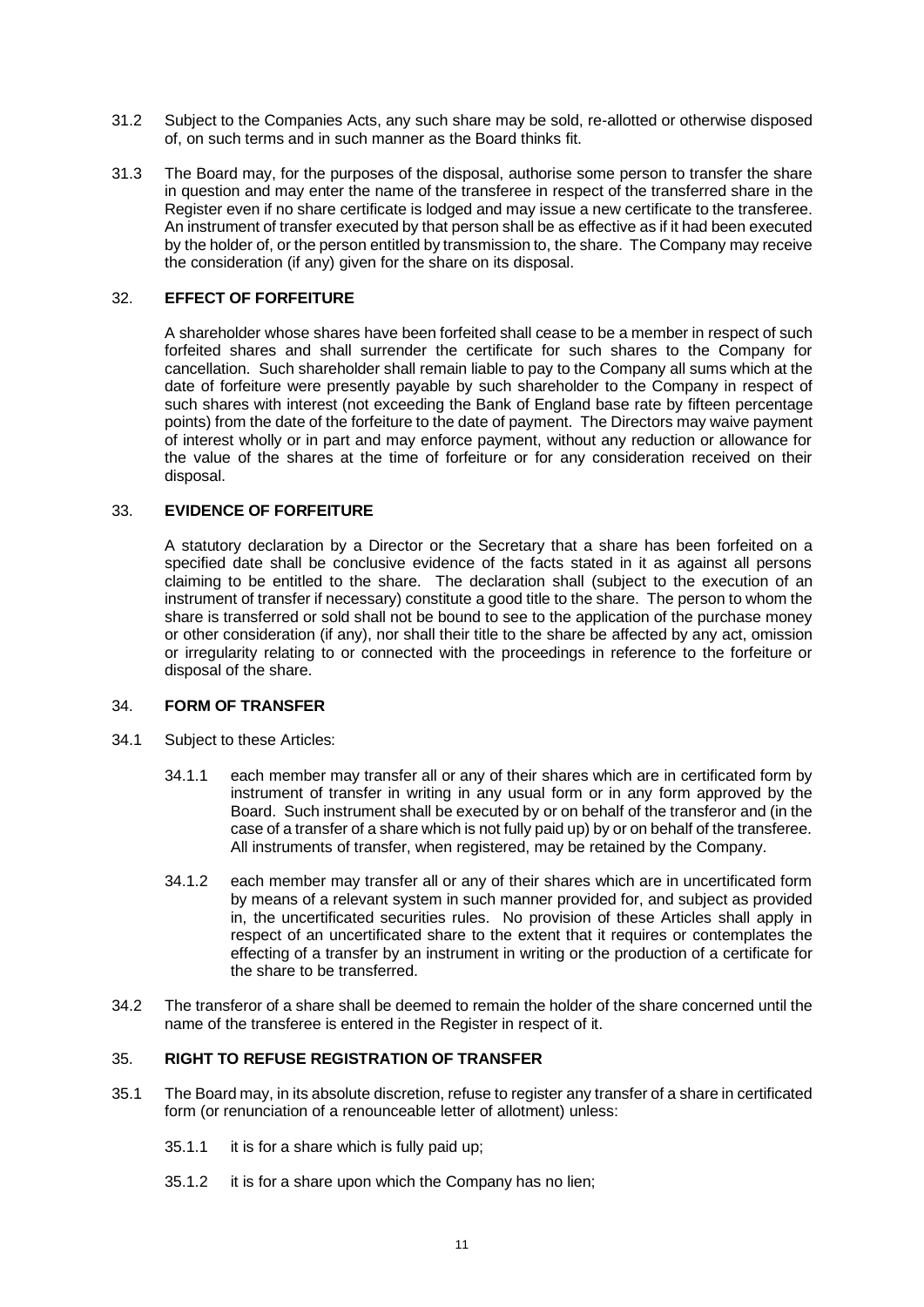31.2 Subject to the Companies Acts, any such share may be sold, re-allotted or otherwise disposed of, on such terms and in such manner as the Board thinks fit.

31.3 The Board may, for the purposes of the disposal, authorise some person to transfer the share in question and may enter the name of the transferee in respect of the transferred share in the Register even if no share certificate is lodged and may issue a new certificate to the transferee. An instrument of transfer executed by that person shall be as effective as if it had been executed by the holder of, or the person entitled by transmission to, the share. The Company may receive the consideration (if any) given for the share on its disposal.

## 32. EFFECT OF FORFEITURE

A shareholder whose shares have been forfeited shall cease to be a member in respect of such forfeited shares and shall surrender the certificate for such shares to the Company for cancellation. Such shareholder shall remain liable to pay to the Company all sums which at the date of forfeiture were presently payable by such shareholder to the Company in respect of such shares with interest (not exceeding the Bank of England base rate by fifteen percentage points) from the date of the forfeiture to the date of payment. The Directors may waive payment of interest wholly or in part and may enforce payment, without any reduction or allowance for the value of the shares at the time of forfeiture or for any consideration received on their disposal.

## 33. EVIDENCE OF FORFEITURE

A statutory declaration by a Director or the Secretary that a share has been forfeited on a specified date shall be conclusive evidence of the facts stated in it as against all persons claiming to be entitled to the share. The declaration shall (subject to the execution of an instrument of transfer if necessary) constitute a good title to the share. The person to whom the share is transferred or sold shall not be bound to see to the application of the purchase money or other consideration (if any), nor shall their title to the share be affected by any act, omission or irregularity relating to or connected with the proceedings in reference to the forfeiture or disposal of the share.

## 34. FORM OF TRANSFER

34.1 Subject to these Articles:

34.1.1 each member may transfer all or any of their shares which are in certificated form by instrument of transfer in writing in any usual form or in any form approved by the Board. Such instrument shall be executed by or on behalf of the transferor and (in the case of a transfer of a share which is not fully paid up) by or on behalf of the transferee. All instruments of transfer, when registered, may be retained by the Company.

34.1.2 each member may transfer all or any of their shares which are in uncertificated form by means of a relevant system in such manner provided for, and subject as provided in, the uncertificated securities rules. No provision of these Articles shall apply in respect of an uncertificated share to the extent that it requires or contemplates the effecting of a transfer by an instrument in writing or the production of a certificate for the share to be transferred.

34.2 The transferor of a share shall be deemed to remain the holder of the share concerned until the name of the transferee is entered in the Register in respect of it.

## 35. RIGHT TO REFUSE REGISTRATION OF TRANSFER

35.1 The Board may, in its absolute discretion, refuse to register any transfer of a share in certificated form (or renunciation of a renounceable letter of allotment) unless:

35.1.1 it is for a share which is fully paid up;

35.1.2 it is for a share upon which the Company has no lien;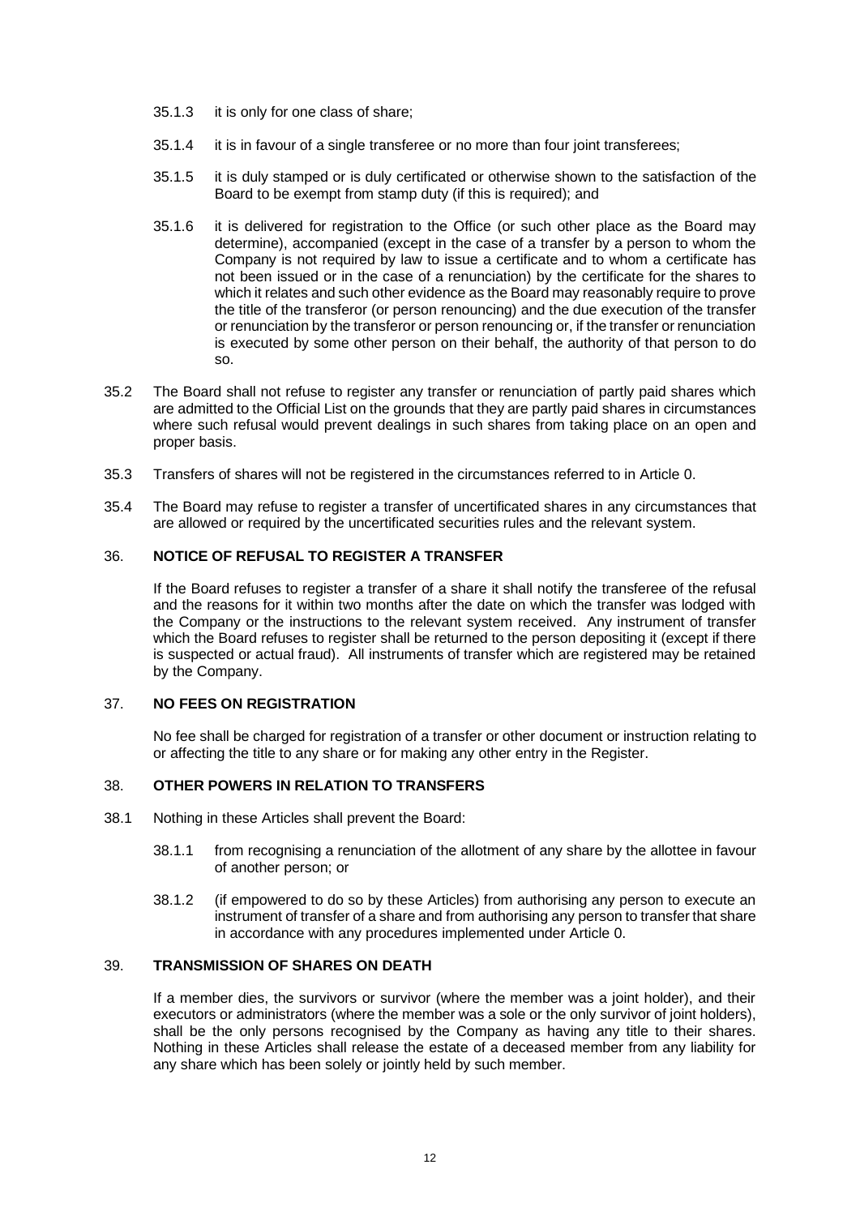35.1.3 it is only for one class of share;

35.1.4 it is in favour of a single transferee or no more than four joint transferees;

35.1.5 it is duly stamped or is duly certificated or otherwise shown to the satisfaction of the Board to be exempt from stamp duty (if this is required); and

35.1.6 it is delivered for registration to the Office (or such other place as the Board may determine), accompanied (except in the case of a transfer by a person to whom the Company is not required by law to issue a certificate and to whom a certificate has not been issued or in the case of a renunciation) by the certificate for the shares to which it relates and such other evidence as the Board may reasonably require to prove the title of the transferor (or person renouncing) and the due execution of the transfer or renunciation by the transferor or person renouncing or, if the transfer or renunciation is executed by some other person on their behalf, the authority of that person to do so.

35.2 The Board shall not refuse to register any transfer or renunciation of partly paid shares which are admitted to the Official List on the grounds that they are partly paid shares in circumstances where such refusal would prevent dealings in such shares from taking place on an open and proper basis.

35.3 Transfers of shares will not be registered in the circumstances referred to in Article 0.

35.4 The Board may refuse to register a transfer of uncertificated shares in any circumstances that are allowed or required by the uncertificated securities rules and the relevant system.

## 36. NOTICE OF REFUSAL TO REGISTER A TRANSFER

If the Board refuses to register a transfer of a share it shall notify the transferee of the refusal and the reasons for it within two months after the date on which the transfer was lodged with the Company or the instructions to the relevant system received. Any instrument of transfer which the Board refuses to register shall be returned to the person depositing it (except if there is suspected or actual fraud). All instruments of transfer which are registered may be retained by the Company.

## 37. NO FEES ON REGISTRATION

No fee shall be charged for registration of a transfer or other document or instruction relating to or affecting the title to any share or for making any other entry in the Register.

## 38. OTHER POWERS IN RELATION TO TRANSFERS

38.1 Nothing in these Articles shall prevent the Board:

38.1.1 from recognising a renunciation of the allotment of any share by the allottee in favour of another person; or

38.1.2 (if empowered to do so by these Articles) from authorising any person to execute an instrument of transfer of a share and from authorising any person to transfer that share in accordance with any procedures implemented under Article 0.

## 39. TRANSMISSION OF SHARES ON DEATH

If a member dies, the survivors or survivor (where the member was a joint holder), and their executors or administrators (where the member was a sole or the only survivor of joint holders), shall be the only persons recognised by the Company as having any title to their shares. Nothing in these Articles shall release the estate of a deceased member from any liability for any share which has been solely or jointly held by such member.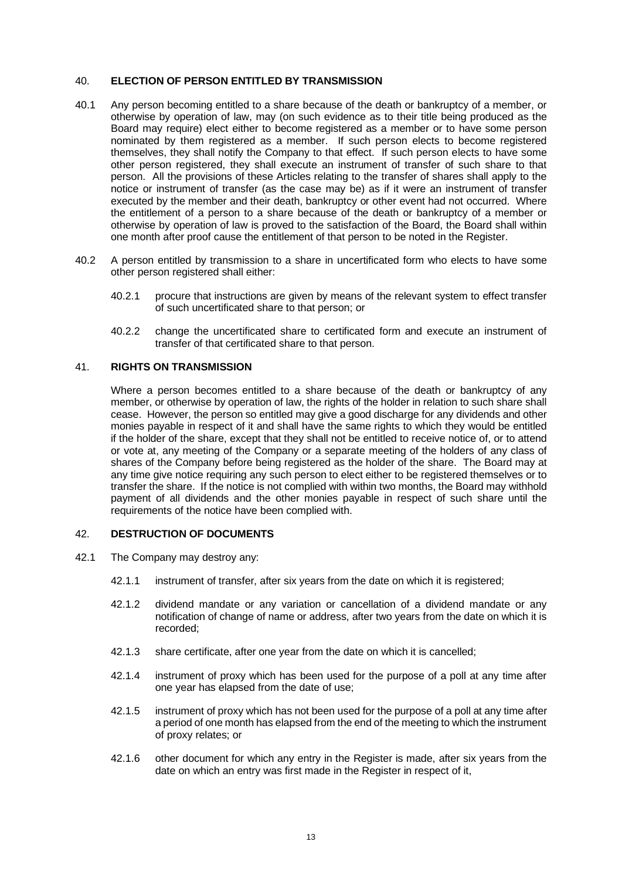## 40. ELECTION OF PERSON ENTITLED BY TRANSMISSION

40.1 Any person becoming entitled to a share because of the death or bankruptcy of a member, or otherwise by operation of law, may (on such evidence as to their title being produced as the Board may require) elect either to become registered as a member or to have some person nominated by them registered as a member. If such person elects to become registered themselves, they shall notify the Company to that effect. If such person elects to have some other person registered, they shall execute an instrument of transfer of such share to that person. All the provisions of these Articles relating to the transfer of shares shall apply to the notice or instrument of transfer (as the case may be) as if it were an instrument of transfer executed by the member and their death, bankruptcy or other event had not occurred. Where the entitlement of a person to a share because of the death or bankruptcy of a member or otherwise by operation of law is proved to the satisfaction of the Board, the Board shall within one month after proof cause the entitlement of that person to be noted in the Register.

40.2 A person entitled by transmission to a share in uncertificated form who elects to have some other person registered shall either:

40.2.1 procure that instructions are given by means of the relevant system to effect transfer of such uncertificated share to that person; or

40.2.2 change the uncertificated share to certificated form and execute an instrument of transfer of that certificated share to that person.

## 41. RIGHTS ON TRANSMISSION

Where a person becomes entitled to a share because of the death or bankruptcy of any member, or otherwise by operation of law, the rights of the holder in relation to such share shall cease. However, the person so entitled may give a good discharge for any dividends and other monies payable in respect of it and shall have the same rights to which they would be entitled if the holder of the share, except that they shall not be entitled to receive notice of, or to attend or vote at, any meeting of the Company or a separate meeting of the holders of any class of shares of the Company before being registered as the holder of the share. The Board may at any time give notice requiring any such person to elect either to be registered themselves or to transfer the share. If the notice is not complied with within two months, the Board may withhold payment of all dividends and the other monies payable in respect of such share until the requirements of the notice have been complied with.

## 42. DESTRUCTION OF DOCUMENTS

42.1 The Company may destroy any:

42.1.1 instrument of transfer, after six years from the date on which it is registered;

42.1.2 dividend mandate or any variation or cancellation of a dividend mandate or any notification of change of name or address, after two years from the date on which it is recorded;

42.1.3 share certificate, after one year from the date on which it is cancelled;

42.1.4 instrument of proxy which has been used for the purpose of a poll at any time after one year has elapsed from the date of use;

42.1.5 instrument of proxy which has not been used for the purpose of a poll at any time after a period of one month has elapsed from the end of the meeting to which the instrument of proxy relates; or

42.1.6 other document for which any entry in the Register is made, after six years from the date on which an entry was first made in the Register in respect of it,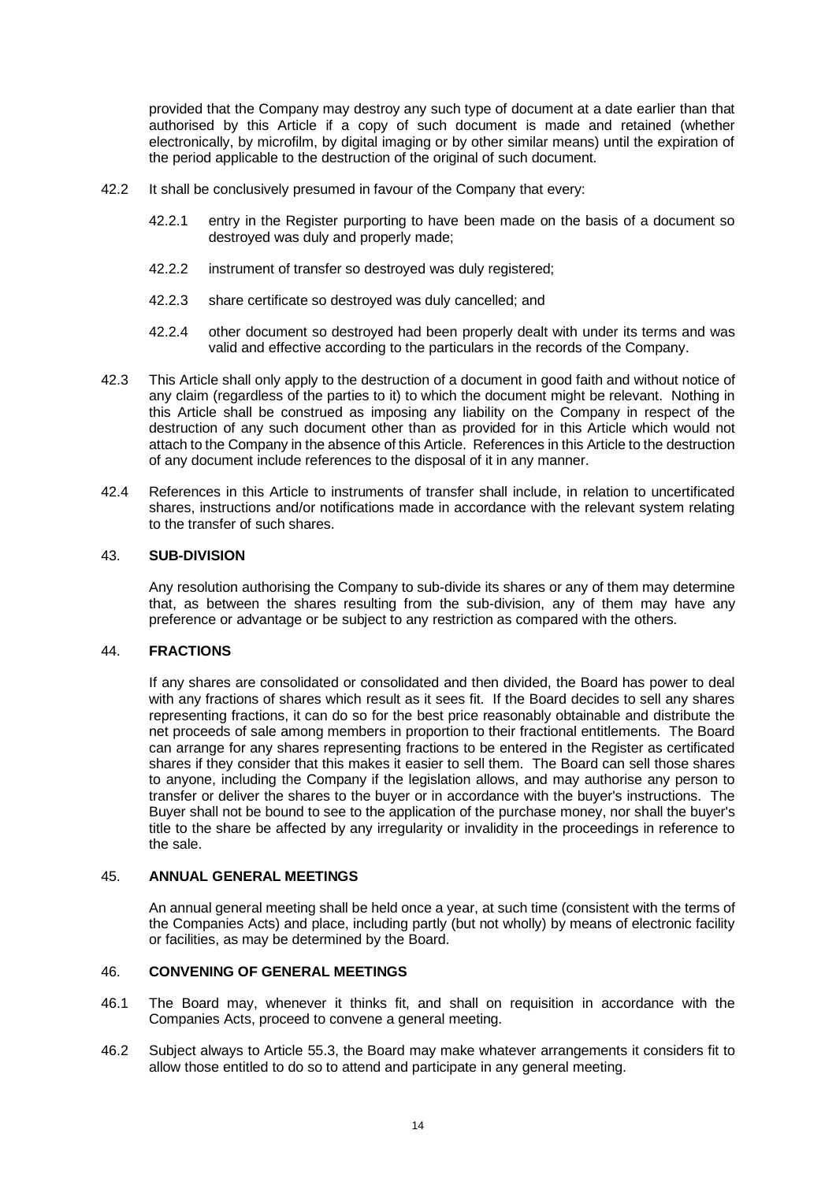provided that the Company may destroy any such type of document at a date earlier than that authorised by this Article if a copy of such document is made and retained (whether electronically, by microfilm, by digital imaging or by other similar means) until the expiration of the period applicable to the destruction of the original of such document.

42.2 It shall be conclusively presumed in favour of the Company that every:

42.2.1 entry in the Register purporting to have been made on the basis of a document so destroyed was duly and properly made;

42.2.2 instrument of transfer so destroyed was duly registered;

42.2.3 share certificate so destroyed was duly cancelled; and

42.2.4 other document so destroyed had been properly dealt with under its terms and was valid and effective according to the particulars in the records of the Company.

42.3 This Article shall only apply to the destruction of a document in good faith and without notice of any claim (regardless of the parties to it) to which the document might be relevant. Nothing in this Article shall be construed as imposing any liability on the Company in respect of the destruction of any such document other than as provided for in this Article which would not attach to the Company in the absence of this Article. References in this Article to the destruction of any document include references to the disposal of it in any manner.

42.4 References in this Article to instruments of transfer shall include, in relation to uncertificated shares, instructions and/or notifications made in accordance with the relevant system relating to the transfer of such shares.

## 43. SUB-DIVISION

Any resolution authorising the Company to sub-divide its shares or any of them may determine that, as between the shares resulting from the sub-division, any of them may have any preference or advantage or be subject to any restriction as compared with the others.

## 44. FRACTIONS

If any shares are consolidated or consolidated and then divided, the Board has power to deal with any fractions of shares which result as it sees fit. If the Board decides to sell any shares representing fractions, it can do so for the best price reasonably obtainable and distribute the net proceeds of sale among members in proportion to their fractional entitlements. The Board can arrange for any shares representing fractions to be entered in the Register as certificated shares if they consider that this makes it easier to sell them. The Board can sell those shares to anyone, including the Company if the legislation allows, and may authorise any person to transfer or deliver the shares to the buyer or in accordance with the buyer's instructions. The Buyer shall not be bound to see to the application of the purchase money, nor shall the buyer's title to the share be affected by any irregularity or invalidity in the proceedings in reference to the sale.

## 45. ANNUAL GENERAL MEETINGS

An annual general meeting shall be held once a year, at such time (consistent with the terms of the Companies Acts) and place, including partly (but not wholly) by means of electronic facility or facilities, as may be determined by the Board.

## 46. CONVENING OF GENERAL MEETINGS

46.1 The Board may, whenever it thinks fit, and shall on requisition in accordance with the Companies Acts, proceed to convene a general meeting.

46.2 Subject always to Article 55.3, the Board may make whatever arrangements it considers fit to allow those entitled to do so to attend and participate in any general meeting.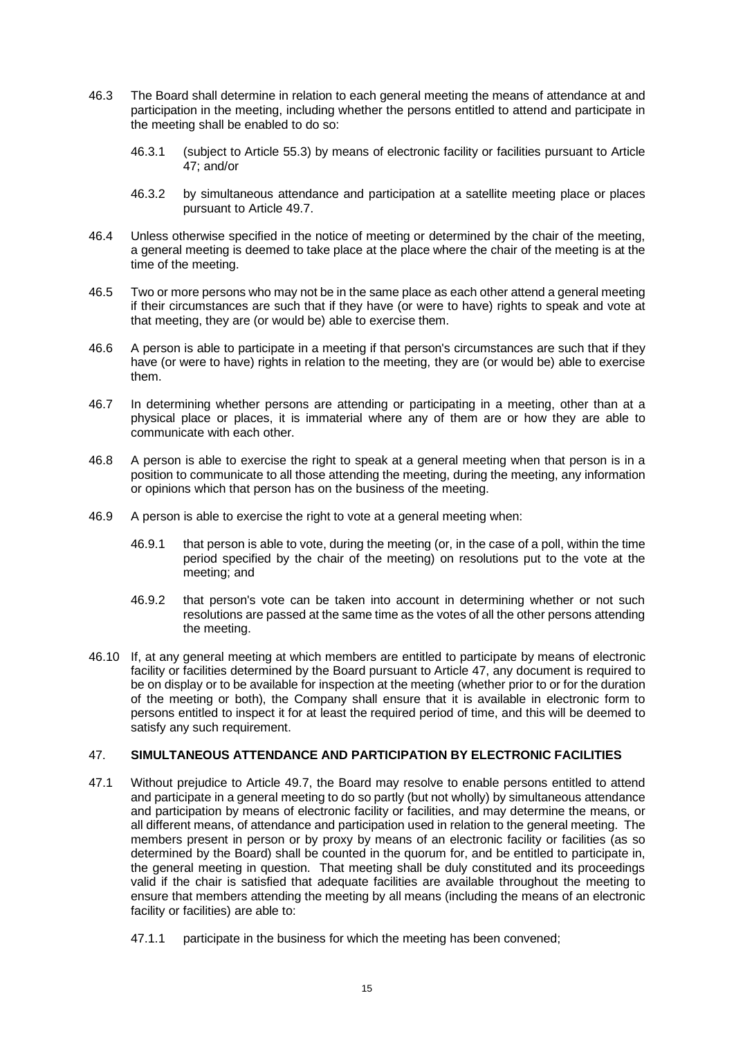46.3 The Board shall determine in relation to each general meeting the means of attendance at and participation in the meeting, including whether the persons entitled to attend and participate in the meeting shall be enabled to do so:

    46.3.1 (subject to Article 55.3) by means of electronic facility or facilities pursuant to Article 47; and/or

    46.3.2 by simultaneous attendance and participation at a satellite meeting place or places pursuant to Article 49.7.

46.4 Unless otherwise specified in the notice of meeting or determined by the chair of the meeting, a general meeting is deemed to take place at the place where the chair of the meeting is at the time of the meeting.

46.5 Two or more persons who may not be in the same place as each other attend a general meeting if their circumstances are such that if they have (or were to have) rights to speak and vote at that meeting, they are (or would be) able to exercise them.

46.6 A person is able to participate in a meeting if that person's circumstances are such that if they have (or were to have) rights in relation to the meeting, they are (or would be) able to exercise them.

46.7 In determining whether persons are attending or participating in a meeting, other than at a physical place or places, it is immaterial where any of them are or how they are able to communicate with each other.

46.8 A person is able to exercise the right to speak at a general meeting when that person is in a position to communicate to all those attending the meeting, during the meeting, any information or opinions which that person has on the business of the meeting.

46.9 A person is able to exercise the right to vote at a general meeting when:

    46.9.1 that person is able to vote, during the meeting (or, in the case of a poll, within the time period specified by the chair of the meeting) on resolutions put to the vote at the meeting; and

    46.9.2 that person's vote can be taken into account in determining whether or not such resolutions are passed at the same time as the votes of all the other persons attending the meeting.

46.10 If, at any general meeting at which members are entitled to participate by means of electronic facility or facilities determined by the Board pursuant to Article 47, any document is required to be on display or to be available for inspection at the meeting (whether prior to or for the duration of the meeting or both), the Company shall ensure that it is available in electronic form to persons entitled to inspect it for at least the required period of time, and this will be deemed to satisfy any such requirement.

## 47. SIMULTANEOUS ATTENDANCE AND PARTICIPATION BY ELECTRONIC FACILITIES

47.1 Without prejudice to Article 49.7, the Board may resolve to enable persons entitled to attend and participate in a general meeting to do so partly (but not wholly) by simultaneous attendance and participation by means of electronic facility or facilities, and may determine the means, or all different means, of attendance and participation used in relation to the general meeting. The members present in person or by proxy by means of an electronic facility or facilities (as so determined by the Board) shall be counted in the quorum for, and be entitled to participate in, the general meeting in question. That meeting shall be duly constituted and its proceedings valid if the chair is satisfied that adequate facilities are available throughout the meeting to ensure that members attending the meeting by all means (including the means of an electronic facility or facilities) are able to:

    47.1.1 participate in the business for which the meeting has been convened;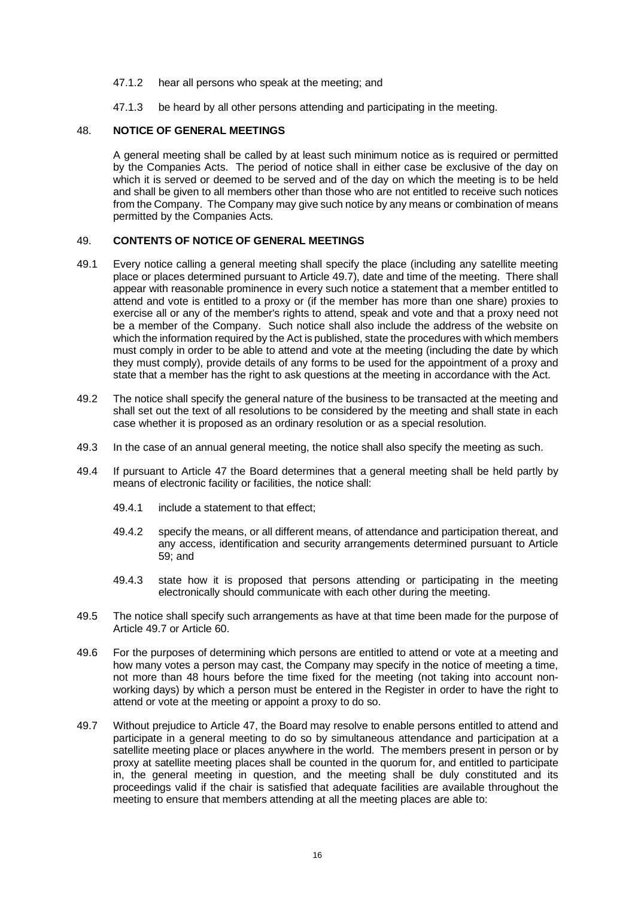47.1.2 hear all persons who speak at the meeting; and

47.1.3 be heard by all other persons attending and participating in the meeting.

## 48. NOTICE OF GENERAL MEETINGS

A general meeting shall be called by at least such minimum notice as is required or permitted by the Companies Acts. The period of notice shall in either case be exclusive of the day on which it is served or deemed to be served and of the day on which the meeting is to be held and shall be given to all members other than those who are not entitled to receive such notices from the Company. The Company may give such notice by any means or combination of means permitted by the Companies Acts.

## 49. CONTENTS OF NOTICE OF GENERAL MEETINGS

49.1 Every notice calling a general meeting shall specify the place (including any satellite meeting place or places determined pursuant to Article 49.7), date and time of the meeting. There shall appear with reasonable prominence in every such notice a statement that a member entitled to attend and vote is entitled to a proxy or (if the member has more than one share) proxies to exercise all or any of the member's rights to attend, speak and vote and that a proxy need not be a member of the Company. Such notice shall also include the address of the website on which the information required by the Act is published, state the procedures with which members must comply in order to be able to attend and vote at the meeting (including the date by which they must comply), provide details of any forms to be used for the appointment of a proxy and state that a member has the right to ask questions at the meeting in accordance with the Act.

49.2 The notice shall specify the general nature of the business to be transacted at the meeting and shall set out the text of all resolutions to be considered by the meeting and shall state in each case whether it is proposed as an ordinary resolution or as a special resolution.

49.3 In the case of an annual general meeting, the notice shall also specify the meeting as such.

49.4 If pursuant to Article 47 the Board determines that a general meeting shall be held partly by means of electronic facility or facilities, the notice shall:

49.4.1 include a statement to that effect;

49.4.2 specify the means, or all different means, of attendance and participation thereat, and any access, identification and security arrangements determined pursuant to Article 59; and

49.4.3 state how it is proposed that persons attending or participating in the meeting electronically should communicate with each other during the meeting.

49.5 The notice shall specify such arrangements as have at that time been made for the purpose of Article 49.7 or Article 60.

49.6 For the purposes of determining which persons are entitled to attend or vote at a meeting and how many votes a person may cast, the Company may specify in the notice of meeting a time, not more than 48 hours before the time fixed for the meeting (not taking into account non-working days) by which a person must be entered in the Register in order to have the right to attend or vote at the meeting or appoint a proxy to do so.

49.7 Without prejudice to Article 47, the Board may resolve to enable persons entitled to attend and participate in a general meeting to do so by simultaneous attendance and participation at a satellite meeting place or places anywhere in the world. The members present in person or by proxy at satellite meeting places shall be counted in the quorum for, and entitled to participate in, the general meeting in question, and the meeting shall be duly constituted and its proceedings valid if the chair is satisfied that adequate facilities are available throughout the meeting to ensure that members attending at all the meeting places are able to: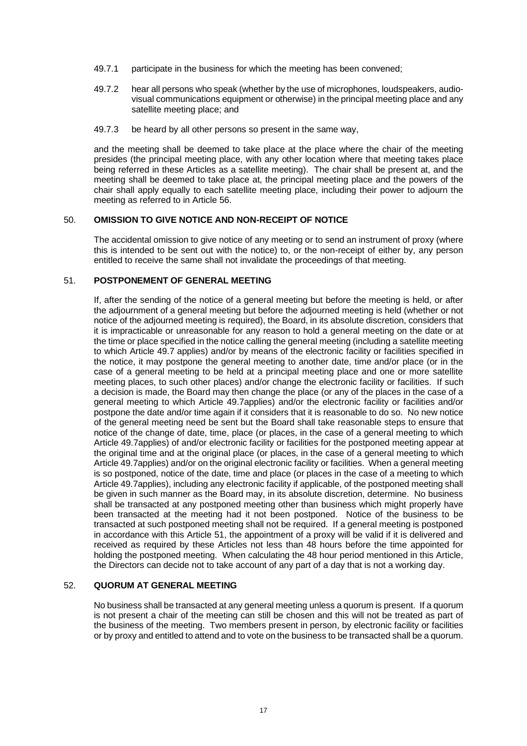49.7.1 participate in the business for which the meeting has been convened;

49.7.2 hear all persons who speak (whether by the use of microphones, loudspeakers, audio-visual communications equipment or otherwise) in the principal meeting place and any satellite meeting place; and

49.7.3 be heard by all other persons so present in the same way,

and the meeting shall be deemed to take place at the place where the chair of the meeting presides (the principal meeting place, with any other location where that meeting takes place being referred in these Articles as a satellite meeting). The chair shall be present at, and the meeting shall be deemed to take place at, the principal meeting place and the powers of the chair shall apply equally to each satellite meeting place, including their power to adjourn the meeting as referred to in Article 56.

## 50. OMISSION TO GIVE NOTICE AND NON-RECEIPT OF NOTICE

The accidental omission to give notice of any meeting or to send an instrument of proxy (where this is intended to be sent out with the notice) to, or the non-receipt of either by, any person entitled to receive the same shall not invalidate the proceedings of that meeting.

## 51. POSTPONEMENT OF GENERAL MEETING

If, after the sending of the notice of a general meeting but before the meeting is held, or after the adjournment of a general meeting but before the adjourned meeting is held (whether or not notice of the adjourned meeting is required), the Board, in its absolute discretion, considers that it is impracticable or unreasonable for any reason to hold a general meeting on the date or at the time or place specified in the notice calling the general meeting (including a satellite meeting to which Article 49.7 applies) and/or by means of the electronic facility or facilities specified in the notice, it may postpone the general meeting to another date, time and/or place (or in the case of a general meeting to be held at a principal meeting place and one or more satellite meeting places, to such other places) and/or change the electronic facility or facilities. If such a decision is made, the Board may then change the place (or any of the places in the case of a general meeting to which Article 49.7applies) and/or the electronic facility or facilities and/or postpone the date and/or time again if it considers that it is reasonable to do so. No new notice of the general meeting need be sent but the Board shall take reasonable steps to ensure that notice of the change of date, time, place (or places, in the case of a general meeting to which Article 49.7applies) of and/or electronic facility or facilities for the postponed meeting appear at the original time and at the original place (or places, in the case of a general meeting to which Article 49.7applies) and/or on the original electronic facility or facilities. When a general meeting is so postponed, notice of the date, time and place (or places in the case of a meeting to which Article 49.7applies), including any electronic facility if applicable, of the postponed meeting shall be given in such manner as the Board may, in its absolute discretion, determine. No business shall be transacted at any postponed meeting other than business which might properly have been transacted at the meeting had it not been postponed. Notice of the business to be transacted at such postponed meeting shall not be required. If a general meeting is postponed in accordance with this Article 51, the appointment of a proxy will be valid if it is delivered and received as required by these Articles not less than 48 hours before the time appointed for holding the postponed meeting. When calculating the 48 hour period mentioned in this Article, the Directors can decide not to take account of any part of a day that is not a working day.

## 52. QUORUM AT GENERAL MEETING

No business shall be transacted at any general meeting unless a quorum is present. If a quorum is not present a chair of the meeting can still be chosen and this will not be treated as part of the business of the meeting. Two members present in person, by electronic facility or facilities or by proxy and entitled to attend and to vote on the business to be transacted shall be a quorum.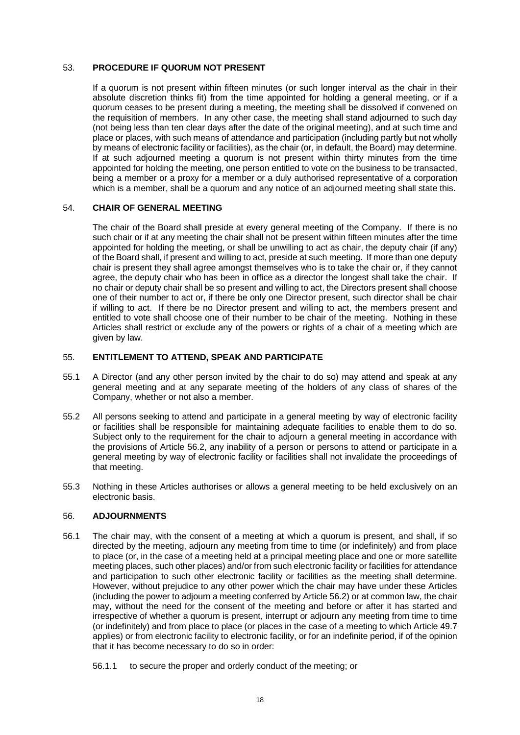## 53. PROCEDURE IF QUORUM NOT PRESENT

If a quorum is not present within fifteen minutes (or such longer interval as the chair in their absolute discretion thinks fit) from the time appointed for holding a general meeting, or if a quorum ceases to be present during a meeting, the meeting shall be dissolved if convened on the requisition of members. In any other case, the meeting shall stand adjourned to such day (not being less than ten clear days after the date of the original meeting), and at such time and place or places, with such means of attendance and participation (including partly but not wholly by means of electronic facility or facilities), as the chair (or, in default, the Board) may determine. If at such adjourned meeting a quorum is not present within thirty minutes from the time appointed for holding the meeting, one person entitled to vote on the business to be transacted, being a member or a proxy for a member or a duly authorised representative of a corporation which is a member, shall be a quorum and any notice of an adjourned meeting shall state this.

## 54. CHAIR OF GENERAL MEETING

The chair of the Board shall preside at every general meeting of the Company. If there is no such chair or if at any meeting the chair shall not be present within fifteen minutes after the time appointed for holding the meeting, or shall be unwilling to act as chair, the deputy chair (if any) of the Board shall, if present and willing to act, preside at such meeting. If more than one deputy chair is present they shall agree amongst themselves who is to take the chair or, if they cannot agree, the deputy chair who has been in office as a director the longest shall take the chair. If no chair or deputy chair shall be so present and willing to act, the Directors present shall choose one of their number to act or, if there be only one Director present, such director shall be chair if willing to act. If there be no Director present and willing to act, the members present and entitled to vote shall choose one of their number to be chair of the meeting. Nothing in these Articles shall restrict or exclude any of the powers or rights of a chair of a meeting which are given by law.

## 55. ENTITLEMENT TO ATTEND, SPEAK AND PARTICIPATE

55.1 A Director (and any other person invited by the chair to do so) may attend and speak at any general meeting and at any separate meeting of the holders of any class of shares of the Company, whether or not also a member.

55.2 All persons seeking to attend and participate in a general meeting by way of electronic facility or facilities shall be responsible for maintaining adequate facilities to enable them to do so. Subject only to the requirement for the chair to adjourn a general meeting in accordance with the provisions of Article 56.2, any inability of a person or persons to attend or participate in a general meeting by way of electronic facility or facilities shall not invalidate the proceedings of that meeting.

55.3 Nothing in these Articles authorises or allows a general meeting to be held exclusively on an electronic basis.

## 56. ADJOURNMENTS

56.1 The chair may, with the consent of a meeting at which a quorum is present, and shall, if so directed by the meeting, adjourn any meeting from time to time (or indefinitely) and from place to place (or, in the case of a meeting held at a principal meeting place and one or more satellite meeting places, such other places) and/or from such electronic facility or facilities for attendance and participation to such other electronic facility or facilities as the meeting shall determine. However, without prejudice to any other power which the chair may have under these Articles (including the power to adjourn a meeting conferred by Article 56.2) or at common law, the chair may, without the need for the consent of the meeting and before or after it has started and irrespective of whether a quorum is present, interrupt or adjourn any meeting from time to time (or indefinitely) and from place to place (or places in the case of a meeting to which Article 49.7 applies) or from electronic facility to electronic facility, or for an indefinite period, if of the opinion that it has become necessary to do so in order:

56.1.1 to secure the proper and orderly conduct of the meeting; or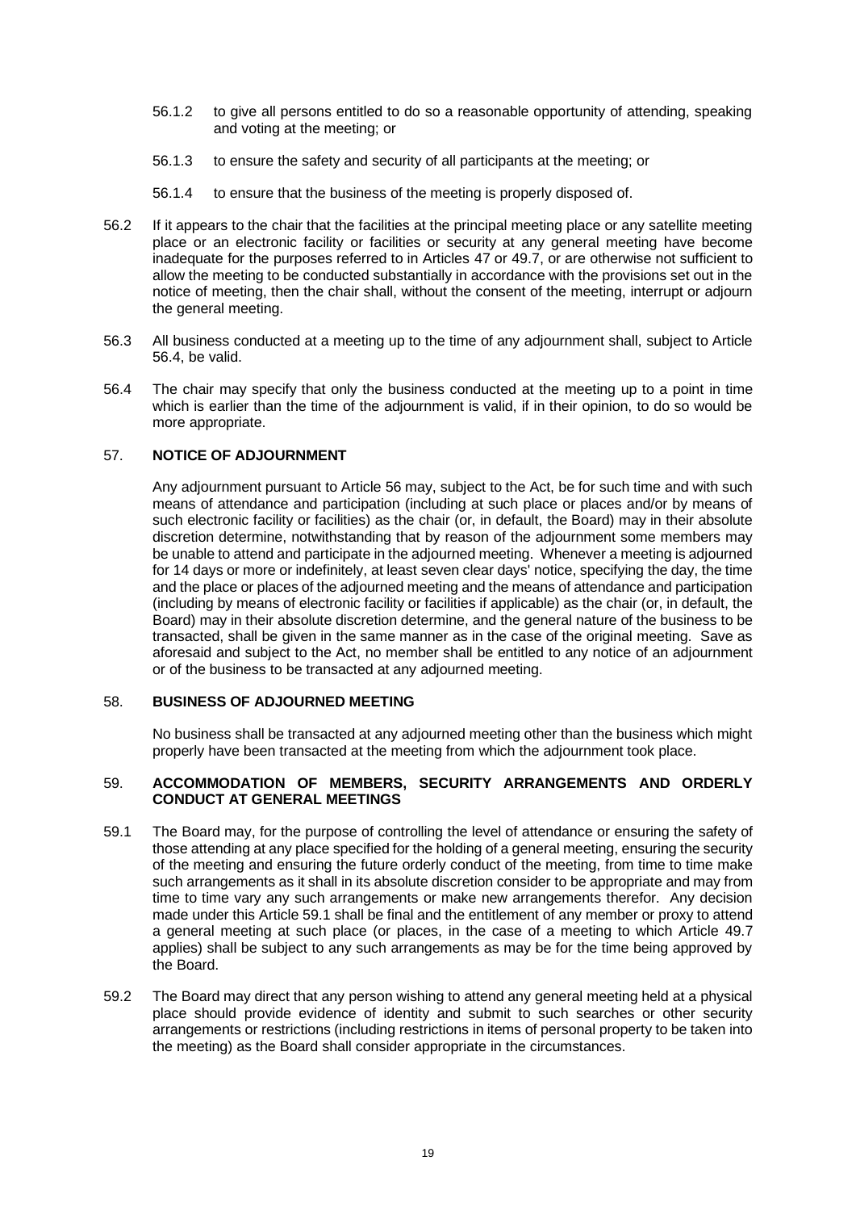56.1.2 to give all persons entitled to do so a reasonable opportunity of attending, speaking and voting at the meeting; or

56.1.3 to ensure the safety and security of all participants at the meeting; or

56.1.4 to ensure that the business of the meeting is properly disposed of.

56.2 If it appears to the chair that the facilities at the principal meeting place or any satellite meeting place or an electronic facility or facilities or security at any general meeting have become inadequate for the purposes referred to in Articles 47 or 49.7, or are otherwise not sufficient to allow the meeting to be conducted substantially in accordance with the provisions set out in the notice of meeting, then the chair shall, without the consent of the meeting, interrupt or adjourn the general meeting.

56.3 All business conducted at a meeting up to the time of any adjournment shall, subject to Article 56.4, be valid.

56.4 The chair may specify that only the business conducted at the meeting up to a point in time which is earlier than the time of the adjournment is valid, if in their opinion, to do so would be more appropriate.

## 57. NOTICE OF ADJOURNMENT

Any adjournment pursuant to Article 56 may, subject to the Act, be for such time and with such means of attendance and participation (including at such place or places and/or by means of such electronic facility or facilities) as the chair (or, in default, the Board) may in their absolute discretion determine, notwithstanding that by reason of the adjournment some members may be unable to attend and participate in the adjourned meeting. Whenever a meeting is adjourned for 14 days or more or indefinitely, at least seven clear days' notice, specifying the day, the time and the place or places of the adjourned meeting and the means of attendance and participation (including by means of electronic facility or facilities if applicable) as the chair (or, in default, the Board) may in their absolute discretion determine, and the general nature of the business to be transacted, shall be given in the same manner as in the case of the original meeting. Save as aforesaid and subject to the Act, no member shall be entitled to any notice of an adjournment or of the business to be transacted at any adjourned meeting.

## 58. BUSINESS OF ADJOURNED MEETING

No business shall be transacted at any adjourned meeting other than the business which might properly have been transacted at the meeting from which the adjournment took place.

## 59. ACCOMMODATION OF MEMBERS, SECURITY ARRANGEMENTS AND ORDERLY CONDUCT AT GENERAL MEETINGS

59.1 The Board may, for the purpose of controlling the level of attendance or ensuring the safety of those attending at any place specified for the holding of a general meeting, ensuring the security of the meeting and ensuring the future orderly conduct of the meeting, from time to time make such arrangements as it shall in its absolute discretion consider to be appropriate and may from time to time vary any such arrangements or make new arrangements therefor. Any decision made under this Article 59.1 shall be final and the entitlement of any member or proxy to attend a general meeting at such place (or places, in the case of a meeting to which Article 49.7 applies) shall be subject to any such arrangements as may be for the time being approved by the Board.

59.2 The Board may direct that any person wishing to attend any general meeting held at a physical place should provide evidence of identity and submit to such searches or other security arrangements or restrictions (including restrictions in items of personal property to be taken into the meeting) as the Board shall consider appropriate in the circumstances.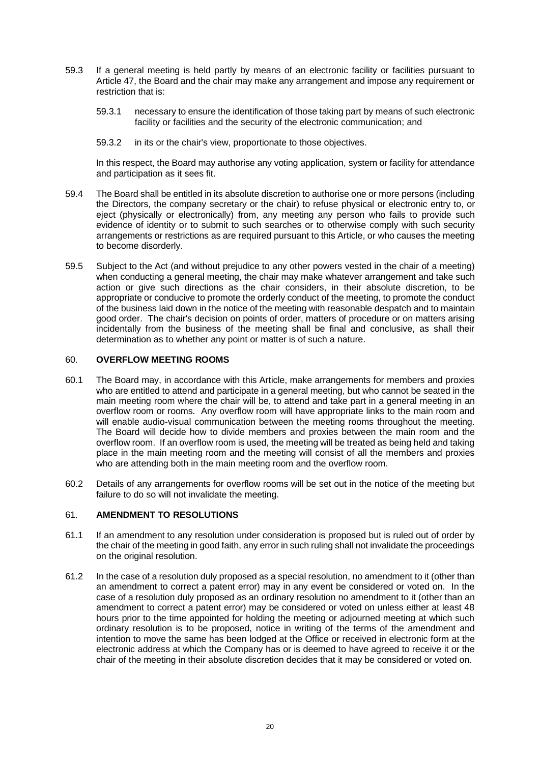59.3 If a general meeting is held partly by means of an electronic facility or facilities pursuant to Article 47, the Board and the chair may make any arrangement and impose any requirement or restriction that is:

59.3.1 necessary to ensure the identification of those taking part by means of such electronic facility or facilities and the security of the electronic communication; and

59.3.2 in its or the chair's view, proportionate to those objectives.

In this respect, the Board may authorise any voting application, system or facility for attendance and participation as it sees fit.

59.4 The Board shall be entitled in its absolute discretion to authorise one or more persons (including the Directors, the company secretary or the chair) to refuse physical or electronic entry to, or eject (physically or electronically) from, any meeting any person who fails to provide such evidence of identity or to submit to such searches or to otherwise comply with such security arrangements or restrictions as are required pursuant to this Article, or who causes the meeting to become disorderly.

59.5 Subject to the Act (and without prejudice to any other powers vested in the chair of a meeting) when conducting a general meeting, the chair may make whatever arrangement and take such action or give such directions as the chair considers, in their absolute discretion, to be appropriate or conducive to promote the orderly conduct of the meeting, to promote the conduct of the business laid down in the notice of the meeting with reasonable despatch and to maintain good order. The chair's decision on points of order, matters of procedure or on matters arising incidentally from the business of the meeting shall be final and conclusive, as shall their determination as to whether any point or matter is of such a nature.

## 60. OVERFLOW MEETING ROOMS

60.1 The Board may, in accordance with this Article, make arrangements for members and proxies who are entitled to attend and participate in a general meeting, but who cannot be seated in the main meeting room where the chair will be, to attend and take part in a general meeting in an overflow room or rooms. Any overflow room will have appropriate links to the main room and will enable audio-visual communication between the meeting rooms throughout the meeting. The Board will decide how to divide members and proxies between the main room and the overflow room. If an overflow room is used, the meeting will be treated as being held and taking place in the main meeting room and the meeting will consist of all the members and proxies who are attending both in the main meeting room and the overflow room.

60.2 Details of any arrangements for overflow rooms will be set out in the notice of the meeting but failure to do so will not invalidate the meeting.

## 61. AMENDMENT TO RESOLUTIONS

61.1 If an amendment to any resolution under consideration is proposed but is ruled out of order by the chair of the meeting in good faith, any error in such ruling shall not invalidate the proceedings on the original resolution.

61.2 In the case of a resolution duly proposed as a special resolution, no amendment to it (other than an amendment to correct a patent error) may in any event be considered or voted on. In the case of a resolution duly proposed as an ordinary resolution no amendment to it (other than an amendment to correct a patent error) may be considered or voted on unless either at least 48 hours prior to the time appointed for holding the meeting or adjourned meeting at which such ordinary resolution is to be proposed, notice in writing of the terms of the amendment and intention to move the same has been lodged at the Office or received in electronic form at the electronic address at which the Company has or is deemed to have agreed to receive it or the chair of the meeting in their absolute discretion decides that it may be considered or voted on.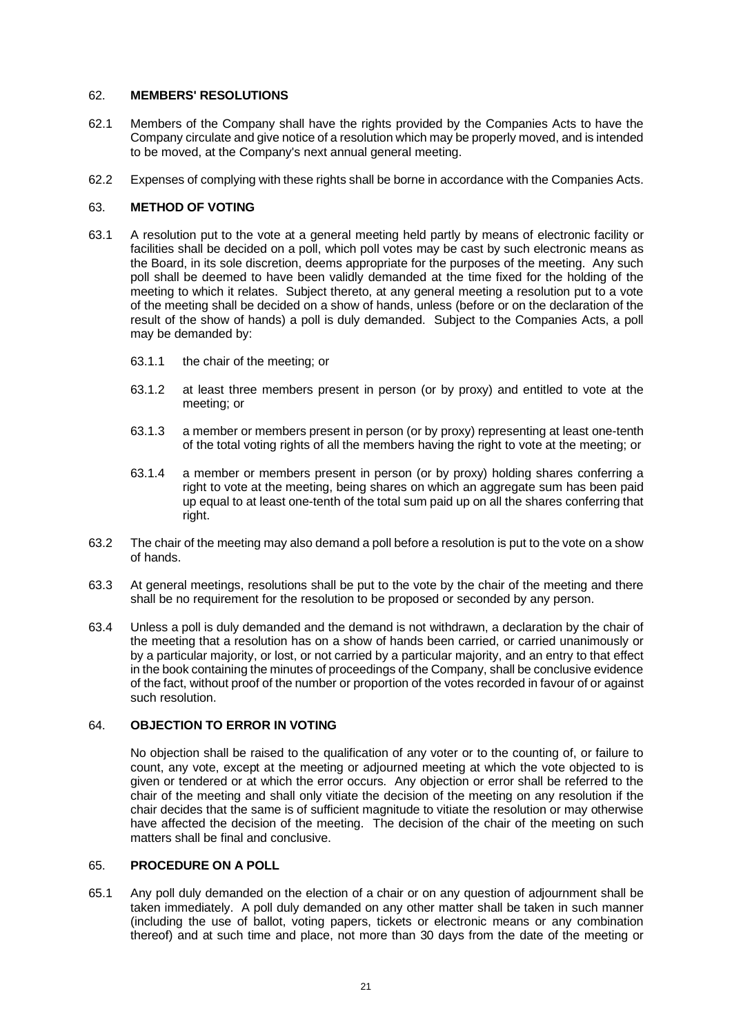## 62. MEMBERS' RESOLUTIONS

62.1 Members of the Company shall have the rights provided by the Companies Acts to have the Company circulate and give notice of a resolution which may be properly moved, and is intended to be moved, at the Company's next annual general meeting.

62.2 Expenses of complying with these rights shall be borne in accordance with the Companies Acts.

## 63. METHOD OF VOTING

63.1 A resolution put to the vote at a general meeting held partly by means of electronic facility or facilities shall be decided on a poll, which poll votes may be cast by such electronic means as the Board, in its sole discretion, deems appropriate for the purposes of the meeting. Any such poll shall be deemed to have been validly demanded at the time fixed for the holding of the meeting to which it relates. Subject thereto, at any general meeting a resolution put to a vote of the meeting shall be decided on a show of hands, unless (before or on the declaration of the result of the show of hands) a poll is duly demanded. Subject to the Companies Acts, a poll may be demanded by:

63.1.1 the chair of the meeting; or

63.1.2 at least three members present in person (or by proxy) and entitled to vote at the meeting; or

63.1.3 a member or members present in person (or by proxy) representing at least one-tenth of the total voting rights of all the members having the right to vote at the meeting; or

63.1.4 a member or members present in person (or by proxy) holding shares conferring a right to vote at the meeting, being shares on which an aggregate sum has been paid up equal to at least one-tenth of the total sum paid up on all the shares conferring that right.

63.2 The chair of the meeting may also demand a poll before a resolution is put to the vote on a show of hands.

63.3 At general meetings, resolutions shall be put to the vote by the chair of the meeting and there shall be no requirement for the resolution to be proposed or seconded by any person.

63.4 Unless a poll is duly demanded and the demand is not withdrawn, a declaration by the chair of the meeting that a resolution has on a show of hands been carried, or carried unanimously or by a particular majority, or lost, or not carried by a particular majority, and an entry to that effect in the book containing the minutes of proceedings of the Company, shall be conclusive evidence of the fact, without proof of the number or proportion of the votes recorded in favour of or against such resolution.

## 64. OBJECTION TO ERROR IN VOTING

No objection shall be raised to the qualification of any voter or to the counting of, or failure to count, any vote, except at the meeting or adjourned meeting at which the vote objected to is given or tendered or at which the error occurs. Any objection or error shall be referred to the chair of the meeting and shall only vitiate the decision of the meeting on any resolution if the chair decides that the same is of sufficient magnitude to vitiate the resolution or may otherwise have affected the decision of the meeting. The decision of the chair of the meeting on such matters shall be final and conclusive.

## 65. PROCEDURE ON A POLL

65.1 Any poll duly demanded on the election of a chair or on any question of adjournment shall be taken immediately. A poll duly demanded on any other matter shall be taken in such manner (including the use of ballot, voting papers, tickets or electronic means or any combination thereof) and at such time and place, not more than 30 days from the date of the meeting or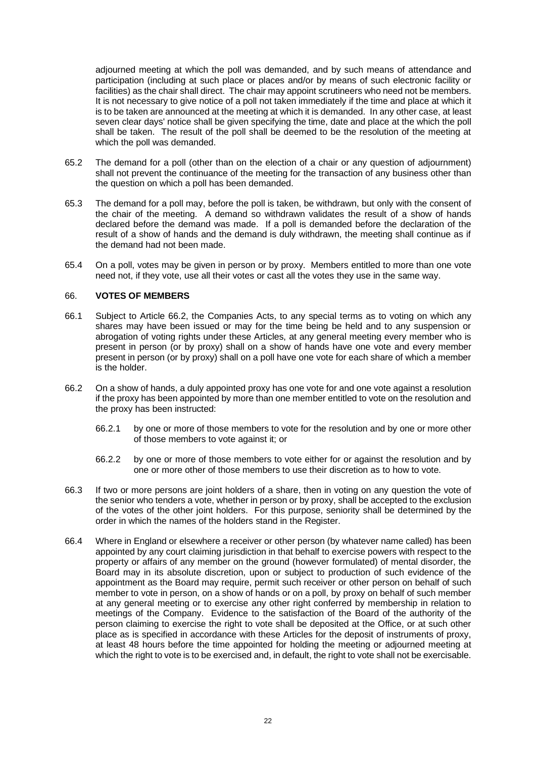adjourned meeting at which the poll was demanded, and by such means of attendance and participation (including at such place or places and/or by means of such electronic facility or facilities) as the chair shall direct. The chair may appoint scrutineers who need not be members. It is not necessary to give notice of a poll not taken immediately if the time and place at which it is to be taken are announced at the meeting at which it is demanded. In any other case, at least seven clear days' notice shall be given specifying the time, date and place at the which the poll shall be taken. The result of the poll shall be deemed to be the resolution of the meeting at which the poll was demanded.

65.2 The demand for a poll (other than on the election of a chair or any question of adjournment) shall not prevent the continuance of the meeting for the transaction of any business other than the question on which a poll has been demanded.

65.3 The demand for a poll may, before the poll is taken, be withdrawn, but only with the consent of the chair of the meeting. A demand so withdrawn validates the result of a show of hands declared before the demand was made. If a poll is demanded before the declaration of the result of a show of hands and the demand is duly withdrawn, the meeting shall continue as if the demand had not been made.

65.4 On a poll, votes may be given in person or by proxy. Members entitled to more than one vote need not, if they vote, use all their votes or cast all the votes they use in the same way.

## 66. VOTES OF MEMBERS

66.1 Subject to Article 66.2, the Companies Acts, to any special terms as to voting on which any shares may have been issued or may for the time being be held and to any suspension or abrogation of voting rights under these Articles, at any general meeting every member who is present in person (or by proxy) shall on a show of hands have one vote and every member present in person (or by proxy) shall on a poll have one vote for each share of which a member is the holder.

66.2 On a show of hands, a duly appointed proxy has one vote for and one vote against a resolution if the proxy has been appointed by more than one member entitled to vote on the resolution and the proxy has been instructed:

66.2.1 by one or more of those members to vote for the resolution and by one or more other of those members to vote against it; or

66.2.2 by one or more of those members to vote either for or against the resolution and by one or more other of those members to use their discretion as to how to vote.

66.3 If two or more persons are joint holders of a share, then in voting on any question the vote of the senior who tenders a vote, whether in person or by proxy, shall be accepted to the exclusion of the votes of the other joint holders. For this purpose, seniority shall be determined by the order in which the names of the holders stand in the Register.

66.4 Where in England or elsewhere a receiver or other person (by whatever name called) has been appointed by any court claiming jurisdiction in that behalf to exercise powers with respect to the property or affairs of any member on the ground (however formulated) of mental disorder, the Board may in its absolute discretion, upon or subject to production of such evidence of the appointment as the Board may require, permit such receiver or other person on behalf of such member to vote in person, on a show of hands or on a poll, by proxy on behalf of such member at any general meeting or to exercise any other right conferred by membership in relation to meetings of the Company. Evidence to the satisfaction of the Board of the authority of the person claiming to exercise the right to vote shall be deposited at the Office, or at such other place as is specified in accordance with these Articles for the deposit of instruments of proxy, at least 48 hours before the time appointed for holding the meeting or adjourned meeting at which the right to vote is to be exercised and, in default, the right to vote shall not be exercisable.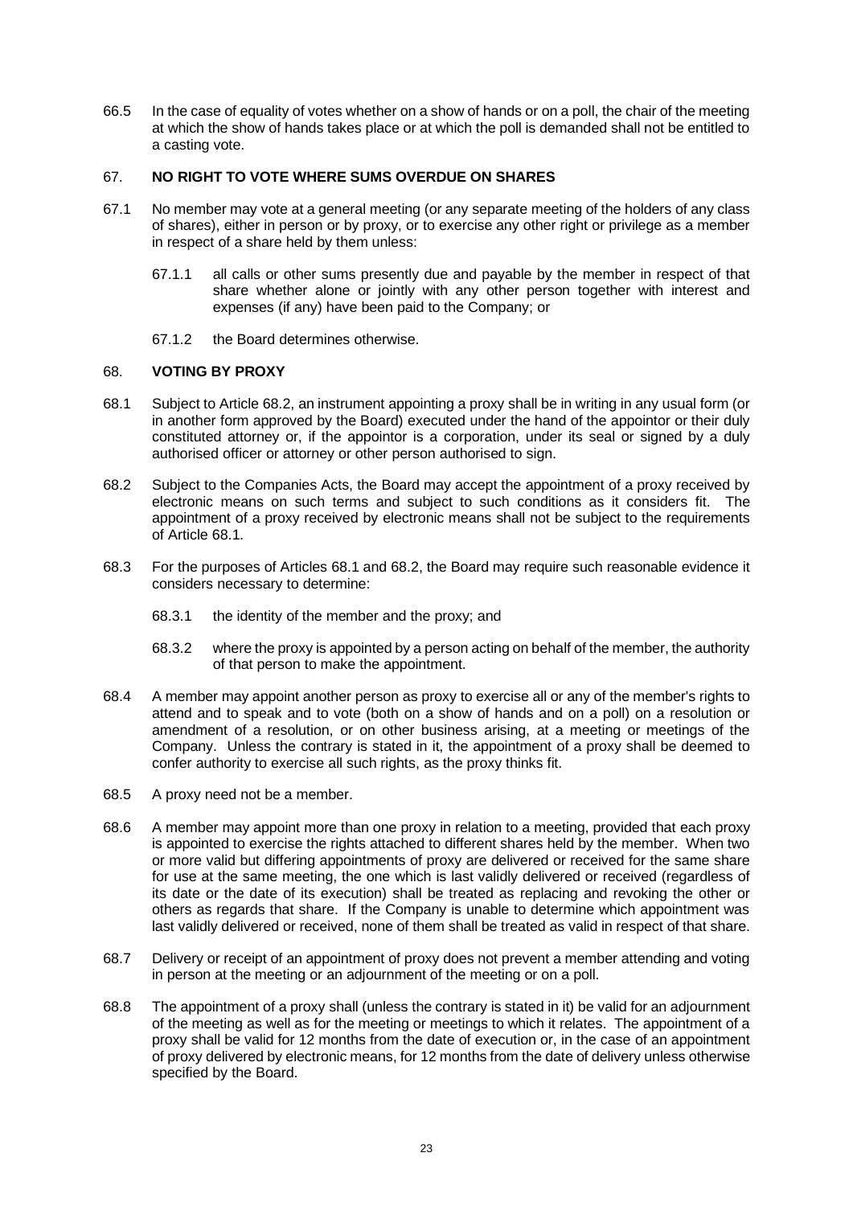66.5 In the case of equality of votes whether on a show of hands or on a poll, the chair of the meeting at which the show of hands takes place or at which the poll is demanded shall not be entitled to a casting vote.

### 67. NO RIGHT TO VOTE WHERE SUMS OVERDUE ON SHARES

67.1 No member may vote at a general meeting (or any separate meeting of the holders of any class of shares), either in person or by proxy, or to exercise any other right or privilege as a member in respect of a share held by them unless:

67.1.1 all calls or other sums presently due and payable by the member in respect of that share whether alone or jointly with any other person together with interest and expenses (if any) have been paid to the Company; or

67.1.2 the Board determines otherwise.

### 68. VOTING BY PROXY

68.1 Subject to Article 68.2, an instrument appointing a proxy shall be in writing in any usual form (or in another form approved by the Board) executed under the hand of the appointor or their duly constituted attorney or, if the appointor is a corporation, under its seal or signed by a duly authorised officer or attorney or other person authorised to sign.

68.2 Subject to the Companies Acts, the Board may accept the appointment of a proxy received by electronic means on such terms and subject to such conditions as it considers fit. The appointment of a proxy received by electronic means shall not be subject to the requirements of Article 68.1.

68.3 For the purposes of Articles 68.1 and 68.2, the Board may require such reasonable evidence it considers necessary to determine:

68.3.1 the identity of the member and the proxy; and

68.3.2 where the proxy is appointed by a person acting on behalf of the member, the authority of that person to make the appointment.

68.4 A member may appoint another person as proxy to exercise all or any of the member's rights to attend and to speak and to vote (both on a show of hands and on a poll) on a resolution or amendment of a resolution, or on other business arising, at a meeting or meetings of the Company. Unless the contrary is stated in it, the appointment of a proxy shall be deemed to confer authority to exercise all such rights, as the proxy thinks fit.

68.5 A proxy need not be a member.

68.6 A member may appoint more than one proxy in relation to a meeting, provided that each proxy is appointed to exercise the rights attached to different shares held by the member. When two or more valid but differing appointments of proxy are delivered or received for the same share for use at the same meeting, the one which is last validly delivered or received (regardless of its date or the date of its execution) shall be treated as replacing and revoking the other or others as regards that share. If the Company is unable to determine which appointment was last validly delivered or received, none of them shall be treated as valid in respect of that share.

68.7 Delivery or receipt of an appointment of proxy does not prevent a member attending and voting in person at the meeting or an adjournment of the meeting or on a poll.

68.8 The appointment of a proxy shall (unless the contrary is stated in it) be valid for an adjournment of the meeting as well as for the meeting or meetings to which it relates. The appointment of a proxy shall be valid for 12 months from the date of execution or, in the case of an appointment of proxy delivered by electronic means, for 12 months from the date of delivery unless otherwise specified by the Board.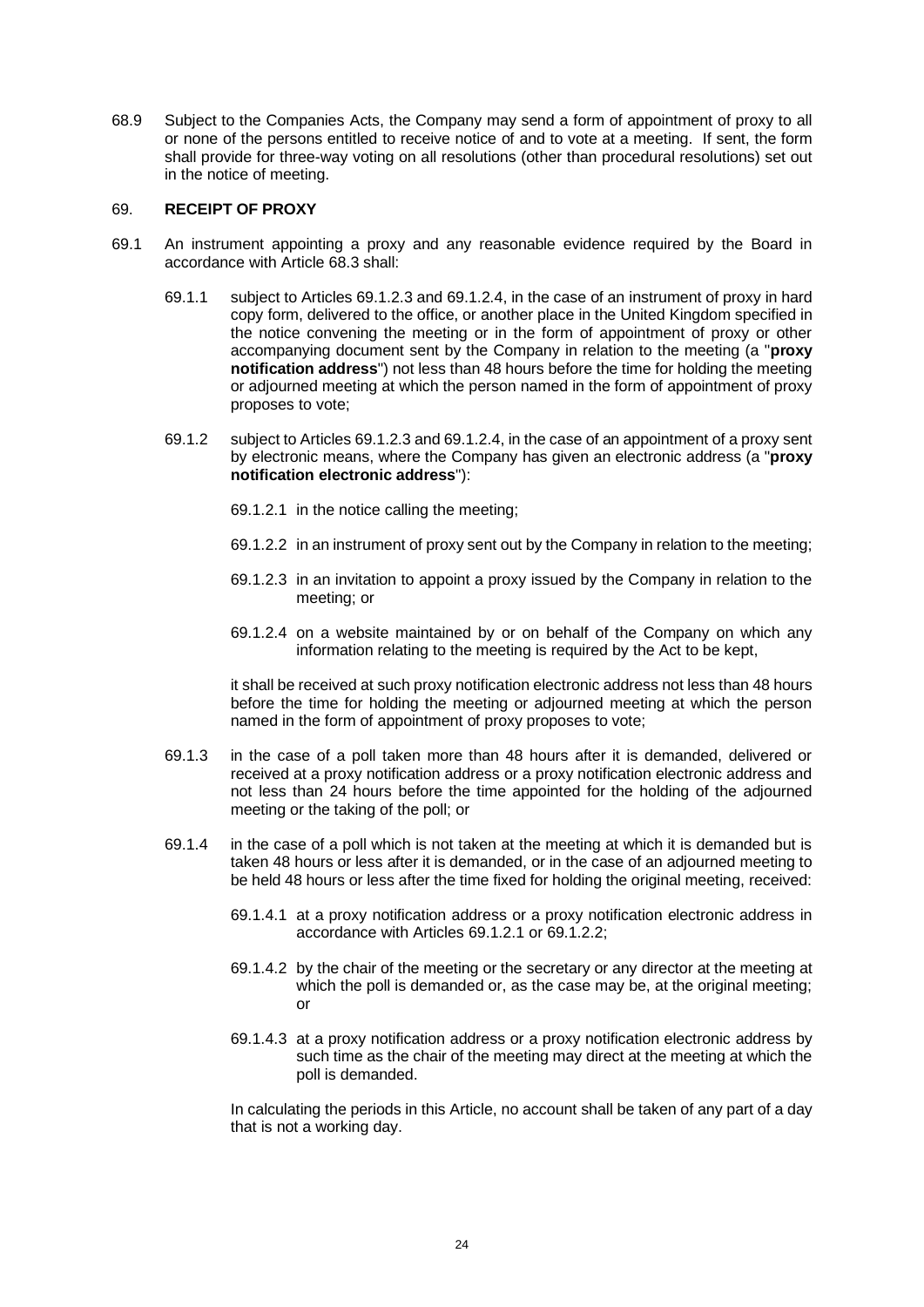68.9 Subject to the Companies Acts, the Company may send a form of appointment of proxy to all or none of the persons entitled to receive notice of and to vote at a meeting. If sent, the form shall provide for three-way voting on all resolutions (other than procedural resolutions) set out in the notice of meeting.

## 69. RECEIPT OF PROXY

69.1 An instrument appointing a proxy and any reasonable evidence required by the Board in accordance with Article 68.3 shall:

69.1.1 subject to Articles 69.1.2.3 and 69.1.2.4, in the case of an instrument of proxy in hard copy form, delivered to the office, or another place in the United Kingdom specified in the notice convening the meeting or in the form of appointment of proxy or other accompanying document sent by the Company in relation to the meeting (a "**proxy notification address**") not less than 48 hours before the time for holding the meeting or adjourned meeting at which the person named in the form of appointment of proxy proposes to vote;

69.1.2 subject to Articles 69.1.2.3 and 69.1.2.4, in the case of an appointment of a proxy sent by electronic means, where the Company has given an electronic address (a "**proxy notification electronic address**"):

69.1.2.1 in the notice calling the meeting;

69.1.2.2 in an instrument of proxy sent out by the Company in relation to the meeting;

69.1.2.3 in an invitation to appoint a proxy issued by the Company in relation to the meeting; or

69.1.2.4 on a website maintained by or on behalf of the Company on which any information relating to the meeting is required by the Act to be kept,

it shall be received at such proxy notification electronic address not less than 48 hours before the time for holding the meeting or adjourned meeting at which the person named in the form of appointment of proxy proposes to vote;

69.1.3 in the case of a poll taken more than 48 hours after it is demanded, delivered or received at a proxy notification address or a proxy notification electronic address and not less than 24 hours before the time appointed for the holding of the adjourned meeting or the taking of the poll; or

69.1.4 in the case of a poll which is not taken at the meeting at which it is demanded but is taken 48 hours or less after it is demanded, or in the case of an adjourned meeting to be held 48 hours or less after the time fixed for holding the original meeting, received:

69.1.4.1 at a proxy notification address or a proxy notification electronic address in accordance with Articles 69.1.2.1 or 69.1.2.2;

69.1.4.2 by the chair of the meeting or the secretary or any director at the meeting at which the poll is demanded or, as the case may be, at the original meeting; or

69.1.4.3 at a proxy notification address or a proxy notification electronic address by such time as the chair of the meeting may direct at the meeting at which the poll is demanded.

In calculating the periods in this Article, no account shall be taken of any part of a day that is not a working day.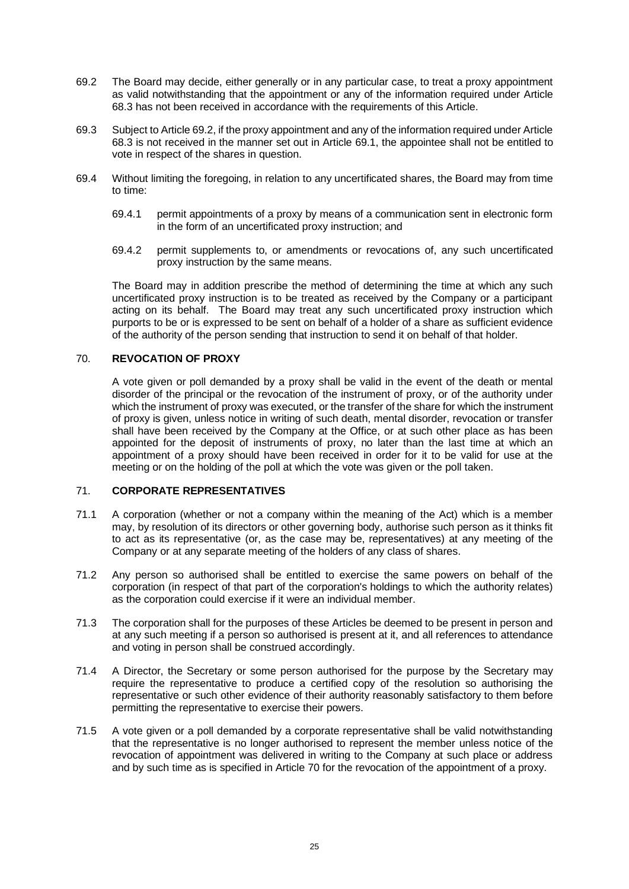69.2 The Board may decide, either generally or in any particular case, to treat a proxy appointment as valid notwithstanding that the appointment or any of the information required under Article 68.3 has not been received in accordance with the requirements of this Article.

69.3 Subject to Article 69.2, if the proxy appointment and any of the information required under Article 68.3 is not received in the manner set out in Article 69.1, the appointee shall not be entitled to vote in respect of the shares in question.

69.4 Without limiting the foregoing, in relation to any uncertificated shares, the Board may from time to time:

69.4.1 permit appointments of a proxy by means of a communication sent in electronic form in the form of an uncertificated proxy instruction; and

69.4.2 permit supplements to, or amendments or revocations of, any such uncertificated proxy instruction by the same means.

The Board may in addition prescribe the method of determining the time at which any such uncertificated proxy instruction is to be treated as received by the Company or a participant acting on its behalf. The Board may treat any such uncertificated proxy instruction which purports to be or is expressed to be sent on behalf of a holder of a share as sufficient evidence of the authority of the person sending that instruction to send it on behalf of that holder.

## 70. REVOCATION OF PROXY

A vote given or poll demanded by a proxy shall be valid in the event of the death or mental disorder of the principal or the revocation of the instrument of proxy, or of the authority under which the instrument of proxy was executed, or the transfer of the share for which the instrument of proxy is given, unless notice in writing of such death, mental disorder, revocation or transfer shall have been received by the Company at the Office, or at such other place as has been appointed for the deposit of instruments of proxy, no later than the last time at which an appointment of a proxy should have been received in order for it to be valid for use at the meeting or on the holding of the poll at which the vote was given or the poll taken.

## 71. CORPORATE REPRESENTATIVES

71.1 A corporation (whether or not a company within the meaning of the Act) which is a member may, by resolution of its directors or other governing body, authorise such person as it thinks fit to act as its representative (or, as the case may be, representatives) at any meeting of the Company or at any separate meeting of the holders of any class of shares.

71.2 Any person so authorised shall be entitled to exercise the same powers on behalf of the corporation (in respect of that part of the corporation's holdings to which the authority relates) as the corporation could exercise if it were an individual member.

71.3 The corporation shall for the purposes of these Articles be deemed to be present in person and at any such meeting if a person so authorised is present at it, and all references to attendance and voting in person shall be construed accordingly.

71.4 A Director, the Secretary or some person authorised for the purpose by the Secretary may require the representative to produce a certified copy of the resolution so authorising the representative or such other evidence of their authority reasonably satisfactory to them before permitting the representative to exercise their powers.

71.5 A vote given or a poll demanded by a corporate representative shall be valid notwithstanding that the representative is no longer authorised to represent the member unless notice of the revocation of appointment was delivered in writing to the Company at such place or address and by such time as is specified in Article 70 for the revocation of the appointment of a proxy.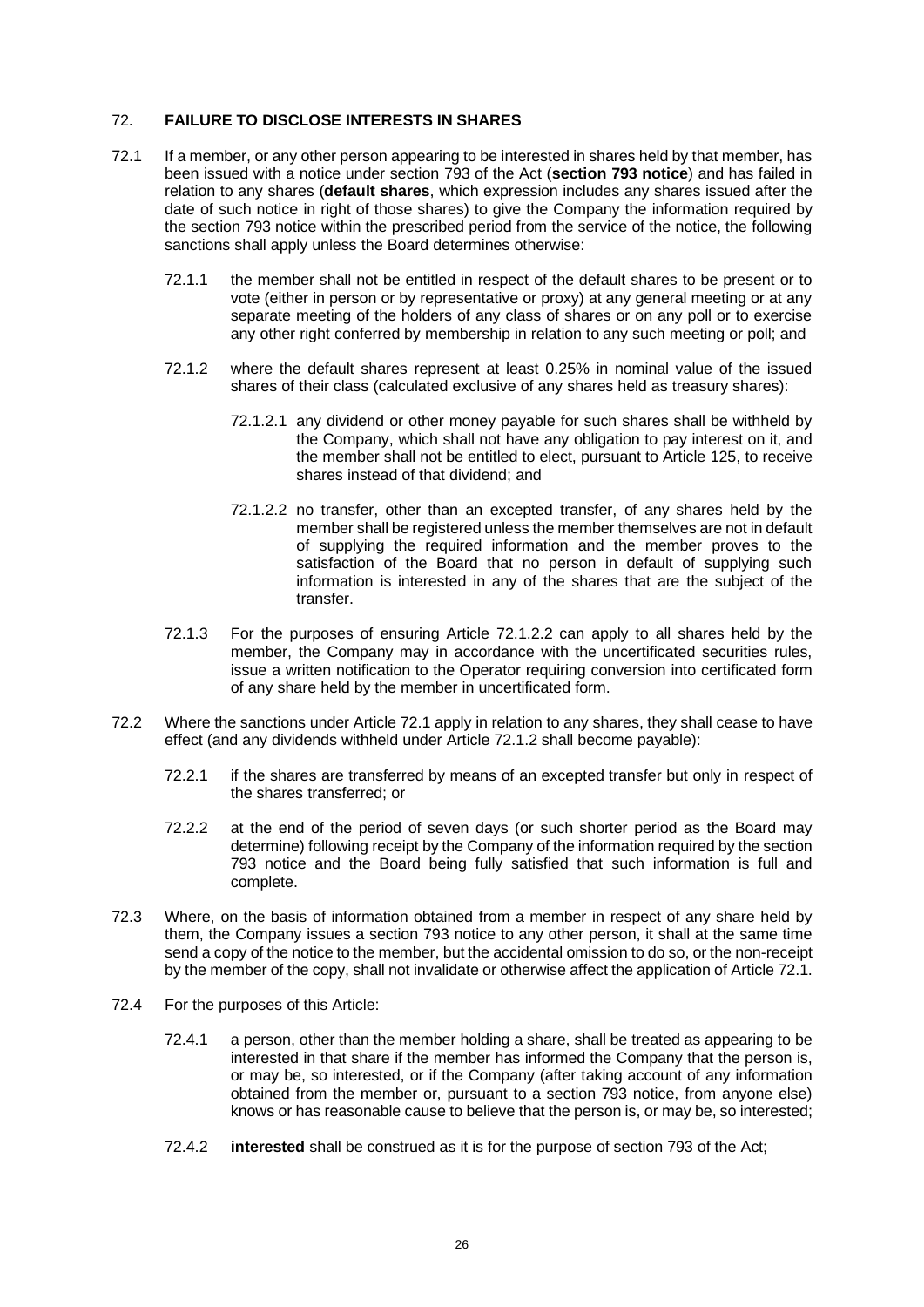## 72. FAILURE TO DISCLOSE INTERESTS IN SHARES

72.1 If a member, or any other person appearing to be interested in shares held by that member, has been issued with a notice under section 793 of the Act (**section 793 notice**) and has failed in relation to any shares (**default shares**, which expression includes any shares issued after the date of such notice in right of those shares) to give the Company the information required by the section 793 notice within the prescribed period from the service of the notice, the following sanctions shall apply unless the Board determines otherwise:

72.1.1 the member shall not be entitled in respect of the default shares to be present or to vote (either in person or by representative or proxy) at any general meeting or at any separate meeting of the holders of any class of shares or on any poll or to exercise any other right conferred by membership in relation to any such meeting or poll; and

72.1.2 where the default shares represent at least 0.25% in nominal value of the issued shares of their class (calculated exclusive of any shares held as treasury shares):

72.1.2.1 any dividend or other money payable for such shares shall be withheld by the Company, which shall not have any obligation to pay interest on it, and the member shall not be entitled to elect, pursuant to Article 125, to receive shares instead of that dividend; and

72.1.2.2 no transfer, other than an excepted transfer, of any shares held by the member shall be registered unless the member themselves are not in default of supplying the required information and the member proves to the satisfaction of the Board that no person in default of supplying such information is interested in any of the shares that are the subject of the transfer.

72.1.3 For the purposes of ensuring Article 72.1.2.2 can apply to all shares held by the member, the Company may in accordance with the uncertificated securities rules, issue a written notification to the Operator requiring conversion into certificated form of any share held by the member in uncertificated form.

72.2 Where the sanctions under Article 72.1 apply in relation to any shares, they shall cease to have effect (and any dividends withheld under Article 72.1.2 shall become payable):

72.2.1 if the shares are transferred by means of an excepted transfer but only in respect of the shares transferred; or

72.2.2 at the end of the period of seven days (or such shorter period as the Board may determine) following receipt by the Company of the information required by the section 793 notice and the Board being fully satisfied that such information is full and complete.

72.3 Where, on the basis of information obtained from a member in respect of any share held by them, the Company issues a section 793 notice to any other person, it shall at the same time send a copy of the notice to the member, but the accidental omission to do so, or the non-receipt by the member of the copy, shall not invalidate or otherwise affect the application of Article 72.1.

72.4 For the purposes of this Article:

72.4.1 a person, other than the member holding a share, shall be treated as appearing to be interested in that share if the member has informed the Company that the person is, or may be, so interested, or if the Company (after taking account of any information obtained from the member or, pursuant to a section 793 notice, from anyone else) knows or has reasonable cause to believe that the person is, or may be, so interested;

72.4.2 **interested** shall be construed as it is for the purpose of section 793 of the Act;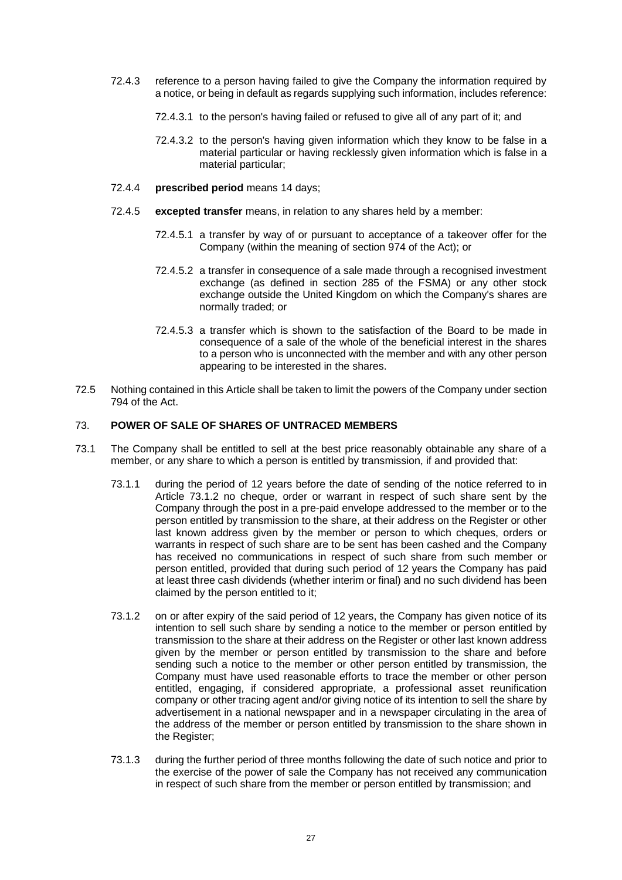72.4.3 reference to a person having failed to give the Company the information required by a notice, or being in default as regards supplying such information, includes reference:

72.4.3.1 to the person's having failed or refused to give all of any part of it; and

72.4.3.2 to the person's having given information which they know to be false in a material particular or having recklessly given information which is false in a material particular;

72.4.4 **prescribed period** means 14 days;

72.4.5 **excepted transfer** means, in relation to any shares held by a member:

72.4.5.1 a transfer by way of or pursuant to acceptance of a takeover offer for the Company (within the meaning of section 974 of the Act); or

72.4.5.2 a transfer in consequence of a sale made through a recognised investment exchange (as defined in section 285 of the FSMA) or any other stock exchange outside the United Kingdom on which the Company's shares are normally traded; or

72.4.5.3 a transfer which is shown to the satisfaction of the Board to be made in consequence of a sale of the whole of the beneficial interest in the shares to a person who is unconnected with the member and with any other person appearing to be interested in the shares.

72.5 Nothing contained in this Article shall be taken to limit the powers of the Company under section 794 of the Act.

## 73. POWER OF SALE OF SHARES OF UNTRACED MEMBERS

73.1 The Company shall be entitled to sell at the best price reasonably obtainable any share of a member, or any share to which a person is entitled by transmission, if and provided that:

73.1.1 during the period of 12 years before the date of sending of the notice referred to in Article 73.1.2 no cheque, order or warrant in respect of such share sent by the Company through the post in a pre-paid envelope addressed to the member or to the person entitled by transmission to the share, at their address on the Register or other last known address given by the member or person to which cheques, orders or warrants in respect of such share are to be sent has been cashed and the Company has received no communications in respect of such share from such member or person entitled, provided that during such period of 12 years the Company has paid at least three cash dividends (whether interim or final) and no such dividend has been claimed by the person entitled to it;

73.1.2 on or after expiry of the said period of 12 years, the Company has given notice of its intention to sell such share by sending a notice to the member or person entitled by transmission to the share at their address on the Register or other last known address given by the member or person entitled by transmission to the share and before sending such a notice to the member or other person entitled by transmission, the Company must have used reasonable efforts to trace the member or other person entitled, engaging, if considered appropriate, a professional asset reunification company or other tracing agent and/or giving notice of its intention to sell the share by advertisement in a national newspaper and in a newspaper circulating in the area of the address of the member or person entitled by transmission to the share shown in the Register;

73.1.3 during the further period of three months following the date of such notice and prior to the exercise of the power of sale the Company has not received any communication in respect of such share from the member or person entitled by transmission; and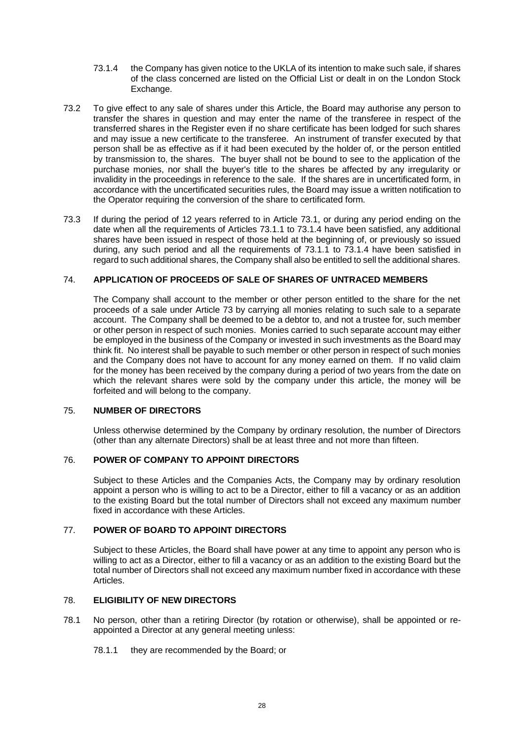73.1.4 the Company has given notice to the UKLA of its intention to make such sale, if shares of the class concerned are listed on the Official List or dealt in on the London Stock Exchange.

73.2 To give effect to any sale of shares under this Article, the Board may authorise any person to transfer the shares in question and may enter the name of the transferee in respect of the transferred shares in the Register even if no share certificate has been lodged for such shares and may issue a new certificate to the transferee. An instrument of transfer executed by that person shall be as effective as if it had been executed by the holder of, or the person entitled by transmission to, the shares. The buyer shall not be bound to see to the application of the purchase monies, nor shall the buyer's title to the shares be affected by any irregularity or invalidity in the proceedings in reference to the sale. If the shares are in uncertificated form, in accordance with the uncertificated securities rules, the Board may issue a written notification to the Operator requiring the conversion of the share to certificated form.

73.3 If during the period of 12 years referred to in Article 73.1, or during any period ending on the date when all the requirements of Articles 73.1.1 to 73.1.4 have been satisfied, any additional shares have been issued in respect of those held at the beginning of, or previously so issued during, any such period and all the requirements of 73.1.1 to 73.1.4 have been satisfied in regard to such additional shares, the Company shall also be entitled to sell the additional shares.

## 74. APPLICATION OF PROCEEDS OF SALE OF SHARES OF UNTRACED MEMBERS

The Company shall account to the member or other person entitled to the share for the net proceeds of a sale under Article 73 by carrying all monies relating to such sale to a separate account. The Company shall be deemed to be a debtor to, and not a trustee for, such member or other person in respect of such monies. Monies carried to such separate account may either be employed in the business of the Company or invested in such investments as the Board may think fit. No interest shall be payable to such member or other person in respect of such monies and the Company does not have to account for any money earned on them. If no valid claim for the money has been received by the company during a period of two years from the date on which the relevant shares were sold by the company under this article, the money will be forfeited and will belong to the company.

## 75. NUMBER OF DIRECTORS

Unless otherwise determined by the Company by ordinary resolution, the number of Directors (other than any alternate Directors) shall be at least three and not more than fifteen.

## 76. POWER OF COMPANY TO APPOINT DIRECTORS

Subject to these Articles and the Companies Acts, the Company may by ordinary resolution appoint a person who is willing to act to be a Director, either to fill a vacancy or as an addition to the existing Board but the total number of Directors shall not exceed any maximum number fixed in accordance with these Articles.

## 77. POWER OF BOARD TO APPOINT DIRECTORS

Subject to these Articles, the Board shall have power at any time to appoint any person who is willing to act as a Director, either to fill a vacancy or as an addition to the existing Board but the total number of Directors shall not exceed any maximum number fixed in accordance with these Articles.

## 78. ELIGIBILITY OF NEW DIRECTORS

78.1 No person, other than a retiring Director (by rotation or otherwise), shall be appointed or re-appointed a Director at any general meeting unless:

78.1.1 they are recommended by the Board; or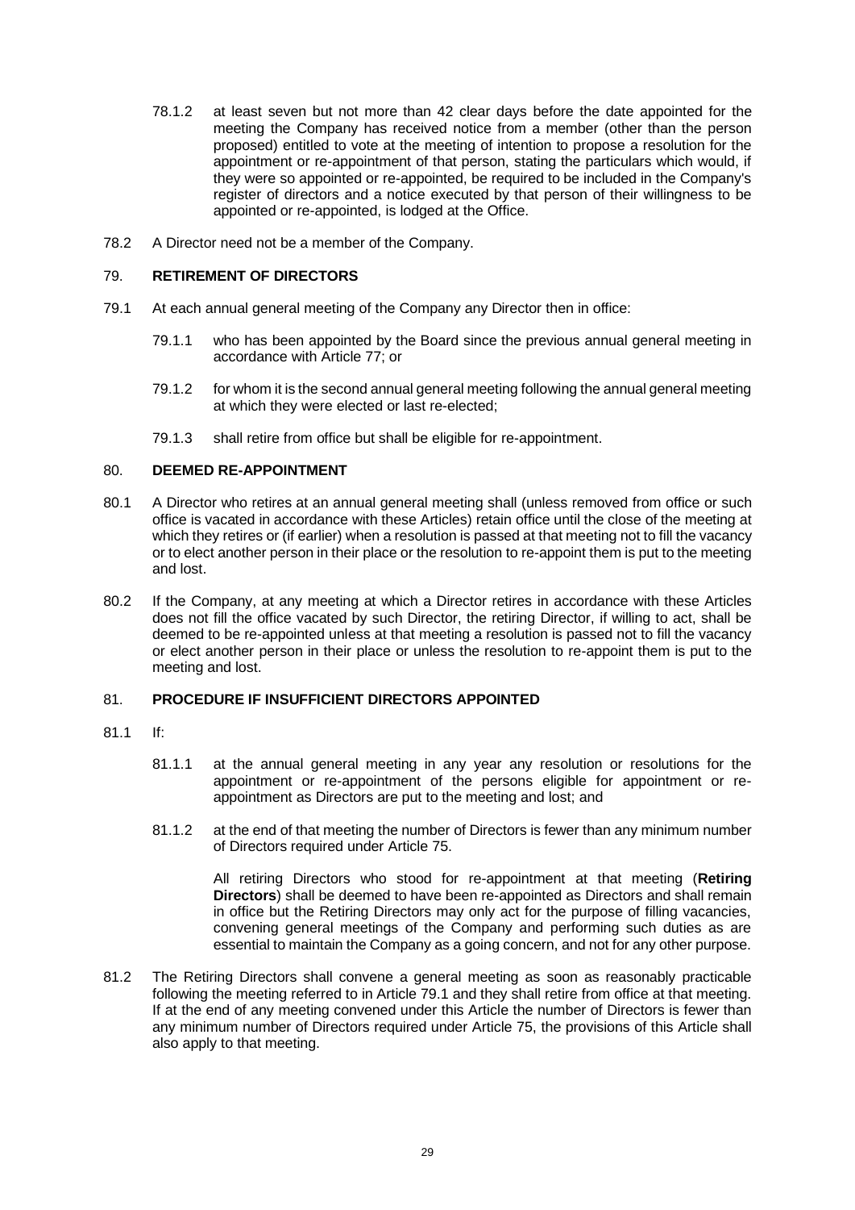78.1.2 at least seven but not more than 42 clear days before the date appointed for the meeting the Company has received notice from a member (other than the person proposed) entitled to vote at the meeting of intention to propose a resolution for the appointment or re-appointment of that person, stating the particulars which would, if they were so appointed or re-appointed, be required to be included in the Company's register of directors and a notice executed by that person of their willingness to be appointed or re-appointed, is lodged at the Office.

78.2 A Director need not be a member of the Company.

## 79. RETIREMENT OF DIRECTORS

79.1 At each annual general meeting of the Company any Director then in office:

79.1.1 who has been appointed by the Board since the previous annual general meeting in accordance with Article 77; or

79.1.2 for whom it is the second annual general meeting following the annual general meeting at which they were elected or last re-elected;

79.1.3 shall retire from office but shall be eligible for re-appointment.

## 80. DEEMED RE-APPOINTMENT

80.1 A Director who retires at an annual general meeting shall (unless removed from office or such office is vacated in accordance with these Articles) retain office until the close of the meeting at which they retires or (if earlier) when a resolution is passed at that meeting not to fill the vacancy or to elect another person in their place or the resolution to re-appoint them is put to the meeting and lost.

80.2 If the Company, at any meeting at which a Director retires in accordance with these Articles does not fill the office vacated by such Director, the retiring Director, if willing to act, shall be deemed to be re-appointed unless at that meeting a resolution is passed not to fill the vacancy or elect another person in their place or unless the resolution to re-appoint them is put to the meeting and lost.

## 81. PROCEDURE IF INSUFFICIENT DIRECTORS APPOINTED

81.1 If:

81.1.1 at the annual general meeting in any year any resolution or resolutions for the appointment or re-appointment of the persons eligible for appointment or re-appointment as Directors are put to the meeting and lost; and

81.1.2 at the end of that meeting the number of Directors is fewer than any minimum number of Directors required under Article 75.

All retiring Directors who stood for re-appointment at that meeting (**Retiring Directors**) shall be deemed to have been re-appointed as Directors and shall remain in office but the Retiring Directors may only act for the purpose of filling vacancies, convening general meetings of the Company and performing such duties as are essential to maintain the Company as a going concern, and not for any other purpose.

81.2 The Retiring Directors shall convene a general meeting as soon as reasonably practicable following the meeting referred to in Article 79.1 and they shall retire from office at that meeting. If at the end of any meeting convened under this Article the number of Directors is fewer than any minimum number of Directors required under Article 75, the provisions of this Article shall also apply to that meeting.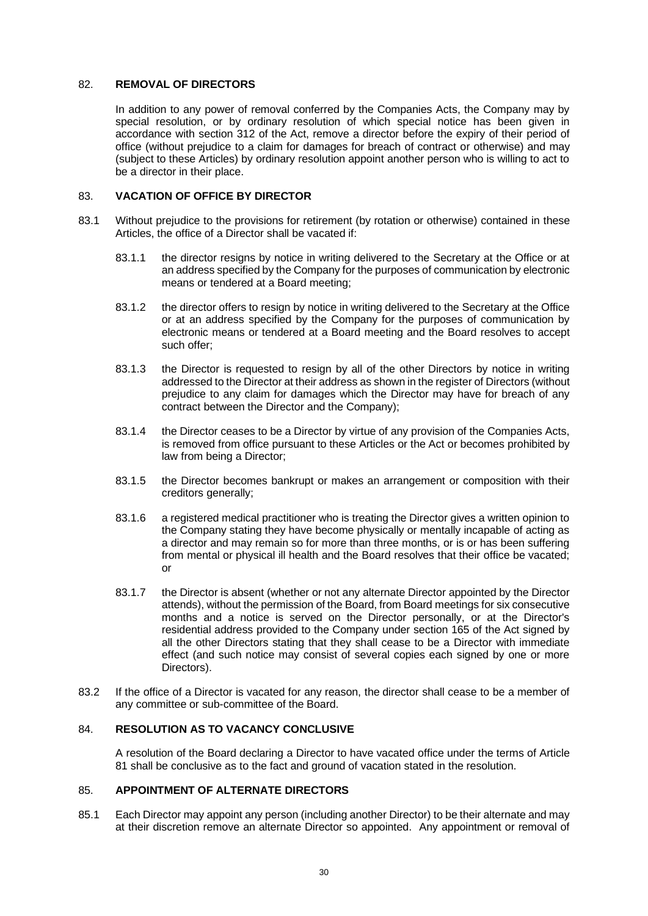## 82. REMOVAL OF DIRECTORS

In addition to any power of removal conferred by the Companies Acts, the Company may by special resolution, or by ordinary resolution of which special notice has been given in accordance with section 312 of the Act, remove a director before the expiry of their period of office (without prejudice to a claim for damages for breach of contract or otherwise) and may (subject to these Articles) by ordinary resolution appoint another person who is willing to act to be a director in their place.

## 83. VACATION OF OFFICE BY DIRECTOR

83.1 Without prejudice to the provisions for retirement (by rotation or otherwise) contained in these Articles, the office of a Director shall be vacated if:

83.1.1 the director resigns by notice in writing delivered to the Secretary at the Office or at an address specified by the Company for the purposes of communication by electronic means or tendered at a Board meeting;

83.1.2 the director offers to resign by notice in writing delivered to the Secretary at the Office or at an address specified by the Company for the purposes of communication by electronic means or tendered at a Board meeting and the Board resolves to accept such offer;

83.1.3 the Director is requested to resign by all of the other Directors by notice in writing addressed to the Director at their address as shown in the register of Directors (without prejudice to any claim for damages which the Director may have for breach of any contract between the Director and the Company);

83.1.4 the Director ceases to be a Director by virtue of any provision of the Companies Acts, is removed from office pursuant to these Articles or the Act or becomes prohibited by law from being a Director;

83.1.5 the Director becomes bankrupt or makes an arrangement or composition with their creditors generally;

83.1.6 a registered medical practitioner who is treating the Director gives a written opinion to the Company stating they have become physically or mentally incapable of acting as a director and may remain so for more than three months, or is or has been suffering from mental or physical ill health and the Board resolves that their office be vacated; or

83.1.7 the Director is absent (whether or not any alternate Director appointed by the Director attends), without the permission of the Board, from Board meetings for six consecutive months and a notice is served on the Director personally, or at the Director's residential address provided to the Company under section 165 of the Act signed by all the other Directors stating that they shall cease to be a Director with immediate effect (and such notice may consist of several copies each signed by one or more Directors).

83.2 If the office of a Director is vacated for any reason, the director shall cease to be a member of any committee or sub-committee of the Board.

## 84. RESOLUTION AS TO VACANCY CONCLUSIVE

A resolution of the Board declaring a Director to have vacated office under the terms of Article 81 shall be conclusive as to the fact and ground of vacation stated in the resolution.

## 85. APPOINTMENT OF ALTERNATE DIRECTORS

85.1 Each Director may appoint any person (including another Director) to be their alternate and may at their discretion remove an alternate Director so appointed. Any appointment or removal of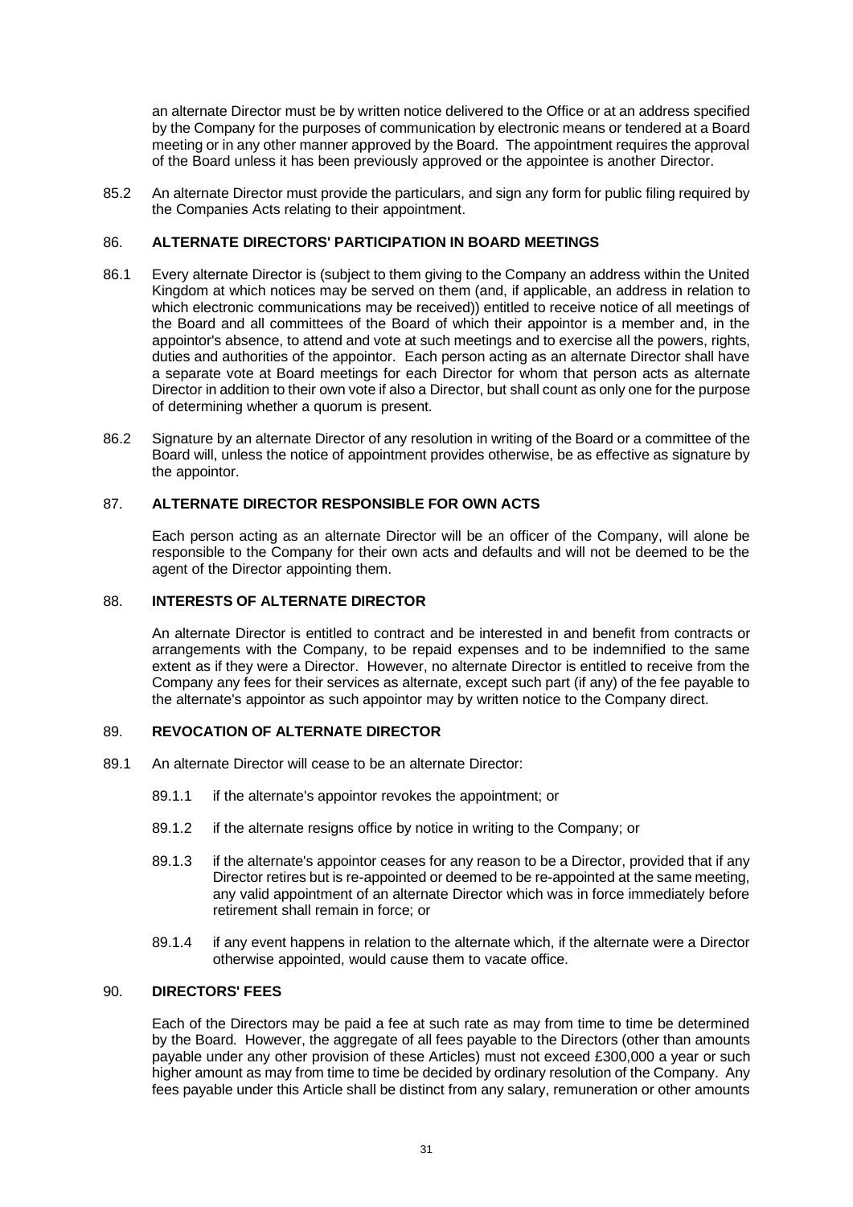an alternate Director must be by written notice delivered to the Office or at an address specified by the Company for the purposes of communication by electronic means or tendered at a Board meeting or in any other manner approved by the Board. The appointment requires the approval of the Board unless it has been previously approved or the appointee is another Director.

85.2 An alternate Director must provide the particulars, and sign any form for public filing required by the Companies Acts relating to their appointment.

## 86. ALTERNATE DIRECTORS' PARTICIPATION IN BOARD MEETINGS

86.1 Every alternate Director is (subject to them giving to the Company an address within the United Kingdom at which notices may be served on them (and, if applicable, an address in relation to which electronic communications may be received)) entitled to receive notice of all meetings of the Board and all committees of the Board of which their appointor is a member and, in the appointor's absence, to attend and vote at such meetings and to exercise all the powers, rights, duties and authorities of the appointor. Each person acting as an alternate Director shall have a separate vote at Board meetings for each Director for whom that person acts as alternate Director in addition to their own vote if also a Director, but shall count as only one for the purpose of determining whether a quorum is present.

86.2 Signature by an alternate Director of any resolution in writing of the Board or a committee of the Board will, unless the notice of appointment provides otherwise, be as effective as signature by the appointor.

## 87. ALTERNATE DIRECTOR RESPONSIBLE FOR OWN ACTS

Each person acting as an alternate Director will be an officer of the Company, will alone be responsible to the Company for their own acts and defaults and will not be deemed to be the agent of the Director appointing them.

## 88. INTERESTS OF ALTERNATE DIRECTOR

An alternate Director is entitled to contract and be interested in and benefit from contracts or arrangements with the Company, to be repaid expenses and to be indemnified to the same extent as if they were a Director. However, no alternate Director is entitled to receive from the Company any fees for their services as alternate, except such part (if any) of the fee payable to the alternate's appointor as such appointor may by written notice to the Company direct.

## 89. REVOCATION OF ALTERNATE DIRECTOR

89.1 An alternate Director will cease to be an alternate Director:

89.1.1 if the alternate's appointor revokes the appointment; or

89.1.2 if the alternate resigns office by notice in writing to the Company; or

89.1.3 if the alternate's appointor ceases for any reason to be a Director, provided that if any Director retires but is re-appointed or deemed to be re-appointed at the same meeting, any valid appointment of an alternate Director which was in force immediately before retirement shall remain in force; or

89.1.4 if any event happens in relation to the alternate which, if the alternate were a Director otherwise appointed, would cause them to vacate office.

## 90. DIRECTORS' FEES

Each of the Directors may be paid a fee at such rate as may from time to time be determined by the Board. However, the aggregate of all fees payable to the Directors (other than amounts payable under any other provision of these Articles) must not exceed £300,000 a year or such higher amount as may from time to time be decided by ordinary resolution of the Company. Any fees payable under this Article shall be distinct from any salary, remuneration or other amounts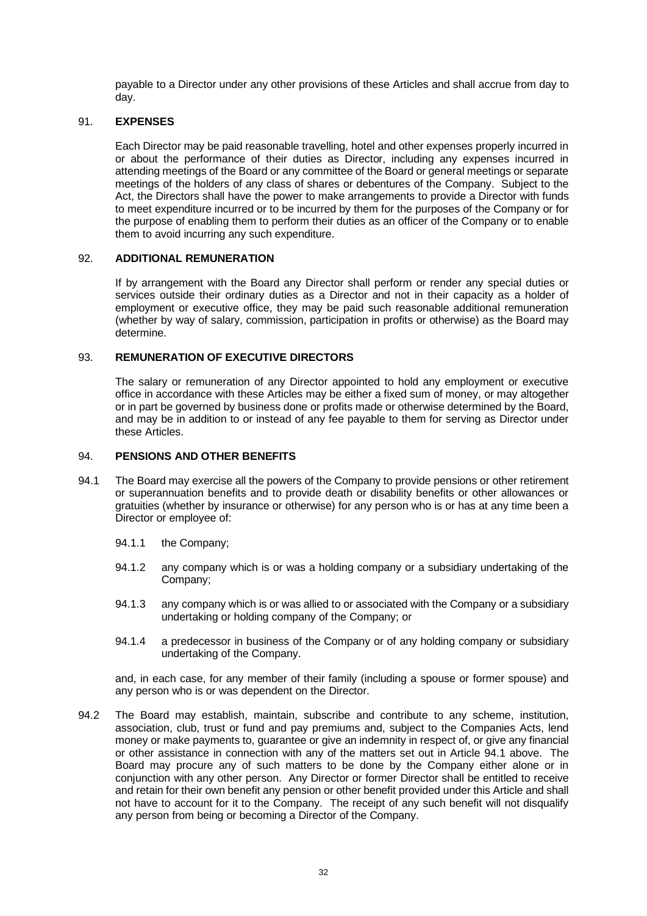payable to a Director under any other provisions of these Articles and shall accrue from day to day.

## 91. EXPENSES

Each Director may be paid reasonable travelling, hotel and other expenses properly incurred in or about the performance of their duties as Director, including any expenses incurred in attending meetings of the Board or any committee of the Board or general meetings or separate meetings of the holders of any class of shares or debentures of the Company. Subject to the Act, the Directors shall have the power to make arrangements to provide a Director with funds to meet expenditure incurred or to be incurred by them for the purposes of the Company or for the purpose of enabling them to perform their duties as an officer of the Company or to enable them to avoid incurring any such expenditure.

## 92. ADDITIONAL REMUNERATION

If by arrangement with the Board any Director shall perform or render any special duties or services outside their ordinary duties as a Director and not in their capacity as a holder of employment or executive office, they may be paid such reasonable additional remuneration (whether by way of salary, commission, participation in profits or otherwise) as the Board may determine.

## 93. REMUNERATION OF EXECUTIVE DIRECTORS

The salary or remuneration of any Director appointed to hold any employment or executive office in accordance with these Articles may be either a fixed sum of money, or may altogether or in part be governed by business done or profits made or otherwise determined by the Board, and may be in addition to or instead of any fee payable to them for serving as Director under these Articles.

## 94. PENSIONS AND OTHER BENEFITS

94.1 The Board may exercise all the powers of the Company to provide pensions or other retirement or superannuation benefits and to provide death or disability benefits or other allowances or gratuities (whether by insurance or otherwise) for any person who is or has at any time been a Director or employee of:

94.1.1 the Company;

94.1.2 any company which is or was a holding company or a subsidiary undertaking of the Company;

94.1.3 any company which is or was allied to or associated with the Company or a subsidiary undertaking or holding company of the Company; or

94.1.4 a predecessor in business of the Company or of any holding company or subsidiary undertaking of the Company.

and, in each case, for any member of their family (including a spouse or former spouse) and any person who is or was dependent on the Director.

94.2 The Board may establish, maintain, subscribe and contribute to any scheme, institution, association, club, trust or fund and pay premiums and, subject to the Companies Acts, lend money or make payments to, guarantee or give an indemnity in respect of, or give any financial or other assistance in connection with any of the matters set out in Article 94.1 above. The Board may procure any of such matters to be done by the Company either alone or in conjunction with any other person. Any Director or former Director shall be entitled to receive and retain for their own benefit any pension or other benefit provided under this Article and shall not have to account for it to the Company. The receipt of any such benefit will not disqualify any person from being or becoming a Director of the Company.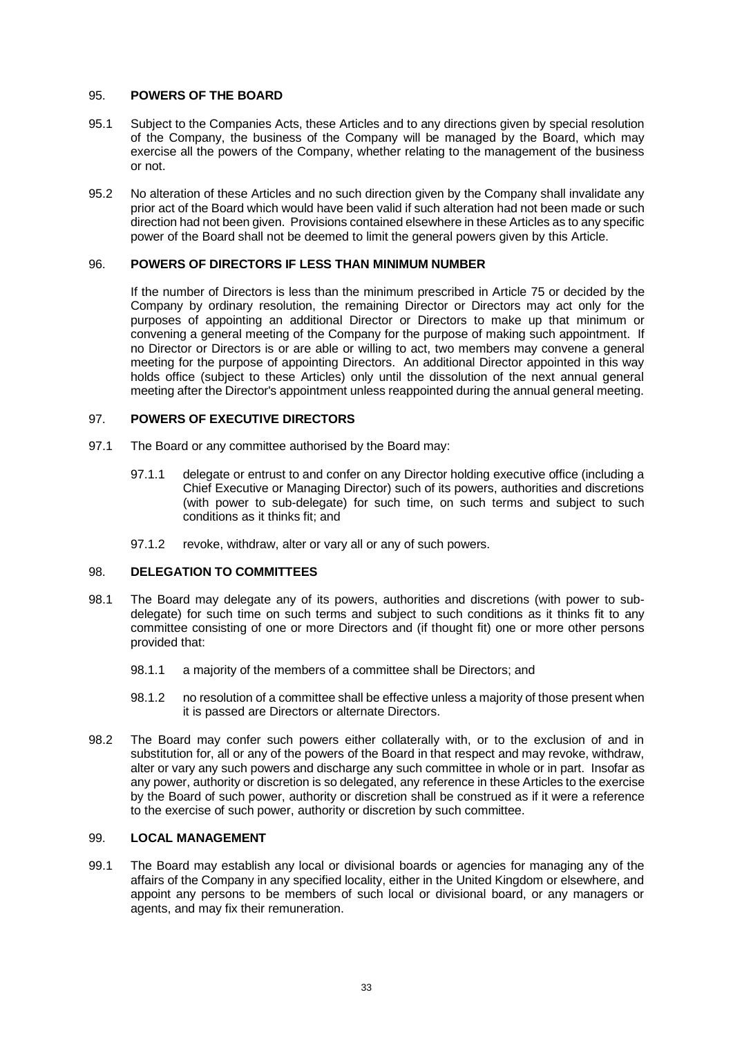## 95. POWERS OF THE BOARD

95.1 Subject to the Companies Acts, these Articles and to any directions given by special resolution of the Company, the business of the Company will be managed by the Board, which may exercise all the powers of the Company, whether relating to the management of the business or not.

95.2 No alteration of these Articles and no such direction given by the Company shall invalidate any prior act of the Board which would have been valid if such alteration had not been made or such direction had not been given. Provisions contained elsewhere in these Articles as to any specific power of the Board shall not be deemed to limit the general powers given by this Article.

## 96. POWERS OF DIRECTORS IF LESS THAN MINIMUM NUMBER

If the number of Directors is less than the minimum prescribed in Article 75 or decided by the Company by ordinary resolution, the remaining Director or Directors may act only for the purposes of appointing an additional Director or Directors to make up that minimum or convening a general meeting of the Company for the purpose of making such appointment. If no Director or Directors is or are able or willing to act, two members may convene a general meeting for the purpose of appointing Directors. An additional Director appointed in this way holds office (subject to these Articles) only until the dissolution of the next annual general meeting after the Director's appointment unless reappointed during the annual general meeting.

## 97. POWERS OF EXECUTIVE DIRECTORS

97.1 The Board or any committee authorised by the Board may:

97.1.1 delegate or entrust to and confer on any Director holding executive office (including a Chief Executive or Managing Director) such of its powers, authorities and discretions (with power to sub-delegate) for such time, on such terms and subject to such conditions as it thinks fit; and

97.1.2 revoke, withdraw, alter or vary all or any of such powers.

## 98. DELEGATION TO COMMITTEES

98.1 The Board may delegate any of its powers, authorities and discretions (with power to sub-delegate) for such time on such terms and subject to such conditions as it thinks fit to any committee consisting of one or more Directors and (if thought fit) one or more other persons provided that:

98.1.1 a majority of the members of a committee shall be Directors; and

98.1.2 no resolution of a committee shall be effective unless a majority of those present when it is passed are Directors or alternate Directors.

98.2 The Board may confer such powers either collaterally with, or to the exclusion of and in substitution for, all or any of the powers of the Board in that respect and may revoke, withdraw, alter or vary any such powers and discharge any such committee in whole or in part. Insofar as any power, authority or discretion is so delegated, any reference in these Articles to the exercise by the Board of such power, authority or discretion shall be construed as if it were a reference to the exercise of such power, authority or discretion by such committee.

## 99. LOCAL MANAGEMENT

99.1 The Board may establish any local or divisional boards or agencies for managing any of the affairs of the Company in any specified locality, either in the United Kingdom or elsewhere, and appoint any persons to be members of such local or divisional board, or any managers or agents, and may fix their remuneration.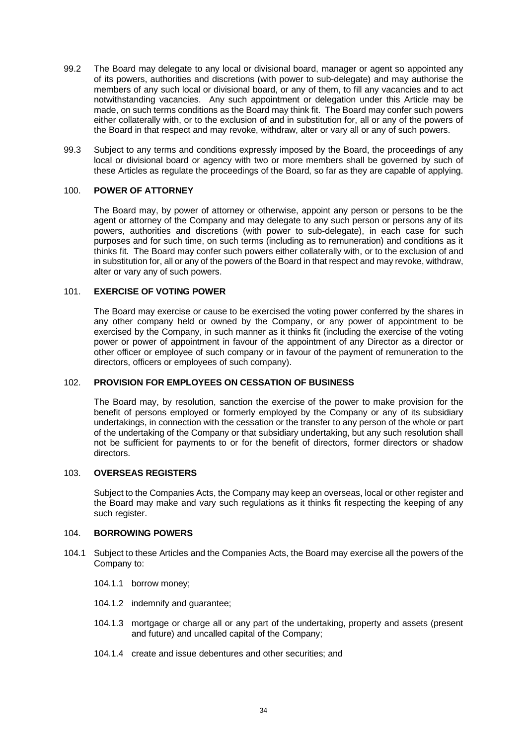99.2 The Board may delegate to any local or divisional board, manager or agent so appointed any of its powers, authorities and discretions (with power to sub-delegate) and may authorise the members of any such local or divisional board, or any of them, to fill any vacancies and to act notwithstanding vacancies. Any such appointment or delegation under this Article may be made, on such terms conditions as the Board may think fit. The Board may confer such powers either collaterally with, or to the exclusion of and in substitution for, all or any of the powers of the Board in that respect and may revoke, withdraw, alter or vary all or any of such powers.

99.3 Subject to any terms and conditions expressly imposed by the Board, the proceedings of any local or divisional board or agency with two or more members shall be governed by such of these Articles as regulate the proceedings of the Board, so far as they are capable of applying.

## 100. POWER OF ATTORNEY

The Board may, by power of attorney or otherwise, appoint any person or persons to be the agent or attorney of the Company and may delegate to any such person or persons any of its powers, authorities and discretions (with power to sub-delegate), in each case for such purposes and for such time, on such terms (including as to remuneration) and conditions as it thinks fit. The Board may confer such powers either collaterally with, or to the exclusion of and in substitution for, all or any of the powers of the Board in that respect and may revoke, withdraw, alter or vary any of such powers.

## 101. EXERCISE OF VOTING POWER

The Board may exercise or cause to be exercised the voting power conferred by the shares in any other company held or owned by the Company, or any power of appointment to be exercised by the Company, in such manner as it thinks fit (including the exercise of the voting power or power of appointment in favour of the appointment of any Director as a director or other officer or employee of such company or in favour of the payment of remuneration to the directors, officers or employees of such company).

## 102. PROVISION FOR EMPLOYEES ON CESSATION OF BUSINESS

The Board may, by resolution, sanction the exercise of the power to make provision for the benefit of persons employed or formerly employed by the Company or any of its subsidiary undertakings, in connection with the cessation or the transfer to any person of the whole or part of the undertaking of the Company or that subsidiary undertaking, but any such resolution shall not be sufficient for payments to or for the benefit of directors, former directors or shadow directors.

## 103. OVERSEAS REGISTERS

Subject to the Companies Acts, the Company may keep an overseas, local or other register and the Board may make and vary such regulations as it thinks fit respecting the keeping of any such register.

## 104. BORROWING POWERS

104.1 Subject to these Articles and the Companies Acts, the Board may exercise all the powers of the Company to:

104.1.1 borrow money;

104.1.2 indemnify and guarantee;

104.1.3 mortgage or charge all or any part of the undertaking, property and assets (present and future) and uncalled capital of the Company;

104.1.4 create and issue debentures and other securities; and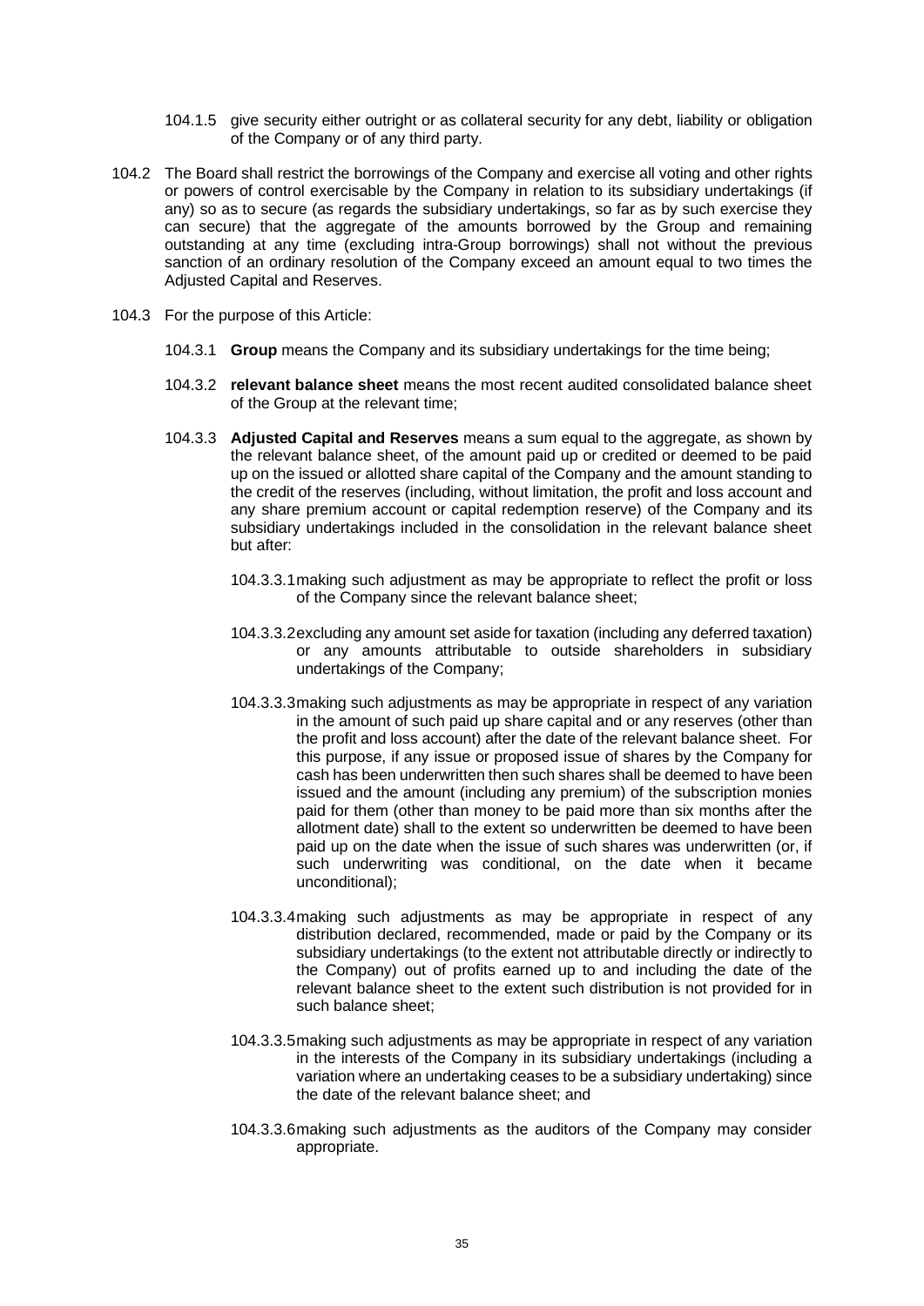104.1.5 give security either outright or as collateral security for any debt, liability or obligation of the Company or of any third party.

104.2 The Board shall restrict the borrowings of the Company and exercise all voting and other rights or powers of control exercisable by the Company in relation to its subsidiary undertakings (if any) so as to secure (as regards the subsidiary undertakings, so far as by such exercise they can secure) that the aggregate of the amounts borrowed by the Group and remaining outstanding at any time (excluding intra-Group borrowings) shall not without the previous sanction of an ordinary resolution of the Company exceed an amount equal to two times the Adjusted Capital and Reserves.

104.3 For the purpose of this Article:

104.3.1 **Group** means the Company and its subsidiary undertakings for the time being;

104.3.2 **relevant balance sheet** means the most recent audited consolidated balance sheet of the Group at the relevant time;

104.3.3 **Adjusted Capital and Reserves** means a sum equal to the aggregate, as shown by the relevant balance sheet, of the amount paid up or credited or deemed to be paid up on the issued or allotted share capital of the Company and the amount standing to the credit of the reserves (including, without limitation, the profit and loss account and any share premium account or capital redemption reserve) of the Company and its subsidiary undertakings included in the consolidation in the relevant balance sheet but after:

104.3.3.1 making such adjustment as may be appropriate to reflect the profit or loss of the Company since the relevant balance sheet;

104.3.3.2 excluding any amount set aside for taxation (including any deferred taxation) or any amounts attributable to outside shareholders in subsidiary undertakings of the Company;

104.3.3.3 making such adjustments as may be appropriate in respect of any variation in the amount of such paid up share capital and or any reserves (other than the profit and loss account) after the date of the relevant balance sheet. For this purpose, if any issue or proposed issue of shares by the Company for cash has been underwritten then such shares shall be deemed to have been issued and the amount (including any premium) of the subscription monies paid for them (other than money to be paid more than six months after the allotment date) shall to the extent so underwritten be deemed to have been paid up on the date when the issue of such shares was underwritten (or, if such underwriting was conditional, on the date when it became unconditional);

104.3.3.4 making such adjustments as may be appropriate in respect of any distribution declared, recommended, made or paid by the Company or its subsidiary undertakings (to the extent not attributable directly or indirectly to the Company) out of profits earned up to and including the date of the relevant balance sheet to the extent such distribution is not provided for in such balance sheet;

104.3.3.5 making such adjustments as may be appropriate in respect of any variation in the interests of the Company in its subsidiary undertakings (including a variation where an undertaking ceases to be a subsidiary undertaking) since the date of the relevant balance sheet; and

104.3.3.6 making such adjustments as the auditors of the Company may consider appropriate.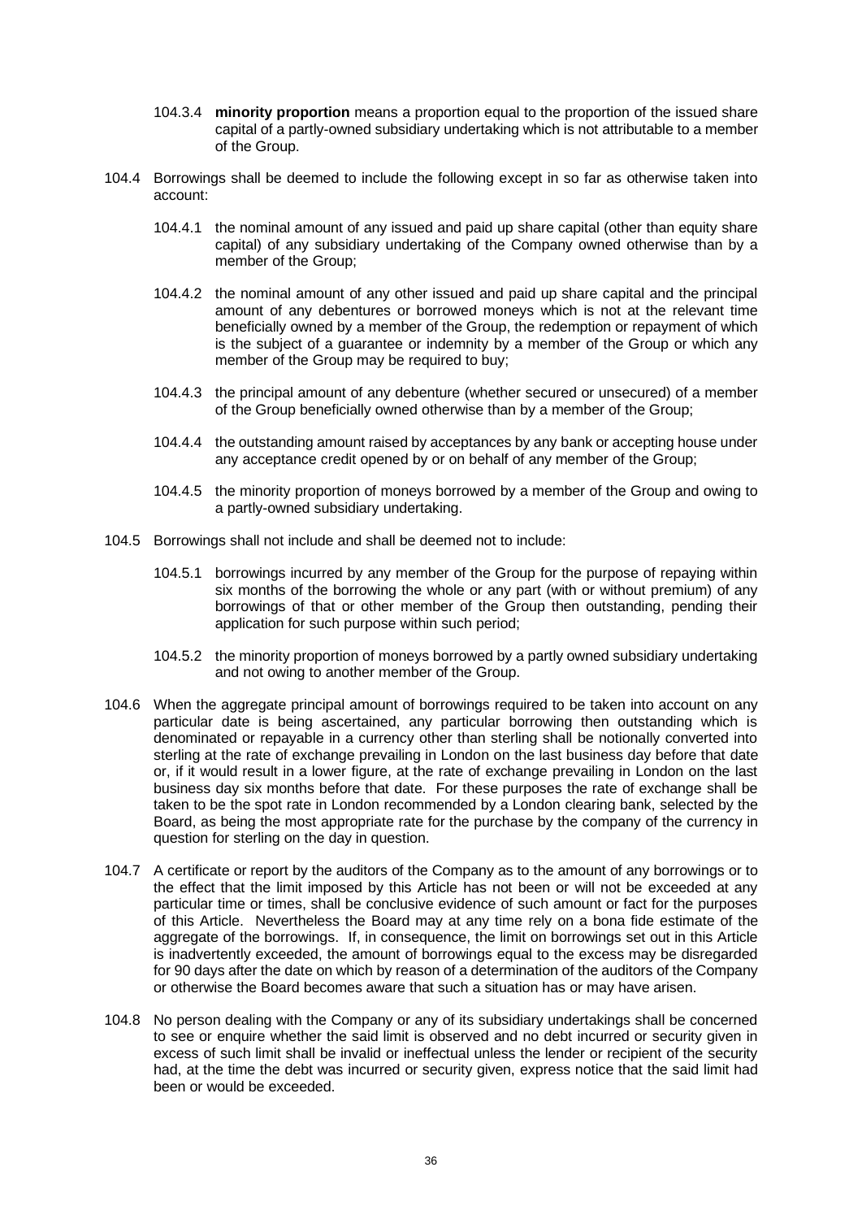104.3.4 **minority proportion** means a proportion equal to the proportion of the issued share capital of a partly-owned subsidiary undertaking which is not attributable to a member of the Group.

104.4 Borrowings shall be deemed to include the following except in so far as otherwise taken into account:

104.4.1 the nominal amount of any issued and paid up share capital (other than equity share capital) of any subsidiary undertaking of the Company owned otherwise than by a member of the Group;

104.4.2 the nominal amount of any other issued and paid up share capital and the principal amount of any debentures or borrowed moneys which is not at the relevant time beneficially owned by a member of the Group, the redemption or repayment of which is the subject of a guarantee or indemnity by a member of the Group or which any member of the Group may be required to buy;

104.4.3 the principal amount of any debenture (whether secured or unsecured) of a member of the Group beneficially owned otherwise than by a member of the Group;

104.4.4 the outstanding amount raised by acceptances by any bank or accepting house under any acceptance credit opened by or on behalf of any member of the Group;

104.4.5 the minority proportion of moneys borrowed by a member of the Group and owing to a partly-owned subsidiary undertaking.

104.5 Borrowings shall not include and shall be deemed not to include:

104.5.1 borrowings incurred by any member of the Group for the purpose of repaying within six months of the borrowing the whole or any part (with or without premium) of any borrowings of that or other member of the Group then outstanding, pending their application for such purpose within such period;

104.5.2 the minority proportion of moneys borrowed by a partly owned subsidiary undertaking and not owing to another member of the Group.

104.6 When the aggregate principal amount of borrowings required to be taken into account on any particular date is being ascertained, any particular borrowing then outstanding which is denominated or repayable in a currency other than sterling shall be notionally converted into sterling at the rate of exchange prevailing in London on the last business day before that date or, if it would result in a lower figure, at the rate of exchange prevailing in London on the last business day six months before that date. For these purposes the rate of exchange shall be taken to be the spot rate in London recommended by a London clearing bank, selected by the Board, as being the most appropriate rate for the purchase by the company of the currency in question for sterling on the day in question.

104.7 A certificate or report by the auditors of the Company as to the amount of any borrowings or to the effect that the limit imposed by this Article has not been or will not be exceeded at any particular time or times, shall be conclusive evidence of such amount or fact for the purposes of this Article. Nevertheless the Board may at any time rely on a bona fide estimate of the aggregate of the borrowings. If, in consequence, the limit on borrowings set out in this Article is inadvertently exceeded, the amount of borrowings equal to the excess may be disregarded for 90 days after the date on which by reason of a determination of the auditors of the Company or otherwise the Board becomes aware that such a situation has or may have arisen.

104.8 No person dealing with the Company or any of its subsidiary undertakings shall be concerned to see or enquire whether the said limit is observed and no debt incurred or security given in excess of such limit shall be invalid or ineffectual unless the lender or recipient of the security had, at the time the debt was incurred or security given, express notice that the said limit had been or would be exceeded.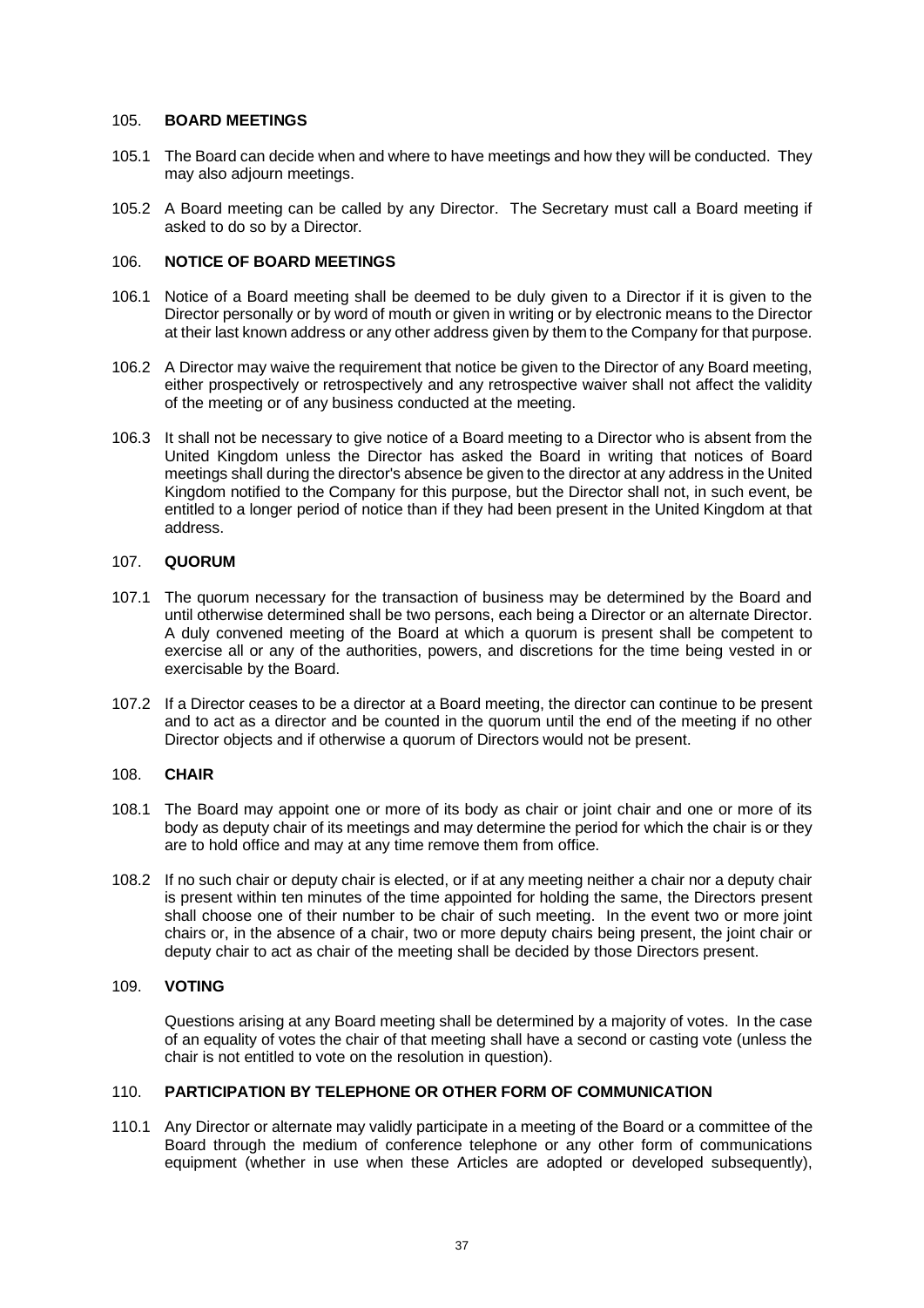## 105. BOARD MEETINGS

105.1 The Board can decide when and where to have meetings and how they will be conducted. They may also adjourn meetings.

105.2 A Board meeting can be called by any Director. The Secretary must call a Board meeting if asked to do so by a Director.

## 106. NOTICE OF BOARD MEETINGS

106.1 Notice of a Board meeting shall be deemed to be duly given to a Director if it is given to the Director personally or by word of mouth or given in writing or by electronic means to the Director at their last known address or any other address given by them to the Company for that purpose.

106.2 A Director may waive the requirement that notice be given to the Director of any Board meeting, either prospectively or retrospectively and any retrospective waiver shall not affect the validity of the meeting or of any business conducted at the meeting.

106.3 It shall not be necessary to give notice of a Board meeting to a Director who is absent from the United Kingdom unless the Director has asked the Board in writing that notices of Board meetings shall during the director's absence be given to the director at any address in the United Kingdom notified to the Company for this purpose, but the Director shall not, in such event, be entitled to a longer period of notice than if they had been present in the United Kingdom at that address.

## 107. QUORUM

107.1 The quorum necessary for the transaction of business may be determined by the Board and until otherwise determined shall be two persons, each being a Director or an alternate Director. A duly convened meeting of the Board at which a quorum is present shall be competent to exercise all or any of the authorities, powers, and discretions for the time being vested in or exercisable by the Board.

107.2 If a Director ceases to be a director at a Board meeting, the director can continue to be present and to act as a director and be counted in the quorum until the end of the meeting if no other Director objects and if otherwise a quorum of Directors would not be present.

## 108. CHAIR

108.1 The Board may appoint one or more of its body as chair or joint chair and one or more of its body as deputy chair of its meetings and may determine the period for which the chair is or they are to hold office and may at any time remove them from office.

108.2 If no such chair or deputy chair is elected, or if at any meeting neither a chair nor a deputy chair is present within ten minutes of the time appointed for holding the same, the Directors present shall choose one of their number to be chair of such meeting. In the event two or more joint chairs or, in the absence of a chair, two or more deputy chairs being present, the joint chair or deputy chair to act as chair of the meeting shall be decided by those Directors present.

## 109. VOTING

Questions arising at any Board meeting shall be determined by a majority of votes. In the case of an equality of votes the chair of that meeting shall have a second or casting vote (unless the chair is not entitled to vote on the resolution in question).

## 110. PARTICIPATION BY TELEPHONE OR OTHER FORM OF COMMUNICATION

110.1 Any Director or alternate may validly participate in a meeting of the Board or a committee of the Board through the medium of conference telephone or any other form of communications equipment (whether in use when these Articles are adopted or developed subsequently),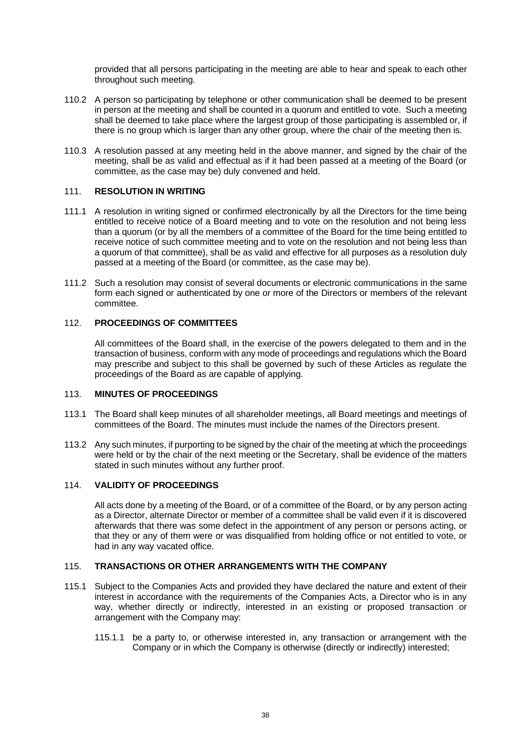provided that all persons participating in the meeting are able to hear and speak to each other throughout such meeting.

110.2 A person so participating by telephone or other communication shall be deemed to be present in person at the meeting and shall be counted in a quorum and entitled to vote. Such a meeting shall be deemed to take place where the largest group of those participating is assembled or, if there is no group which is larger than any other group, where the chair of the meeting then is.

110.3 A resolution passed at any meeting held in the above manner, and signed by the chair of the meeting, shall be as valid and effectual as if it had been passed at a meeting of the Board (or committee, as the case may be) duly convened and held.

## 111. RESOLUTION IN WRITING

111.1 A resolution in writing signed or confirmed electronically by all the Directors for the time being entitled to receive notice of a Board meeting and to vote on the resolution and not being less than a quorum (or by all the members of a committee of the Board for the time being entitled to receive notice of such committee meeting and to vote on the resolution and not being less than a quorum of that committee), shall be as valid and effective for all purposes as a resolution duly passed at a meeting of the Board (or committee, as the case may be).

111.2 Such a resolution may consist of several documents or electronic communications in the same form each signed or authenticated by one or more of the Directors or members of the relevant committee.

## 112. PROCEEDINGS OF COMMITTEES

All committees of the Board shall, in the exercise of the powers delegated to them and in the transaction of business, conform with any mode of proceedings and regulations which the Board may prescribe and subject to this shall be governed by such of these Articles as regulate the proceedings of the Board as are capable of applying.

## 113. MINUTES OF PROCEEDINGS

113.1 The Board shall keep minutes of all shareholder meetings, all Board meetings and meetings of committees of the Board. The minutes must include the names of the Directors present.

113.2 Any such minutes, if purporting to be signed by the chair of the meeting at which the proceedings were held or by the chair of the next meeting or the Secretary, shall be evidence of the matters stated in such minutes without any further proof.

## 114. VALIDITY OF PROCEEDINGS

All acts done by a meeting of the Board, or of a committee of the Board, or by any person acting as a Director, alternate Director or member of a committee shall be valid even if it is discovered afterwards that there was some defect in the appointment of any person or persons acting, or that they or any of them were or was disqualified from holding office or not entitled to vote, or had in any way vacated office.

## 115. TRANSACTIONS OR OTHER ARRANGEMENTS WITH THE COMPANY

115.1 Subject to the Companies Acts and provided they have declared the nature and extent of their interest in accordance with the requirements of the Companies Acts, a Director who is in any way, whether directly or indirectly, interested in an existing or proposed transaction or arrangement with the Company may:

115.1.1 be a party to, or otherwise interested in, any transaction or arrangement with the Company or in which the Company is otherwise (directly or indirectly) interested;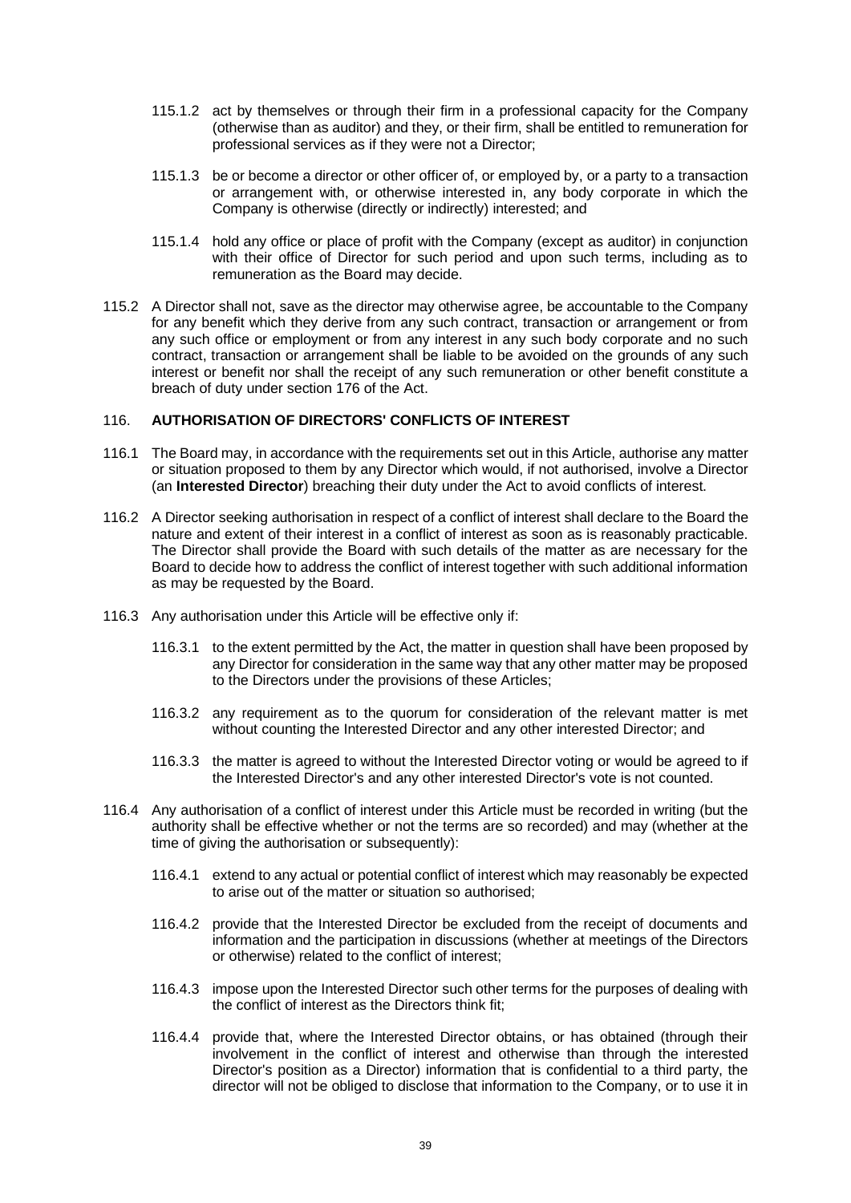115.1.2 act by themselves or through their firm in a professional capacity for the Company (otherwise than as auditor) and they, or their firm, shall be entitled to remuneration for professional services as if they were not a Director;

115.1.3 be or become a director or other officer of, or employed by, or a party to a transaction or arrangement with, or otherwise interested in, any body corporate in which the Company is otherwise (directly or indirectly) interested; and

115.1.4 hold any office or place of profit with the Company (except as auditor) in conjunction with their office of Director for such period and upon such terms, including as to remuneration as the Board may decide.

115.2 A Director shall not, save as the director may otherwise agree, be accountable to the Company for any benefit which they derive from any such contract, transaction or arrangement or from any such office or employment or from any interest in any such body corporate and no such contract, transaction or arrangement shall be liable to be avoided on the grounds of any such interest or benefit nor shall the receipt of any such remuneration or other benefit constitute a breach of duty under section 176 of the Act.

## 116. AUTHORISATION OF DIRECTORS' CONFLICTS OF INTEREST

116.1 The Board may, in accordance with the requirements set out in this Article, authorise any matter or situation proposed to them by any Director which would, if not authorised, involve a Director (an **Interested Director**) breaching their duty under the Act to avoid conflicts of interest.

116.2 A Director seeking authorisation in respect of a conflict of interest shall declare to the Board the nature and extent of their interest in a conflict of interest as soon as is reasonably practicable. The Director shall provide the Board with such details of the matter as are necessary for the Board to decide how to address the conflict of interest together with such additional information as may be requested by the Board.

116.3 Any authorisation under this Article will be effective only if:

116.3.1 to the extent permitted by the Act, the matter in question shall have been proposed by any Director for consideration in the same way that any other matter may be proposed to the Directors under the provisions of these Articles;

116.3.2 any requirement as to the quorum for consideration of the relevant matter is met without counting the Interested Director and any other interested Director; and

116.3.3 the matter is agreed to without the Interested Director voting or would be agreed to if the Interested Director's and any other interested Director's vote is not counted.

116.4 Any authorisation of a conflict of interest under this Article must be recorded in writing (but the authority shall be effective whether or not the terms are so recorded) and may (whether at the time of giving the authorisation or subsequently):

116.4.1 extend to any actual or potential conflict of interest which may reasonably be expected to arise out of the matter or situation so authorised;

116.4.2 provide that the Interested Director be excluded from the receipt of documents and information and the participation in discussions (whether at meetings of the Directors or otherwise) related to the conflict of interest;

116.4.3 impose upon the Interested Director such other terms for the purposes of dealing with the conflict of interest as the Directors think fit;

116.4.4 provide that, where the Interested Director obtains, or has obtained (through their involvement in the conflict of interest and otherwise than through the interested Director's position as a Director) information that is confidential to a third party, the director will not be obliged to disclose that information to the Company, or to use it in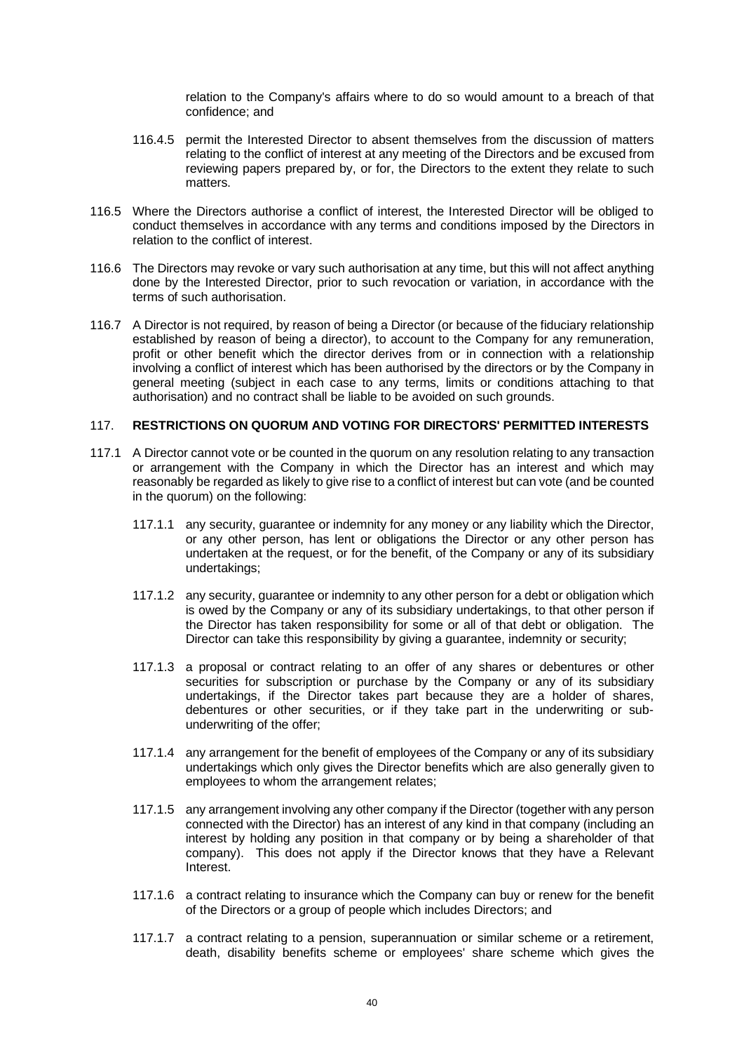relation to the Company's affairs where to do so would amount to a breach of that confidence; and

116.4.5 permit the Interested Director to absent themselves from the discussion of matters relating to the conflict of interest at any meeting of the Directors and be excused from reviewing papers prepared by, or for, the Directors to the extent they relate to such matters.

116.5 Where the Directors authorise a conflict of interest, the Interested Director will be obliged to conduct themselves in accordance with any terms and conditions imposed by the Directors in relation to the conflict of interest.

116.6 The Directors may revoke or vary such authorisation at any time, but this will not affect anything done by the Interested Director, prior to such revocation or variation, in accordance with the terms of such authorisation.

116.7 A Director is not required, by reason of being a Director (or because of the fiduciary relationship established by reason of being a director), to account to the Company for any remuneration, profit or other benefit which the director derives from or in connection with a relationship involving a conflict of interest which has been authorised by the directors or by the Company in general meeting (subject in each case to any terms, limits or conditions attaching to that authorisation) and no contract shall be liable to be avoided on such grounds.

## 117. RESTRICTIONS ON QUORUM AND VOTING FOR DIRECTORS' PERMITTED INTERESTS

117.1 A Director cannot vote or be counted in the quorum on any resolution relating to any transaction or arrangement with the Company in which the Director has an interest and which may reasonably be regarded as likely to give rise to a conflict of interest but can vote (and be counted in the quorum) on the following:

117.1.1 any security, guarantee or indemnity for any money or any liability which the Director, or any other person, has lent or obligations the Director or any other person has undertaken at the request, or for the benefit, of the Company or any of its subsidiary undertakings;

117.1.2 any security, guarantee or indemnity to any other person for a debt or obligation which is owed by the Company or any of its subsidiary undertakings, to that other person if the Director has taken responsibility for some or all of that debt or obligation. The Director can take this responsibility by giving a guarantee, indemnity or security;

117.1.3 a proposal or contract relating to an offer of any shares or debentures or other securities for subscription or purchase by the Company or any of its subsidiary undertakings, if the Director takes part because they are a holder of shares, debentures or other securities, or if they take part in the underwriting or sub-underwriting of the offer;

117.1.4 any arrangement for the benefit of employees of the Company or any of its subsidiary undertakings which only gives the Director benefits which are also generally given to employees to whom the arrangement relates;

117.1.5 any arrangement involving any other company if the Director (together with any person connected with the Director) has an interest of any kind in that company (including an interest by holding any position in that company or by being a shareholder of that company). This does not apply if the Director knows that they have a Relevant Interest.

117.1.6 a contract relating to insurance which the Company can buy or renew for the benefit of the Directors or a group of people which includes Directors; and

117.1.7 a contract relating to a pension, superannuation or similar scheme or a retirement, death, disability benefits scheme or employees' share scheme which gives the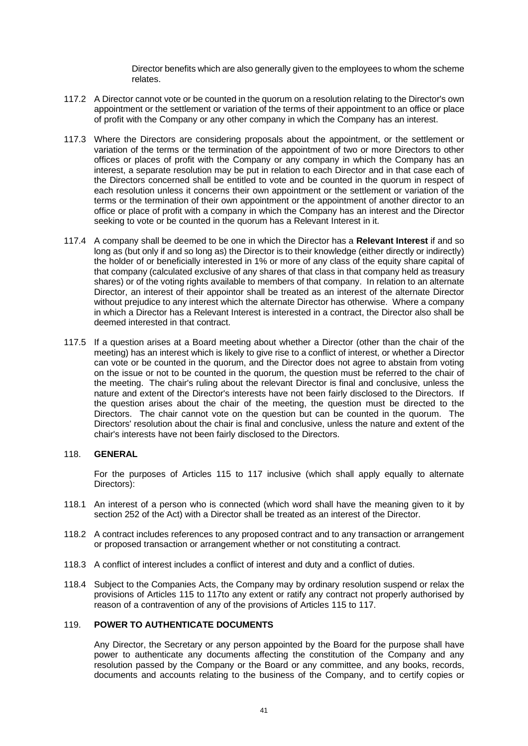Director benefits which are also generally given to the employees to whom the scheme relates.

117.2 A Director cannot vote or be counted in the quorum on a resolution relating to the Director's own appointment or the settlement or variation of the terms of their appointment to an office or place of profit with the Company or any other company in which the Company has an interest.

117.3 Where the Directors are considering proposals about the appointment, or the settlement or variation of the terms or the termination of the appointment of two or more Directors to other offices or places of profit with the Company or any company in which the Company has an interest, a separate resolution may be put in relation to each Director and in that case each of the Directors concerned shall be entitled to vote and be counted in the quorum in respect of each resolution unless it concerns their own appointment or the settlement or variation of the terms or the termination of their own appointment or the appointment of another director to an office or place of profit with a company in which the Company has an interest and the Director seeking to vote or be counted in the quorum has a Relevant Interest in it.

117.4 A company shall be deemed to be one in which the Director has a **Relevant Interest** if and so long as (but only if and so long as) the Director is to their knowledge (either directly or indirectly) the holder of or beneficially interested in 1% or more of any class of the equity share capital of that company (calculated exclusive of any shares of that class in that company held as treasury shares) or of the voting rights available to members of that company. In relation to an alternate Director, an interest of their appointor shall be treated as an interest of the alternate Director without prejudice to any interest which the alternate Director has otherwise. Where a company in which a Director has a Relevant Interest is interested in a contract, the Director also shall be deemed interested in that contract.

117.5 If a question arises at a Board meeting about whether a Director (other than the chair of the meeting) has an interest which is likely to give rise to a conflict of interest, or whether a Director can vote or be counted in the quorum, and the Director does not agree to abstain from voting on the issue or not to be counted in the quorum, the question must be referred to the chair of the meeting. The chair's ruling about the relevant Director is final and conclusive, unless the nature and extent of the Director's interests have not been fairly disclosed to the Directors. If the question arises about the chair of the meeting, the question must be directed to the Directors. The chair cannot vote on the question but can be counted in the quorum. The Directors' resolution about the chair is final and conclusive, unless the nature and extent of the chair's interests have not been fairly disclosed to the Directors.

## 118. GENERAL

For the purposes of Articles 115 to 117 inclusive (which shall apply equally to alternate Directors):

118.1 An interest of a person who is connected (which word shall have the meaning given to it by section 252 of the Act) with a Director shall be treated as an interest of the Director.

118.2 A contract includes references to any proposed contract and to any transaction or arrangement or proposed transaction or arrangement whether or not constituting a contract.

118.3 A conflict of interest includes a conflict of interest and duty and a conflict of duties.

118.4 Subject to the Companies Acts, the Company may by ordinary resolution suspend or relax the provisions of Articles 115 to 117to any extent or ratify any contract not properly authorised by reason of a contravention of any of the provisions of Articles 115 to 117.

## 119. POWER TO AUTHENTICATE DOCUMENTS

Any Director, the Secretary or any person appointed by the Board for the purpose shall have power to authenticate any documents affecting the constitution of the Company and any resolution passed by the Company or the Board or any committee, and any books, records, documents and accounts relating to the business of the Company, and to certify copies or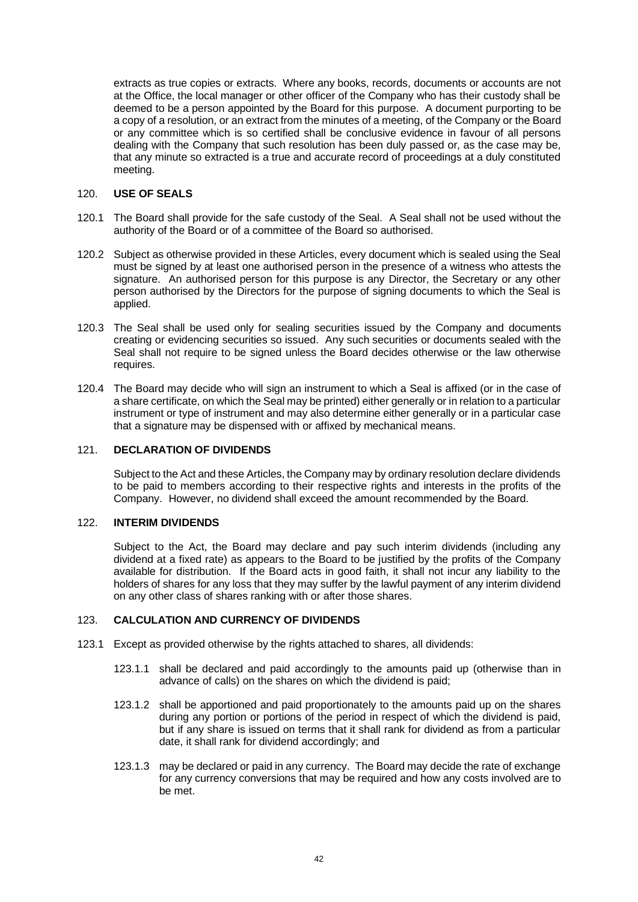extracts as true copies or extracts. Where any books, records, documents or accounts are not at the Office, the local manager or other officer of the Company who has their custody shall be deemed to be a person appointed by the Board for this purpose. A document purporting to be a copy of a resolution, or an extract from the minutes of a meeting, of the Company or the Board or any committee which is so certified shall be conclusive evidence in favour of all persons dealing with the Company that such resolution has been duly passed or, as the case may be, that any minute so extracted is a true and accurate record of proceedings at a duly constituted meeting.

## 120. USE OF SEALS

120.1 The Board shall provide for the safe custody of the Seal. A Seal shall not be used without the authority of the Board or of a committee of the Board so authorised.

120.2 Subject as otherwise provided in these Articles, every document which is sealed using the Seal must be signed by at least one authorised person in the presence of a witness who attests the signature. An authorised person for this purpose is any Director, the Secretary or any other person authorised by the Directors for the purpose of signing documents to which the Seal is applied.

120.3 The Seal shall be used only for sealing securities issued by the Company and documents creating or evidencing securities so issued. Any such securities or documents sealed with the Seal shall not require to be signed unless the Board decides otherwise or the law otherwise requires.

120.4 The Board may decide who will sign an instrument to which a Seal is affixed (or in the case of a share certificate, on which the Seal may be printed) either generally or in relation to a particular instrument or type of instrument and may also determine either generally or in a particular case that a signature may be dispensed with or affixed by mechanical means.

## 121. DECLARATION OF DIVIDENDS

Subject to the Act and these Articles, the Company may by ordinary resolution declare dividends to be paid to members according to their respective rights and interests in the profits of the Company. However, no dividend shall exceed the amount recommended by the Board.

## 122. INTERIM DIVIDENDS

Subject to the Act, the Board may declare and pay such interim dividends (including any dividend at a fixed rate) as appears to the Board to be justified by the profits of the Company available for distribution. If the Board acts in good faith, it shall not incur any liability to the holders of shares for any loss that they may suffer by the lawful payment of any interim dividend on any other class of shares ranking with or after those shares.

## 123. CALCULATION AND CURRENCY OF DIVIDENDS

123.1 Except as provided otherwise by the rights attached to shares, all dividends:

123.1.1 shall be declared and paid accordingly to the amounts paid up (otherwise than in advance of calls) on the shares on which the dividend is paid;

123.1.2 shall be apportioned and paid proportionately to the amounts paid up on the shares during any portion or portions of the period in respect of which the dividend is paid, but if any share is issued on terms that it shall rank for dividend as from a particular date, it shall rank for dividend accordingly; and

123.1.3 may be declared or paid in any currency. The Board may decide the rate of exchange for any currency conversions that may be required and how any costs involved are to be met.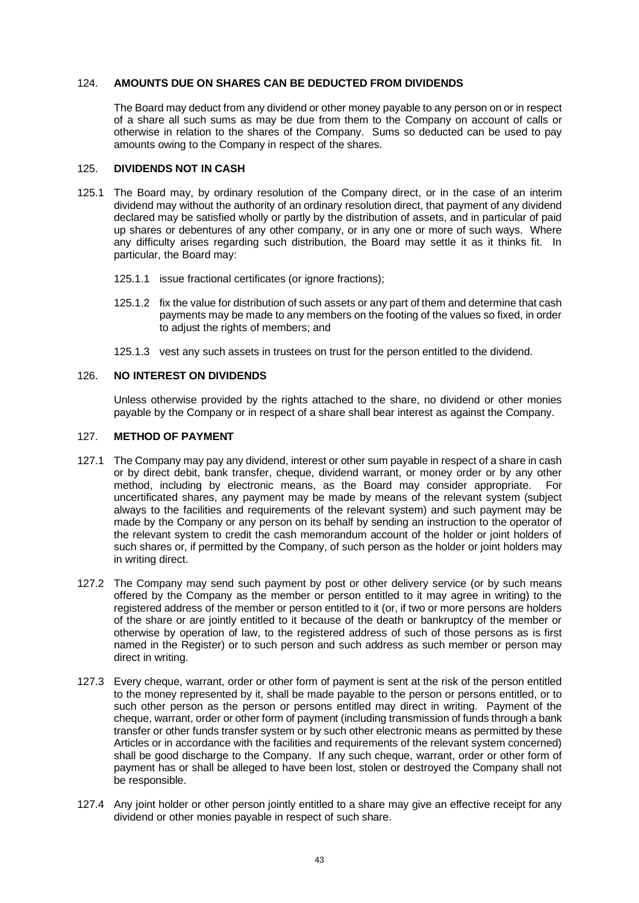## 124. AMOUNTS DUE ON SHARES CAN BE DEDUCTED FROM DIVIDENDS

The Board may deduct from any dividend or other money payable to any person on or in respect of a share all such sums as may be due from them to the Company on account of calls or otherwise in relation to the shares of the Company. Sums so deducted can be used to pay amounts owing to the Company in respect of the shares.

## 125. DIVIDENDS NOT IN CASH

125.1 The Board may, by ordinary resolution of the Company direct, or in the case of an interim dividend may without the authority of an ordinary resolution direct, that payment of any dividend declared may be satisfied wholly or partly by the distribution of assets, and in particular of paid up shares or debentures of any other company, or in any one or more of such ways. Where any difficulty arises regarding such distribution, the Board may settle it as it thinks fit. In particular, the Board may:

125.1.1 issue fractional certificates (or ignore fractions);

125.1.2 fix the value for distribution of such assets or any part of them and determine that cash payments may be made to any members on the footing of the values so fixed, in order to adjust the rights of members; and

125.1.3 vest any such assets in trustees on trust for the person entitled to the dividend.

## 126. NO INTEREST ON DIVIDENDS

Unless otherwise provided by the rights attached to the share, no dividend or other monies payable by the Company or in respect of a share shall bear interest as against the Company.

## 127. METHOD OF PAYMENT

127.1 The Company may pay any dividend, interest or other sum payable in respect of a share in cash or by direct debit, bank transfer, cheque, dividend warrant, or money order or by any other method, including by electronic means, as the Board may consider appropriate. For uncertificated shares, any payment may be made by means of the relevant system (subject always to the facilities and requirements of the relevant system) and such payment may be made by the Company or any person on its behalf by sending an instruction to the operator of the relevant system to credit the cash memorandum account of the holder or joint holders of such shares or, if permitted by the Company, of such person as the holder or joint holders may in writing direct.

127.2 The Company may send such payment by post or other delivery service (or by such means offered by the Company as the member or person entitled to it may agree in writing) to the registered address of the member or person entitled to it (or, if two or more persons are holders of the share or are jointly entitled to it because of the death or bankruptcy of the member or otherwise by operation of law, to the registered address of such of those persons as is first named in the Register) or to such person and such address as such member or person may direct in writing.

127.3 Every cheque, warrant, order or other form of payment is sent at the risk of the person entitled to the money represented by it, shall be made payable to the person or persons entitled, or to such other person as the person or persons entitled may direct in writing. Payment of the cheque, warrant, order or other form of payment (including transmission of funds through a bank transfer or other funds transfer system or by such other electronic means as permitted by these Articles or in accordance with the facilities and requirements of the relevant system concerned) shall be good discharge to the Company. If any such cheque, warrant, order or other form of payment has or shall be alleged to have been lost, stolen or destroyed the Company shall not be responsible.

127.4 Any joint holder or other person jointly entitled to a share may give an effective receipt for any dividend or other monies payable in respect of such share.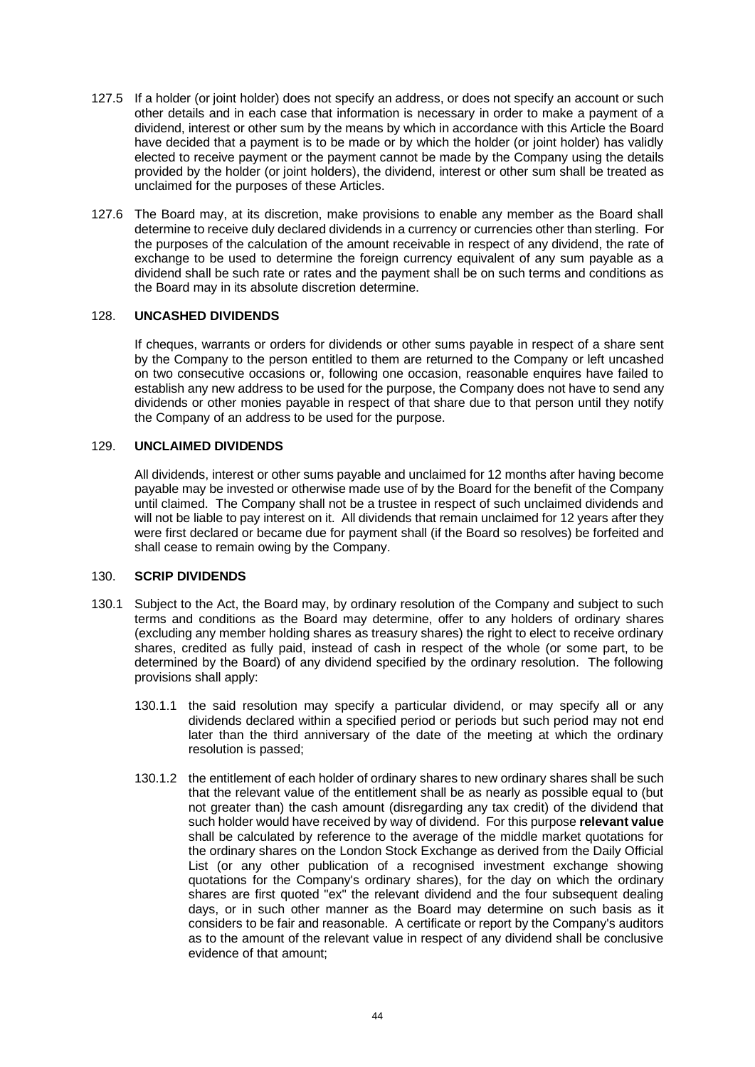127.5 If a holder (or joint holder) does not specify an address, or does not specify an account or such other details and in each case that information is necessary in order to make a payment of a dividend, interest or other sum by the means by which in accordance with this Article the Board have decided that a payment is to be made or by which the holder (or joint holder) has validly elected to receive payment or the payment cannot be made by the Company using the details provided by the holder (or joint holders), the dividend, interest or other sum shall be treated as unclaimed for the purposes of these Articles.

127.6 The Board may, at its discretion, make provisions to enable any member as the Board shall determine to receive duly declared dividends in a currency or currencies other than sterling. For the purposes of the calculation of the amount receivable in respect of any dividend, the rate of exchange to be used to determine the foreign currency equivalent of any sum payable as a dividend shall be such rate or rates and the payment shall be on such terms and conditions as the Board may in its absolute discretion determine.

## 128. UNCASHED DIVIDENDS

If cheques, warrants or orders for dividends or other sums payable in respect of a share sent by the Company to the person entitled to them are returned to the Company or left uncashed on two consecutive occasions or, following one occasion, reasonable enquires have failed to establish any new address to be used for the purpose, the Company does not have to send any dividends or other monies payable in respect of that share due to that person until they notify the Company of an address to be used for the purpose.

## 129. UNCLAIMED DIVIDENDS

All dividends, interest or other sums payable and unclaimed for 12 months after having become payable may be invested or otherwise made use of by the Board for the benefit of the Company until claimed. The Company shall not be a trustee in respect of such unclaimed dividends and will not be liable to pay interest on it. All dividends that remain unclaimed for 12 years after they were first declared or became due for payment shall (if the Board so resolves) be forfeited and shall cease to remain owing by the Company.

## 130. SCRIP DIVIDENDS

130.1 Subject to the Act, the Board may, by ordinary resolution of the Company and subject to such terms and conditions as the Board may determine, offer to any holders of ordinary shares (excluding any member holding shares as treasury shares) the right to elect to receive ordinary shares, credited as fully paid, instead of cash in respect of the whole (or some part, to be determined by the Board) of any dividend specified by the ordinary resolution. The following provisions shall apply:

130.1.1 the said resolution may specify a particular dividend, or may specify all or any dividends declared within a specified period or periods but such period may not end later than the third anniversary of the date of the meeting at which the ordinary resolution is passed;

130.1.2 the entitlement of each holder of ordinary shares to new ordinary shares shall be such that the relevant value of the entitlement shall be as nearly as possible equal to (but not greater than) the cash amount (disregarding any tax credit) of the dividend that such holder would have received by way of dividend. For this purpose **relevant value** shall be calculated by reference to the average of the middle market quotations for the ordinary shares on the London Stock Exchange as derived from the Daily Official List (or any other publication of a recognised investment exchange showing quotations for the Company's ordinary shares), for the day on which the ordinary shares are first quoted "ex" the relevant dividend and the four subsequent dealing days, or in such other manner as the Board may determine on such basis as it considers to be fair and reasonable. A certificate or report by the Company's auditors as to the amount of the relevant value in respect of any dividend shall be conclusive evidence of that amount;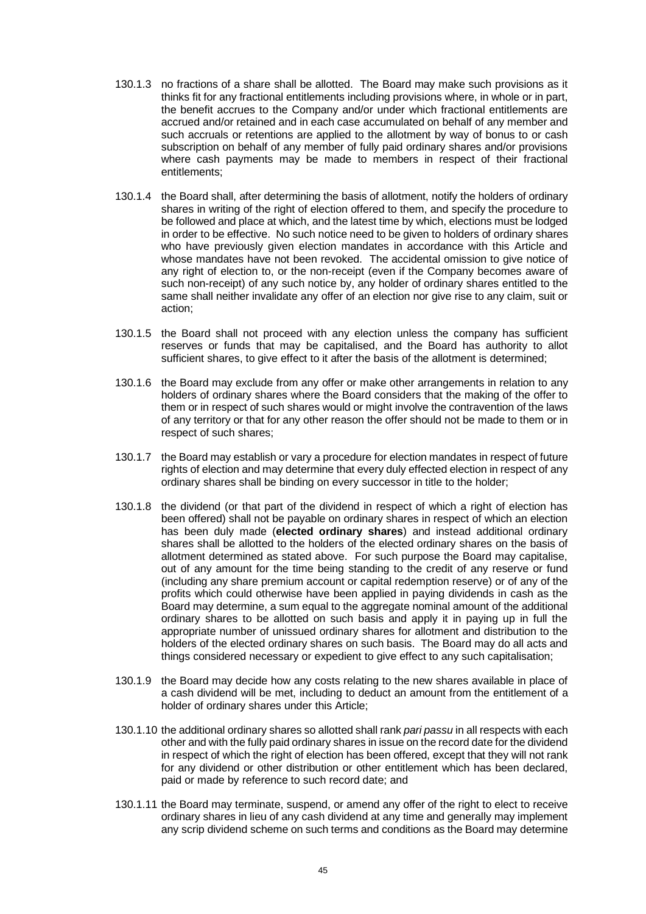130.1.3 no fractions of a share shall be allotted. The Board may make such provisions as it thinks fit for any fractional entitlements including provisions where, in whole or in part, the benefit accrues to the Company and/or under which fractional entitlements are accrued and/or retained and in each case accumulated on behalf of any member and such accruals or retentions are applied to the allotment by way of bonus to or cash subscription on behalf of any member of fully paid ordinary shares and/or provisions where cash payments may be made to members in respect of their fractional entitlements;

130.1.4 the Board shall, after determining the basis of allotment, notify the holders of ordinary shares in writing of the right of election offered to them, and specify the procedure to be followed and place at which, and the latest time by which, elections must be lodged in order to be effective. No such notice need to be given to holders of ordinary shares who have previously given election mandates in accordance with this Article and whose mandates have not been revoked. The accidental omission to give notice of any right of election to, or the non-receipt (even if the Company becomes aware of such non-receipt) of any such notice by, any holder of ordinary shares entitled to the same shall neither invalidate any offer of an election nor give rise to any claim, suit or action;

130.1.5 the Board shall not proceed with any election unless the company has sufficient reserves or funds that may be capitalised, and the Board has authority to allot sufficient shares, to give effect to it after the basis of the allotment is determined;

130.1.6 the Board may exclude from any offer or make other arrangements in relation to any holders of ordinary shares where the Board considers that the making of the offer to them or in respect of such shares would or might involve the contravention of the laws of any territory or that for any other reason the offer should not be made to them or in respect of such shares;

130.1.7 the Board may establish or vary a procedure for election mandates in respect of future rights of election and may determine that every duly effected election in respect of any ordinary shares shall be binding on every successor in title to the holder;

130.1.8 the dividend (or that part of the dividend in respect of which a right of election has been offered) shall not be payable on ordinary shares in respect of which an election has been duly made (**elected ordinary shares**) and instead additional ordinary shares shall be allotted to the holders of the elected ordinary shares on the basis of allotment determined as stated above. For such purpose the Board may capitalise, out of any amount for the time being standing to the credit of any reserve or fund (including any share premium account or capital redemption reserve) or of any of the profits which could otherwise have been applied in paying dividends in cash as the Board may determine, a sum equal to the aggregate nominal amount of the additional ordinary shares to be allotted on such basis and apply it in paying up in full the appropriate number of unissued ordinary shares for allotment and distribution to the holders of the elected ordinary shares on such basis. The Board may do all acts and things considered necessary or expedient to give effect to any such capitalisation;

130.1.9 the Board may decide how any costs relating to the new shares available in place of a cash dividend will be met, including to deduct an amount from the entitlement of a holder of ordinary shares under this Article;

130.1.10 the additional ordinary shares so allotted shall rank *pari passu* in all respects with each other and with the fully paid ordinary shares in issue on the record date for the dividend in respect of which the right of election has been offered, except that they will not rank for any dividend or other distribution or other entitlement which has been declared, paid or made by reference to such record date; and

130.1.11 the Board may terminate, suspend, or amend any offer of the right to elect to receive ordinary shares in lieu of any cash dividend at any time and generally may implement any scrip dividend scheme on such terms and conditions as the Board may determine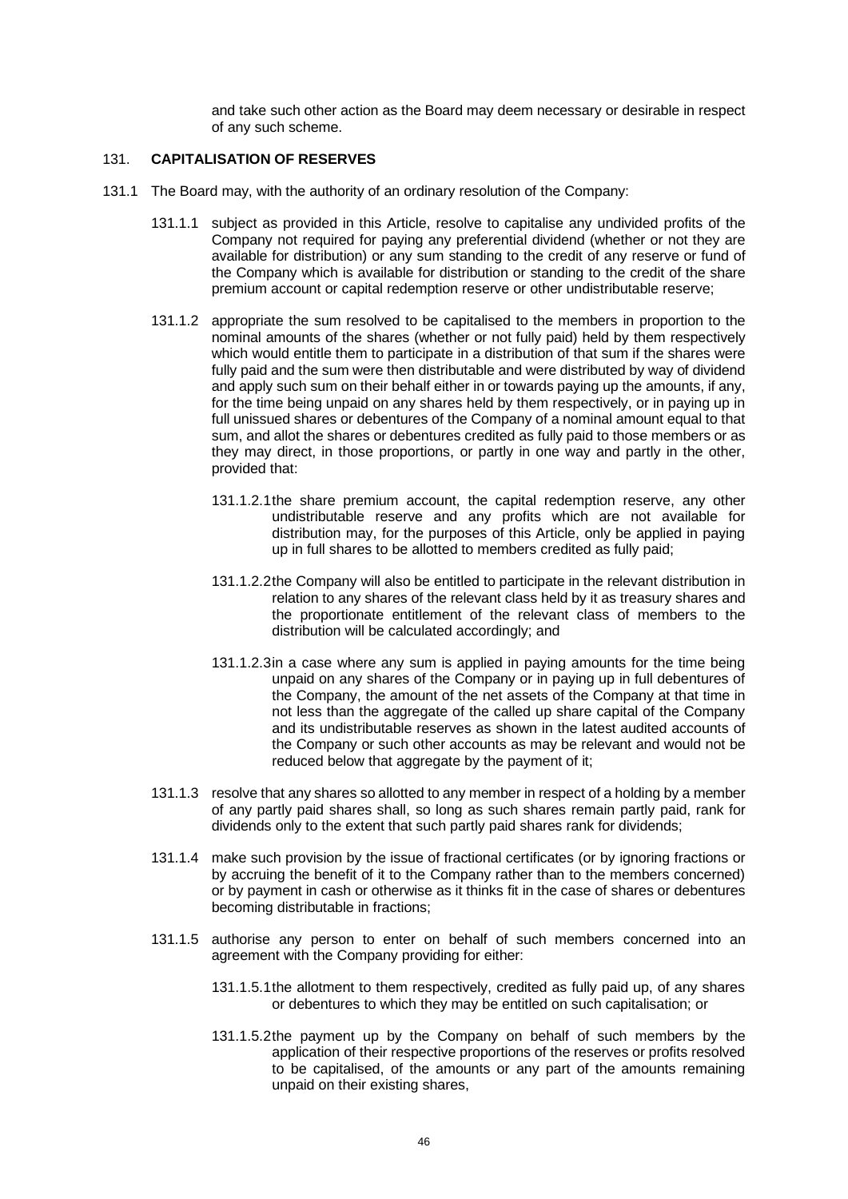and take such other action as the Board may deem necessary or desirable in respect of any such scheme.

## 131. CAPITALISATION OF RESERVES

131.1 The Board may, with the authority of an ordinary resolution of the Company:

131.1.1 subject as provided in this Article, resolve to capitalise any undivided profits of the Company not required for paying any preferential dividend (whether or not they are available for distribution) or any sum standing to the credit of any reserve or fund of the Company which is available for distribution or standing to the credit of the share premium account or capital redemption reserve or other undistributable reserve;

131.1.2 appropriate the sum resolved to be capitalised to the members in proportion to the nominal amounts of the shares (whether or not fully paid) held by them respectively which would entitle them to participate in a distribution of that sum if the shares were fully paid and the sum were then distributable and were distributed by way of dividend and apply such sum on their behalf either in or towards paying up the amounts, if any, for the time being unpaid on any shares held by them respectively, or in paying up in full unissued shares or debentures of the Company of a nominal amount equal to that sum, and allot the shares or debentures credited as fully paid to those members or as they may direct, in those proportions, or partly in one way and partly in the other, provided that:

131.1.2.1 the share premium account, the capital redemption reserve, any other undistributable reserve and any profits which are not available for distribution may, for the purposes of this Article, only be applied in paying up in full shares to be allotted to members credited as fully paid;

131.1.2.2 the Company will also be entitled to participate in the relevant distribution in relation to any shares of the relevant class held by it as treasury shares and the proportionate entitlement of the relevant class of members to the distribution will be calculated accordingly; and

131.1.2.3 in a case where any sum is applied in paying amounts for the time being unpaid on any shares of the Company or in paying up in full debentures of the Company, the amount of the net assets of the Company at that time in not less than the aggregate of the called up share capital of the Company and its undistributable reserves as shown in the latest audited accounts of the Company or such other accounts as may be relevant and would not be reduced below that aggregate by the payment of it;

131.1.3 resolve that any shares so allotted to any member in respect of a holding by a member of any partly paid shares shall, so long as such shares remain partly paid, rank for dividends only to the extent that such partly paid shares rank for dividends;

131.1.4 make such provision by the issue of fractional certificates (or by ignoring fractions or by accruing the benefit of it to the Company rather than to the members concerned) or by payment in cash or otherwise as it thinks fit in the case of shares or debentures becoming distributable in fractions;

131.1.5 authorise any person to enter on behalf of such members concerned into an agreement with the Company providing for either:

131.1.5.1 the allotment to them respectively, credited as fully paid up, of any shares or debentures to which they may be entitled on such capitalisation; or

131.1.5.2 the payment up by the Company on behalf of such members by the application of their respective proportions of the reserves or profits resolved to be capitalised, of the amounts or any part of the amounts remaining unpaid on their existing shares,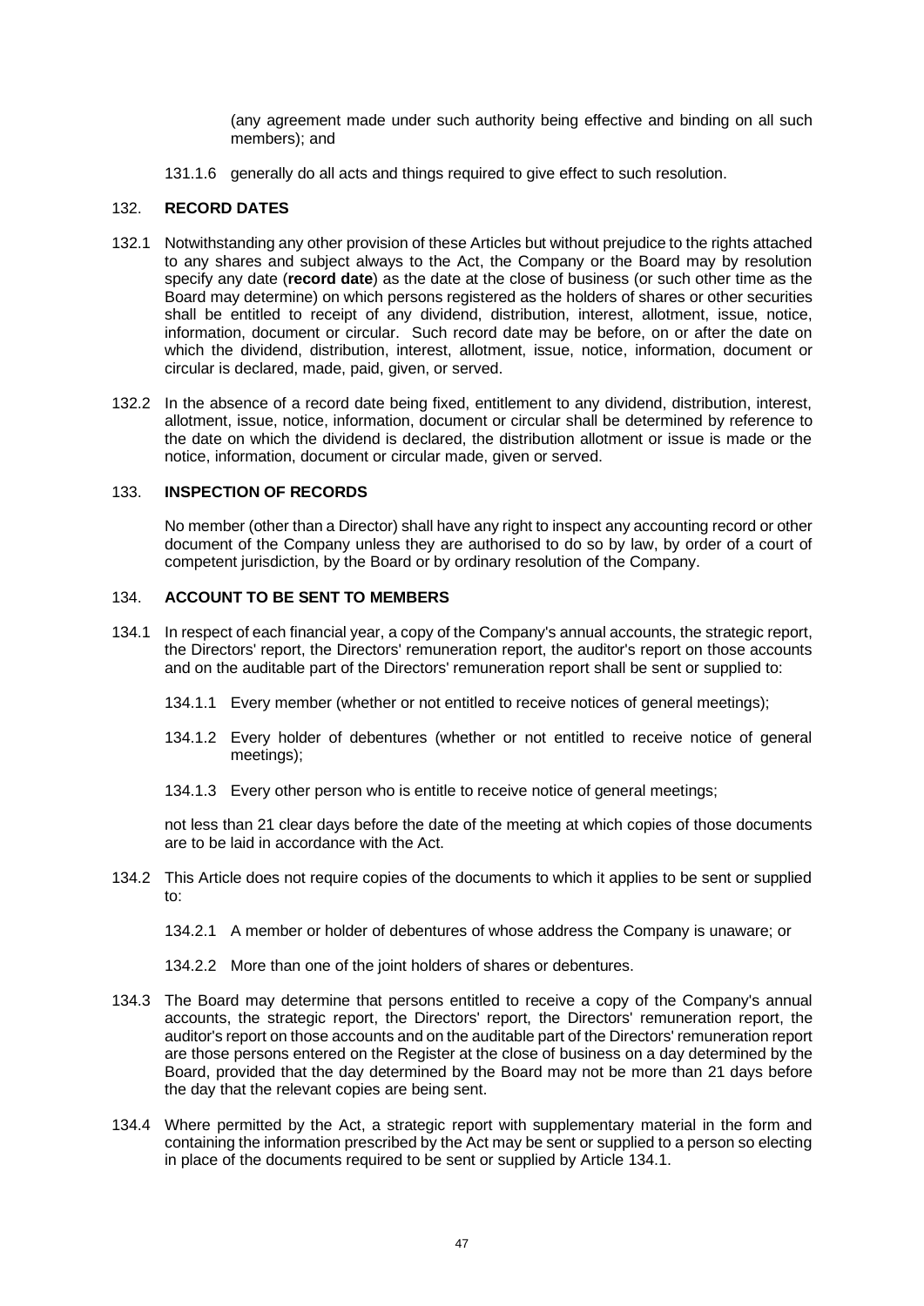(any agreement made under such authority being effective and binding on all such members); and

131.1.6 generally do all acts and things required to give effect to such resolution.

## 132. RECORD DATES

132.1 Notwithstanding any other provision of these Articles but without prejudice to the rights attached to any shares and subject always to the Act, the Company or the Board may by resolution specify any date (**record date**) as the date at the close of business (or such other time as the Board may determine) on which persons registered as the holders of shares or other securities shall be entitled to receipt of any dividend, distribution, interest, allotment, issue, notice, information, document or circular. Such record date may be before, on or after the date on which the dividend, distribution, interest, allotment, issue, notice, information, document or circular is declared, made, paid, given, or served.

132.2 In the absence of a record date being fixed, entitlement to any dividend, distribution, interest, allotment, issue, notice, information, document or circular shall be determined by reference to the date on which the dividend is declared, the distribution allotment or issue is made or the notice, information, document or circular made, given or served.

## 133. INSPECTION OF RECORDS

No member (other than a Director) shall have any right to inspect any accounting record or other document of the Company unless they are authorised to do so by law, by order of a court of competent jurisdiction, by the Board or by ordinary resolution of the Company.

## 134. ACCOUNT TO BE SENT TO MEMBERS

134.1 In respect of each financial year, a copy of the Company's annual accounts, the strategic report, the Directors' report, the Directors' remuneration report, the auditor's report on those accounts and on the auditable part of the Directors' remuneration report shall be sent or supplied to:

134.1.1 Every member (whether or not entitled to receive notices of general meetings);

134.1.2 Every holder of debentures (whether or not entitled to receive notice of general meetings);

134.1.3 Every other person who is entitle to receive notice of general meetings;

not less than 21 clear days before the date of the meeting at which copies of those documents are to be laid in accordance with the Act.

134.2 This Article does not require copies of the documents to which it applies to be sent or supplied to:

134.2.1 A member or holder of debentures of whose address the Company is unaware; or

134.2.2 More than one of the joint holders of shares or debentures.

134.3 The Board may determine that persons entitled to receive a copy of the Company's annual accounts, the strategic report, the Directors' report, the Directors' remuneration report, the auditor's report on those accounts and on the auditable part of the Directors' remuneration report are those persons entered on the Register at the close of business on a day determined by the Board, provided that the day determined by the Board may not be more than 21 days before the day that the relevant copies are being sent.

134.4 Where permitted by the Act, a strategic report with supplementary material in the form and containing the information prescribed by the Act may be sent or supplied to a person so electing in place of the documents required to be sent or supplied by Article 134.1.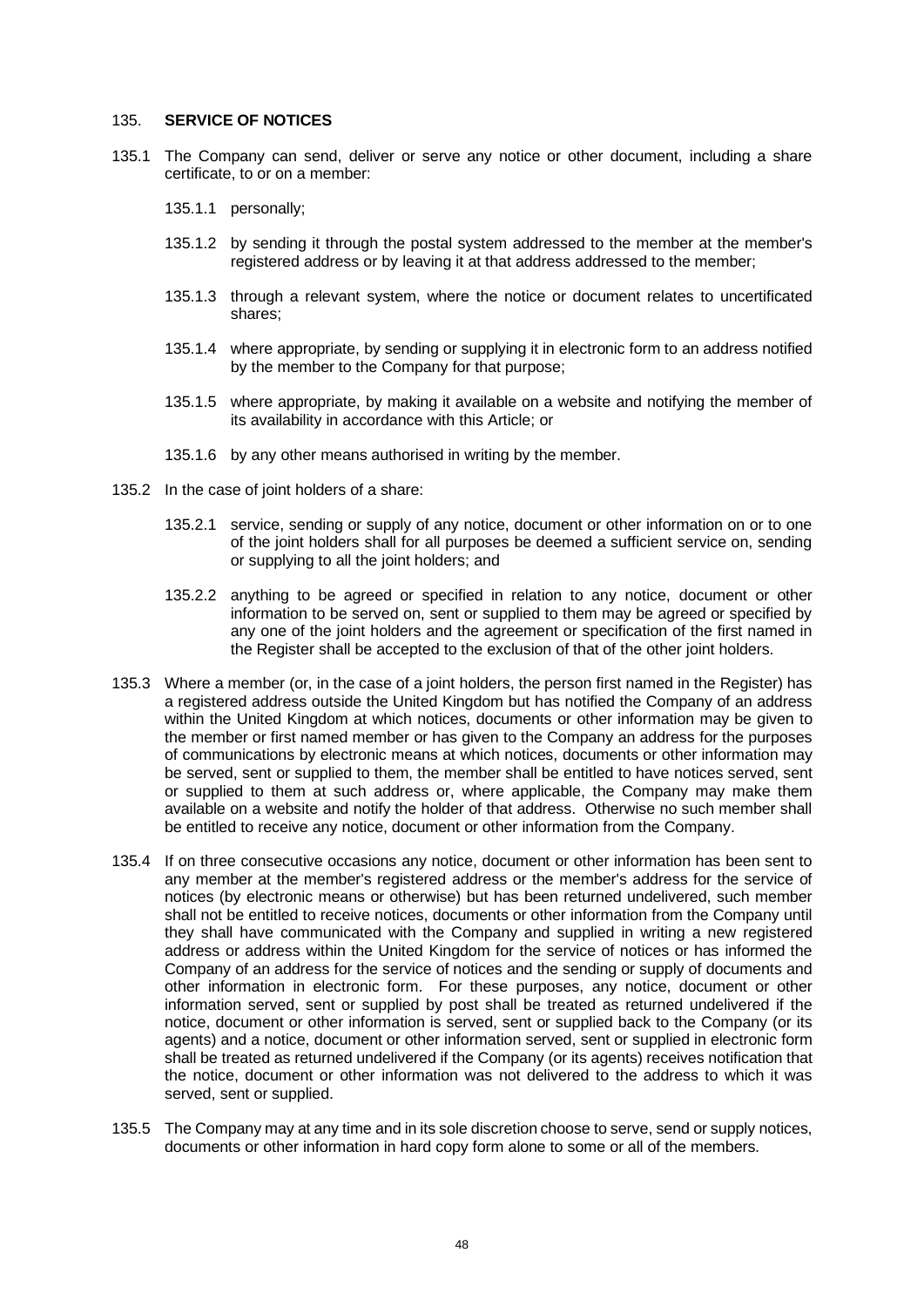## 135. SERVICE OF NOTICES

135.1 The Company can send, deliver or serve any notice or other document, including a share certificate, to or on a member:

- 135.1.1 personally;
- 135.1.2 by sending it through the postal system addressed to the member at the member's registered address or by leaving it at that address addressed to the member;
- 135.1.3 through a relevant system, where the notice or document relates to uncertificated shares;
- 135.1.4 where appropriate, by sending or supplying it in electronic form to an address notified by the member to the Company for that purpose;
- 135.1.5 where appropriate, by making it available on a website and notifying the member of its availability in accordance with this Article; or
- 135.1.6 by any other means authorised in writing by the member.

135.2 In the case of joint holders of a share:

- 135.2.1 service, sending or supply of any notice, document or other information on or to one of the joint holders shall for all purposes be deemed a sufficient service on, sending or supplying to all the joint holders; and
- 135.2.2 anything to be agreed or specified in relation to any notice, document or other information to be served on, sent or supplied to them may be agreed or specified by any one of the joint holders and the agreement or specification of the first named in the Register shall be accepted to the exclusion of that of the other joint holders.

135.3 Where a member (or, in the case of a joint holders, the person first named in the Register) has a registered address outside the United Kingdom but has notified the Company of an address within the United Kingdom at which notices, documents or other information may be given to the member or first named member or has given to the Company an address for the purposes of communications by electronic means at which notices, documents or other information may be served, sent or supplied to them, the member shall be entitled to have notices served, sent or supplied to them at such address or, where applicable, the Company may make them available on a website and notify the holder of that address. Otherwise no such member shall be entitled to receive any notice, document or other information from the Company.

135.4 If on three consecutive occasions any notice, document or other information has been sent to any member at the member's registered address or the member's address for the service of notices (by electronic means or otherwise) but has been returned undelivered, such member shall not be entitled to receive notices, documents or other information from the Company until they shall have communicated with the Company and supplied in writing a new registered address or address within the United Kingdom for the service of notices or has informed the Company of an address for the service of notices and the sending or supply of documents and other information in electronic form. For these purposes, any notice, document or other information served, sent or supplied by post shall be treated as returned undelivered if the notice, document or other information is served, sent or supplied back to the Company (or its agents) and a notice, document or other information served, sent or supplied in electronic form shall be treated as returned undelivered if the Company (or its agents) receives notification that the notice, document or other information was not delivered to the address to which it was served, sent or supplied.

135.5 The Company may at any time and in its sole discretion choose to serve, send or supply notices, documents or other information in hard copy form alone to some or all of the members.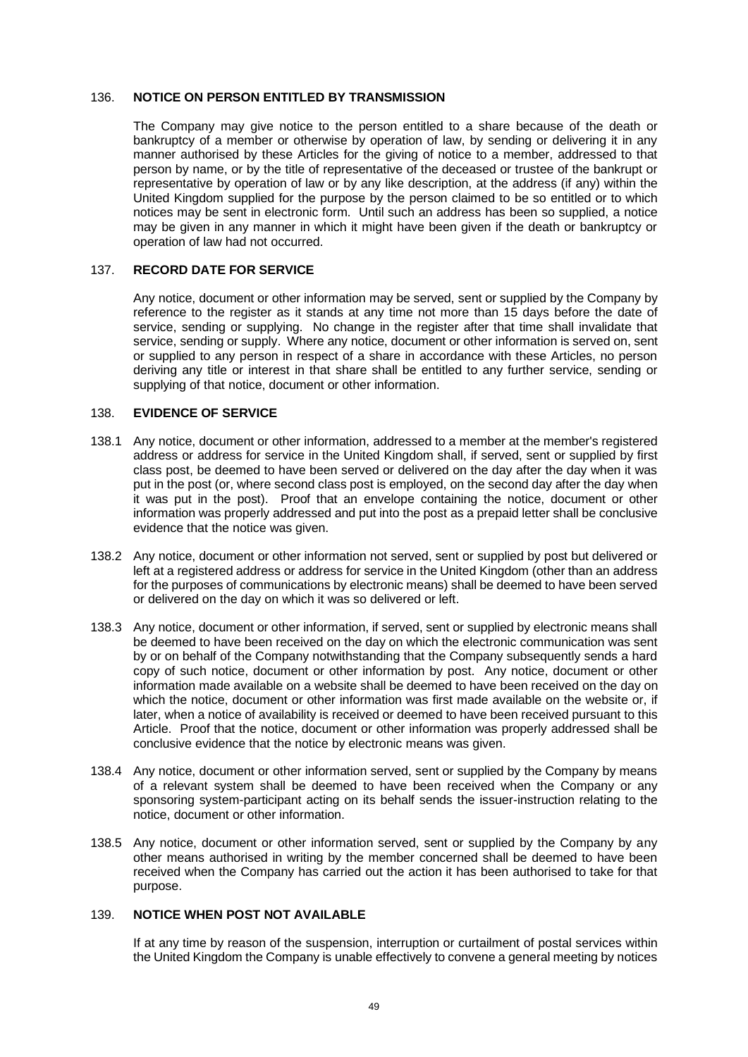## 136. NOTICE ON PERSON ENTITLED BY TRANSMISSION

The Company may give notice to the person entitled to a share because of the death or bankruptcy of a member or otherwise by operation of law, by sending or delivering it in any manner authorised by these Articles for the giving of notice to a member, addressed to that person by name, or by the title of representative of the deceased or trustee of the bankrupt or representative by operation of law or by any like description, at the address (if any) within the United Kingdom supplied for the purpose by the person claimed to be so entitled or to which notices may be sent in electronic form. Until such an address has been so supplied, a notice may be given in any manner in which it might have been given if the death or bankruptcy or operation of law had not occurred.

## 137. RECORD DATE FOR SERVICE

Any notice, document or other information may be served, sent or supplied by the Company by reference to the register as it stands at any time not more than 15 days before the date of service, sending or supplying. No change in the register after that time shall invalidate that service, sending or supply. Where any notice, document or other information is served on, sent or supplied to any person in respect of a share in accordance with these Articles, no person deriving any title or interest in that share shall be entitled to any further service, sending or supplying of that notice, document or other information.

## 138. EVIDENCE OF SERVICE

138.1 Any notice, document or other information, addressed to a member at the member's registered address or address for service in the United Kingdom shall, if served, sent or supplied by first class post, be deemed to have been served or delivered on the day after the day when it was put in the post (or, where second class post is employed, on the second day after the day when it was put in the post). Proof that an envelope containing the notice, document or other information was properly addressed and put into the post as a prepaid letter shall be conclusive evidence that the notice was given.

138.2 Any notice, document or other information not served, sent or supplied by post but delivered or left at a registered address or address for service in the United Kingdom (other than an address for the purposes of communications by electronic means) shall be deemed to have been served or delivered on the day on which it was so delivered or left.

138.3 Any notice, document or other information, if served, sent or supplied by electronic means shall be deemed to have been received on the day on which the electronic communication was sent by or on behalf of the Company notwithstanding that the Company subsequently sends a hard copy of such notice, document or other information by post. Any notice, document or other information made available on a website shall be deemed to have been received on the day on which the notice, document or other information was first made available on the website or, if later, when a notice of availability is received or deemed to have been received pursuant to this Article. Proof that the notice, document or other information was properly addressed shall be conclusive evidence that the notice by electronic means was given.

138.4 Any notice, document or other information served, sent or supplied by the Company by means of a relevant system shall be deemed to have been received when the Company or any sponsoring system-participant acting on its behalf sends the issuer-instruction relating to the notice, document or other information.

138.5 Any notice, document or other information served, sent or supplied by the Company by any other means authorised in writing by the member concerned shall be deemed to have been received when the Company has carried out the action it has been authorised to take for that purpose.

## 139. NOTICE WHEN POST NOT AVAILABLE

If at any time by reason of the suspension, interruption or curtailment of postal services within the United Kingdom the Company is unable effectively to convene a general meeting by notices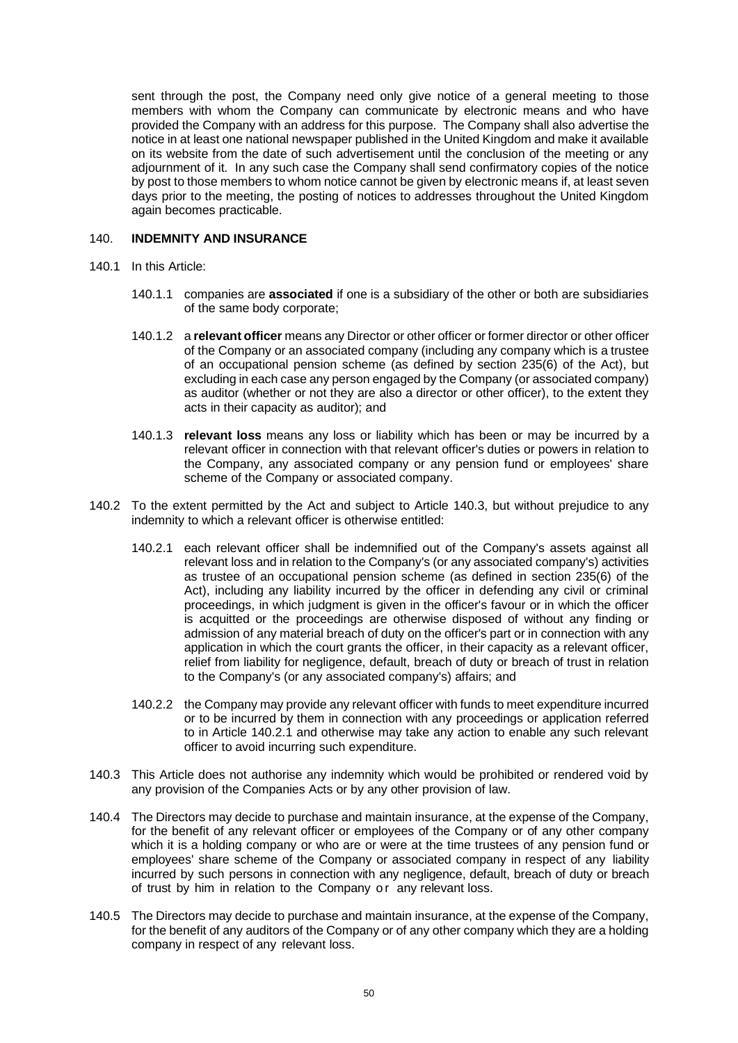sent through the post, the Company need only give notice of a general meeting to those members with whom the Company can communicate by electronic means and who have provided the Company with an address for this purpose. The Company shall also advertise the notice in at least one national newspaper published in the United Kingdom and make it available on its website from the date of such advertisement until the conclusion of the meeting or any adjournment of it. In any such case the Company shall send confirmatory copies of the notice by post to those members to whom notice cannot be given by electronic means if, at least seven days prior to the meeting, the posting of notices to addresses throughout the United Kingdom again becomes practicable.

140. **INDEMNITY AND INSURANCE**

140.1 In this Article:

140.1.1 companies are **associated** if one is a subsidiary of the other or both are subsidiaries of the same body corporate;

140.1.2 a **relevant officer** means any Director or other officer or former director or other officer of the Company or an associated company (including any company which is a trustee of an occupational pension scheme (as defined by section 235(6) of the Act), but excluding in each case any person engaged by the Company (or associated company) as auditor (whether or not they are also a director or other officer), to the extent they acts in their capacity as auditor); and

140.1.3 **relevant loss** means any loss or liability which has been or may be incurred by a relevant officer in connection with that relevant officer's duties or powers in relation to the Company, any associated company or any pension fund or employees' share scheme of the Company or associated company.

140.2 To the extent permitted by the Act and subject to Article 140.3, but without prejudice to any indemnity to which a relevant officer is otherwise entitled:

140.2.1 each relevant officer shall be indemnified out of the Company's assets against all relevant loss and in relation to the Company's (or any associated company's) activities as trustee of an occupational pension scheme (as defined in section 235(6) of the Act), including any liability incurred by the officer in defending any civil or criminal proceedings, in which judgment is given in the officer's favour or in which the officer is acquitted or the proceedings are otherwise disposed of without any finding or admission of any material breach of duty on the officer's part or in connection with any application in which the court grants the officer, in their capacity as a relevant officer, relief from liability for negligence, default, breach of duty or breach of trust in relation to the Company's (or any associated company's) affairs; and

140.2.2 the Company may provide any relevant officer with funds to meet expenditure incurred or to be incurred by them in connection with any proceedings or application referred to in Article 140.2.1 and otherwise may take any action to enable any such relevant officer to avoid incurring such expenditure.

140.3 This Article does not authorise any indemnity which would be prohibited or rendered void by any provision of the Companies Acts or by any other provision of law.

140.4 The Directors may decide to purchase and maintain insurance, at the expense of the Company, for the benefit of any relevant officer or employees of the Company or of any other company which it is a holding company or who are or were at the time trustees of any pension fund or employees' share scheme of the Company or associated company in respect of any liability incurred by such persons in connection with any negligence, default, breach of duty or breach of trust by him in relation to the Company or any relevant loss.

140.5 The Directors may decide to purchase and maintain insurance, at the expense of the Company, for the benefit of any auditors of the Company or of any other company which they are a holding company in respect of any relevant loss.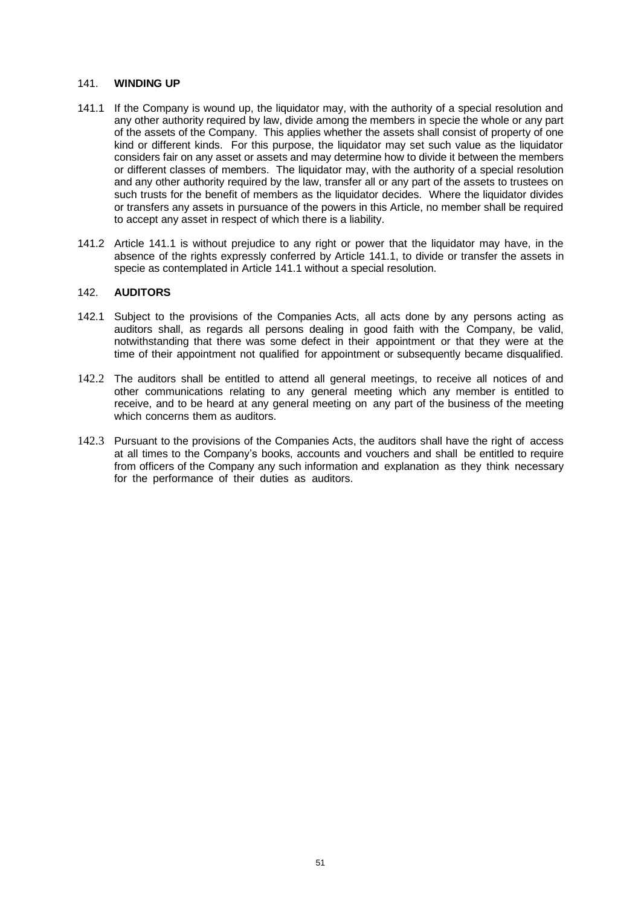## 141. WINDING UP

141.1 If the Company is wound up, the liquidator may, with the authority of a special resolution and any other authority required by law, divide among the members in specie the whole or any part of the assets of the Company. This applies whether the assets shall consist of property of one kind or different kinds. For this purpose, the liquidator may set such value as the liquidator considers fair on any asset or assets and may determine how to divide it between the members or different classes of members. The liquidator may, with the authority of a special resolution and any other authority required by the law, transfer all or any part of the assets to trustees on such trusts for the benefit of members as the liquidator decides. Where the liquidator divides or transfers any assets in pursuance of the powers in this Article, no member shall be required to accept any asset in respect of which there is a liability.

141.2 Article 141.1 is without prejudice to any right or power that the liquidator may have, in the absence of the rights expressly conferred by Article 141.1, to divide or transfer the assets in specie as contemplated in Article 141.1 without a special resolution.

## 142. AUDITORS

142.1 Subject to the provisions of the Companies Acts, all acts done by any persons acting as auditors shall, as regards all persons dealing in good faith with the Company, be valid, notwithstanding that there was some defect in their appointment or that they were at the time of their appointment not qualified for appointment or subsequently became disqualified.

142.2 The auditors shall be entitled to attend all general meetings, to receive all notices of and other communications relating to any general meeting which any member is entitled to receive, and to be heard at any general meeting on any part of the business of the meeting which concerns them as auditors.

142.3 Pursuant to the provisions of the Companies Acts, the auditors shall have the right of access at all times to the Company's books, accounts and vouchers and shall be entitled to require from officers of the Company any such information and explanation as they think necessary for the performance of their duties as auditors.